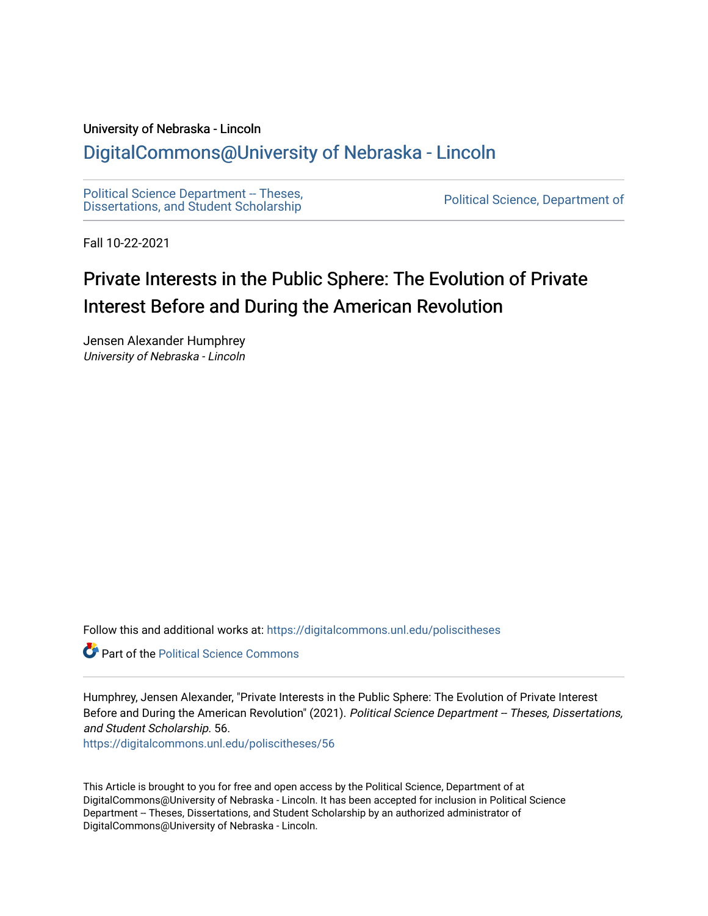University of Nebraska - Lincoln

DigitalCommons@University of Nebraska - Lincoln

Political Science Department -- Theses, Dissertations, and Student Scholarship

Political Science, Department of

Fall 10-22-2021

# Private Interests in the Public Sphere: The Evolution of Private Interest Before and During the American Revolution

Jensen Alexander Humphrey
*University of Nebraska - Lincoln*

Follow this and additional works at: https://digitalcommons.unl.edu/poliscitheses

Part of the Political Science Commons

Humphrey, Jensen Alexander, "Private Interests in the Public Sphere: The Evolution of Private Interest Before and During the American Revolution" (2021). *Political Science Department -- Theses, Dissertations, and Student Scholarship*. 56.
https://digitalcommons.unl.edu/poliscitheses/56

This Article is brought to you for free and open access by the Political Science, Department of at DigitalCommons@University of Nebraska - Lincoln. It has been accepted for inclusion in Political Science Department -- Theses, Dissertations, and Student Scholarship by an authorized administrator of DigitalCommons@University of Nebraska - Lincoln.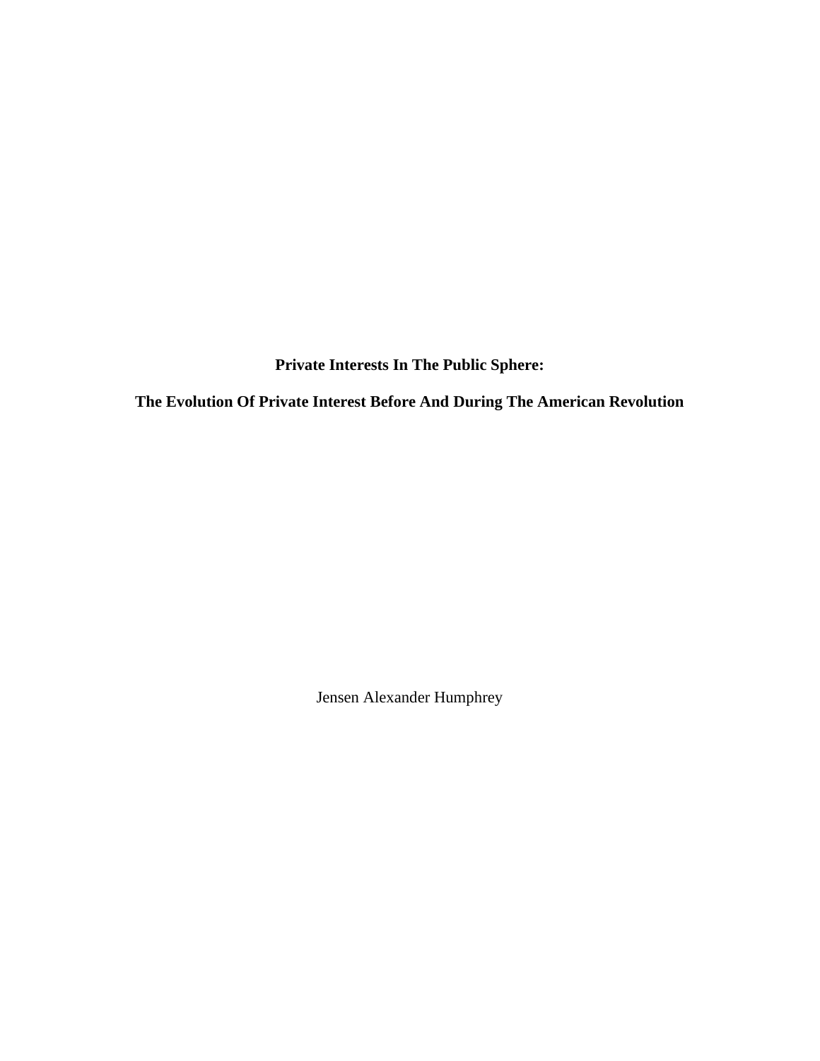**Private Interests In The Public Sphere:**

**The Evolution Of Private Interest Before And During The American Revolution**

Jensen Alexander Humphrey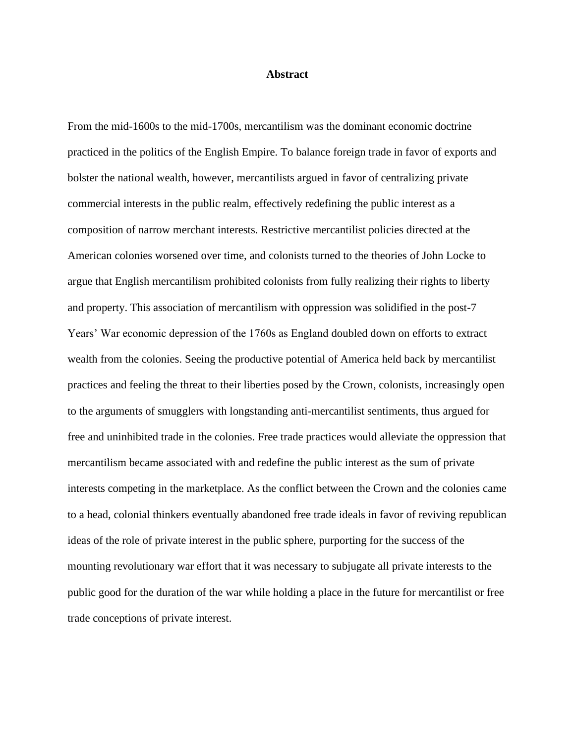# Abstract

From the mid-1600s to the mid-1700s, mercantilism was the dominant economic doctrine practiced in the politics of the English Empire. To balance foreign trade in favor of exports and bolster the national wealth, however, mercantilists argued in favor of centralizing private commercial interests in the public realm, effectively redefining the public interest as a composition of narrow merchant interests. Restrictive mercantilist policies directed at the American colonies worsened over time, and colonists turned to the theories of John Locke to argue that English mercantilism prohibited colonists from fully realizing their rights to liberty and property. This association of mercantilism with oppression was solidified in the post-7 Years' War economic depression of the 1760s as England doubled down on efforts to extract wealth from the colonies. Seeing the productive potential of America held back by mercantilist practices and feeling the threat to their liberties posed by the Crown, colonists, increasingly open to the arguments of smugglers with longstanding anti-mercantilist sentiments, thus argued for free and uninhibited trade in the colonies. Free trade practices would alleviate the oppression that mercantilism became associated with and redefine the public interest as the sum of private interests competing in the marketplace. As the conflict between the Crown and the colonies came to a head, colonial thinkers eventually abandoned free trade ideals in favor of reviving republican ideas of the role of private interest in the public sphere, purporting for the success of the mounting revolutionary war effort that it was necessary to subjugate all private interests to the public good for the duration of the war while holding a place in the future for mercantilist or free trade conceptions of private interest.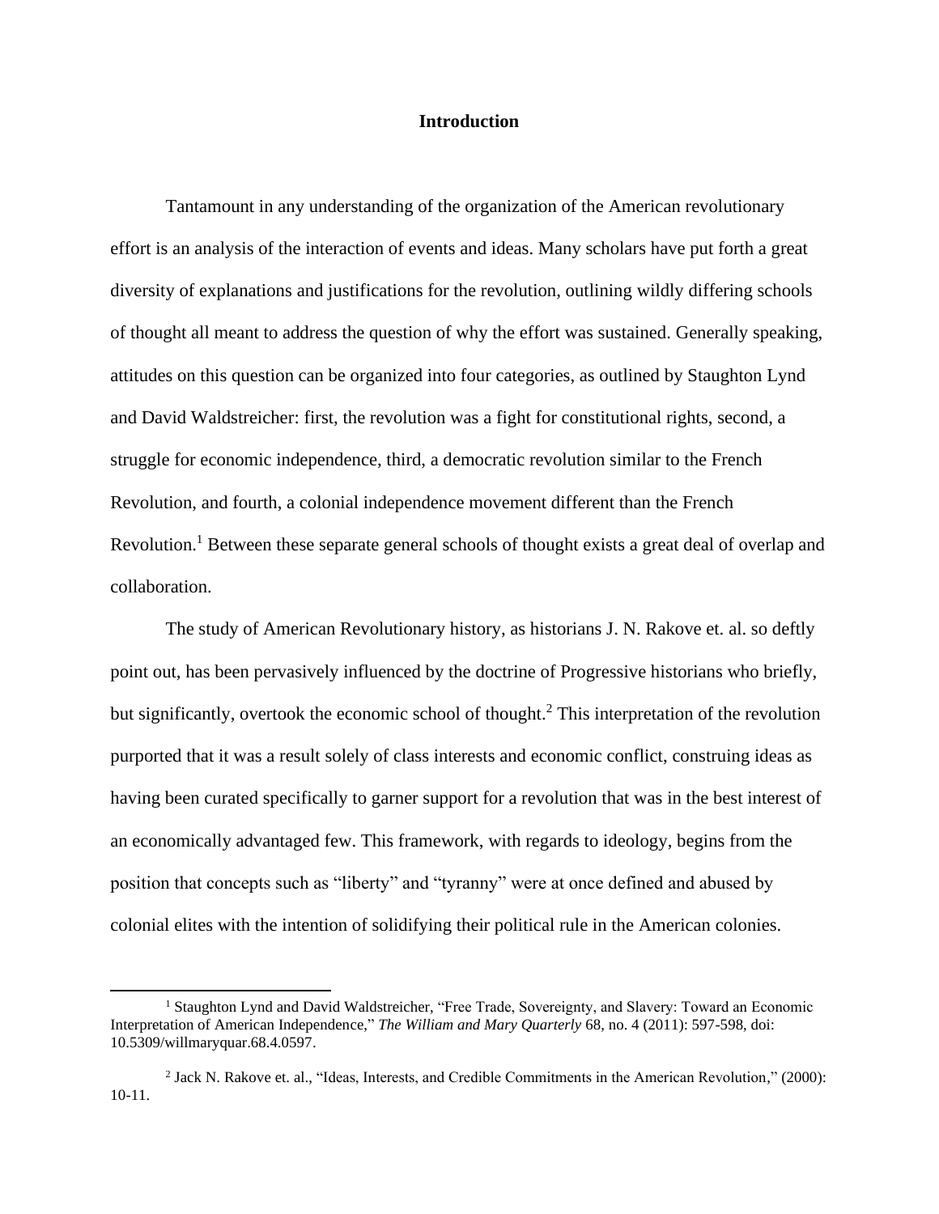## Introduction

Tantamount in any understanding of the organization of the American revolutionary effort is an analysis of the interaction of events and ideas. Many scholars have put forth a great diversity of explanations and justifications for the revolution, outlining wildly differing schools of thought all meant to address the question of why the effort was sustained. Generally speaking, attitudes on this question can be organized into four categories, as outlined by Staughton Lynd and David Waldstreicher: first, the revolution was a fight for constitutional rights, second, a struggle for economic independence, third, a democratic revolution similar to the French Revolution, and fourth, a colonial independence movement different than the French Revolution.[1] Between these separate general schools of thought exists a great deal of overlap and collaboration.

The study of American Revolutionary history, as historians J. N. Rakove et. al. so deftly point out, has been pervasively influenced by the doctrine of Progressive historians who briefly, but significantly, overtook the economic school of thought.[2] This interpretation of the revolution purported that it was a result solely of class interests and economic conflict, construing ideas as having been curated specifically to garner support for a revolution that was in the best interest of an economically advantaged few. This framework, with regards to ideology, begins from the position that concepts such as "liberty" and "tyranny" were at once defined and abused by colonial elites with the intention of solidifying their political rule in the American colonies.

---

[1] Staughton Lynd and David Waldstreicher, "Free Trade, Sovereignty, and Slavery: Toward an Economic Interpretation of American Independence," *The William and Mary Quarterly* 68, no. 4 (2011): 597-598, doi: 10.5309/willmaryquar.68.4.0597.

[2] Jack N. Rakove et. al., "Ideas, Interests, and Credible Commitments in the American Revolution," (2000): 10-11.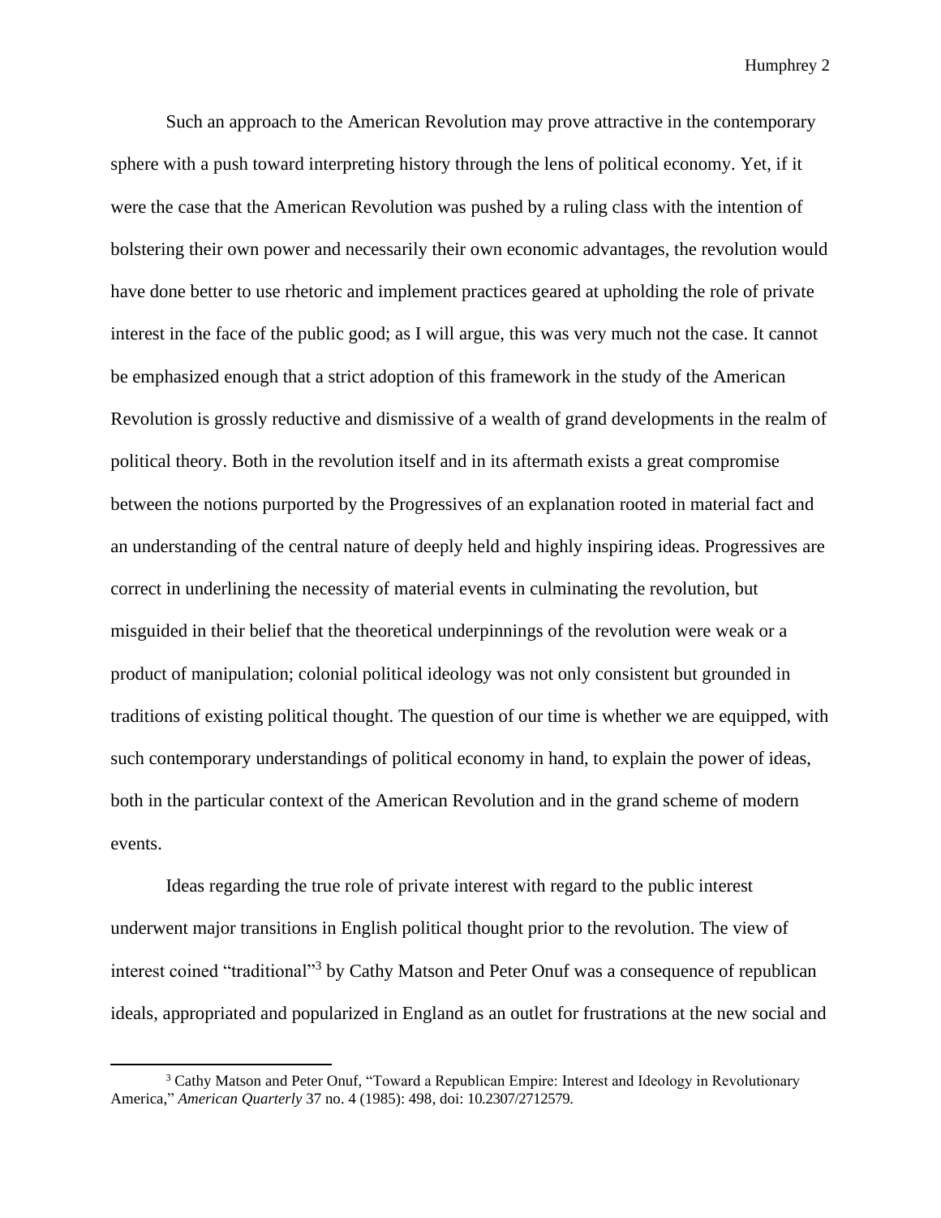Such an approach to the American Revolution may prove attractive in the contemporary sphere with a push toward interpreting history through the lens of political economy. Yet, if it were the case that the American Revolution was pushed by a ruling class with the intention of bolstering their own power and necessarily their own economic advantages, the revolution would have done better to use rhetoric and implement practices geared at upholding the role of private interest in the face of the public good; as I will argue, this was very much not the case. It cannot be emphasized enough that a strict adoption of this framework in the study of the American Revolution is grossly reductive and dismissive of a wealth of grand developments in the realm of political theory. Both in the revolution itself and in its aftermath exists a great compromise between the notions purported by the Progressives of an explanation rooted in material fact and an understanding of the central nature of deeply held and highly inspiring ideas. Progressives are correct in underlining the necessity of material events in culminating the revolution, but misguided in their belief that the theoretical underpinnings of the revolution were weak or a product of manipulation; colonial political ideology was not only consistent but grounded in traditions of existing political thought. The question of our time is whether we are equipped, with such contemporary understandings of political economy in hand, to explain the power of ideas, both in the particular context of the American Revolution and in the grand scheme of modern events.

Ideas regarding the true role of private interest with regard to the public interest underwent major transitions in English political thought prior to the revolution. The view of interest coined "traditional"[3] by Cathy Matson and Peter Onuf was a consequence of republican ideals, appropriated and popularized in England as an outlet for frustrations at the new social and

[3] Cathy Matson and Peter Onuf, "Toward a Republican Empire: Interest and Ideology in Revolutionary America," *American Quarterly* 37 no. 4 (1985): 498, doi: 10.2307/2712579.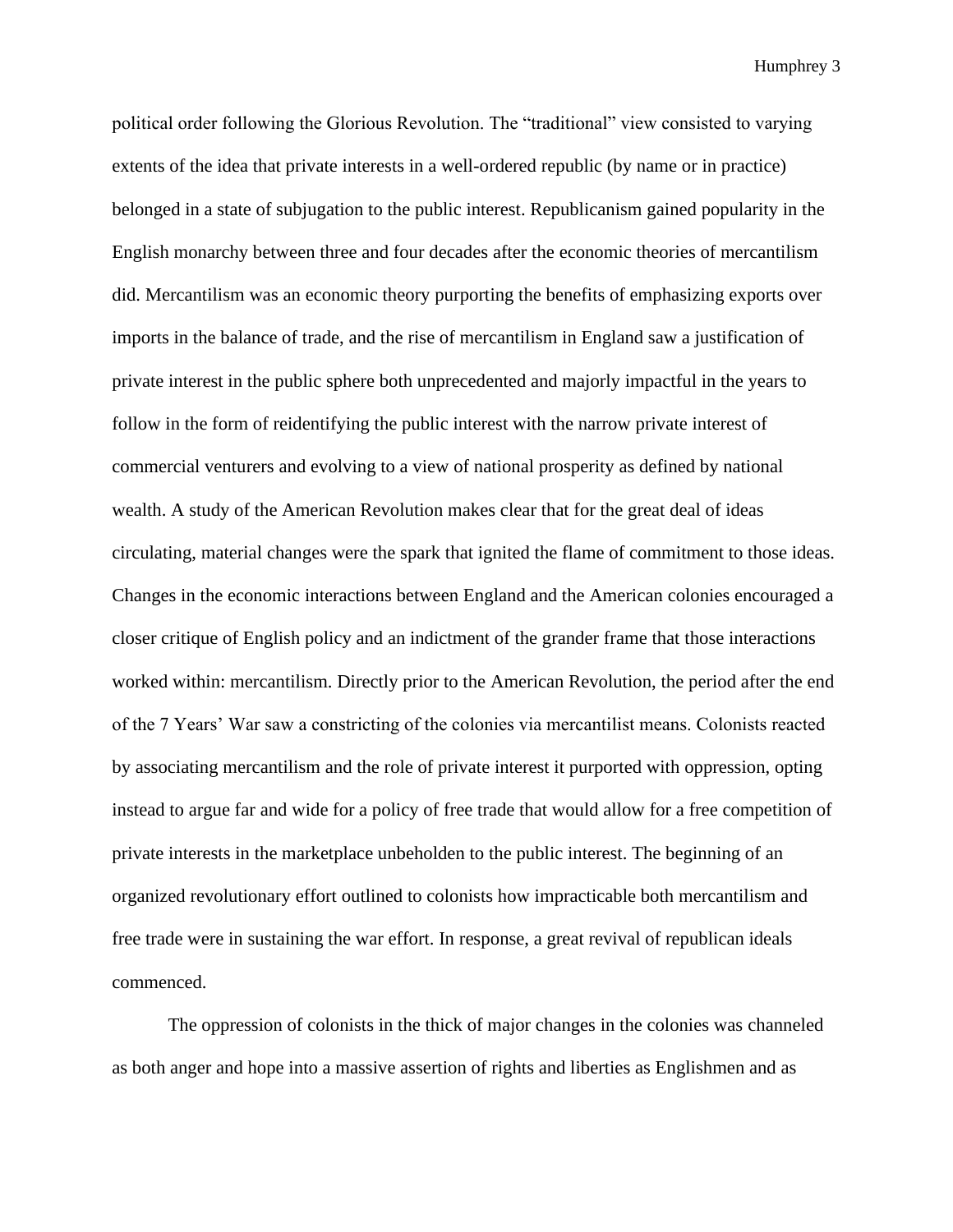political order following the Glorious Revolution. The "traditional" view consisted to varying extents of the idea that private interests in a well-ordered republic (by name or in practice) belonged in a state of subjugation to the public interest. Republicanism gained popularity in the English monarchy between three and four decades after the economic theories of mercantilism did. Mercantilism was an economic theory purporting the benefits of emphasizing exports over imports in the balance of trade, and the rise of mercantilism in England saw a justification of private interest in the public sphere both unprecedented and majorly impactful in the years to follow in the form of reidentifying the public interest with the narrow private interest of commercial venturers and evolving to a view of national prosperity as defined by national wealth. A study of the American Revolution makes clear that for the great deal of ideas circulating, material changes were the spark that ignited the flame of commitment to those ideas. Changes in the economic interactions between England and the American colonies encouraged a closer critique of English policy and an indictment of the grander frame that those interactions worked within: mercantilism. Directly prior to the American Revolution, the period after the end of the 7 Years' War saw a constricting of the colonies via mercantilist means. Colonists reacted by associating mercantilism and the role of private interest it purported with oppression, opting instead to argue far and wide for a policy of free trade that would allow for a free competition of private interests in the marketplace unbeholden to the public interest. The beginning of an organized revolutionary effort outlined to colonists how impracticable both mercantilism and free trade were in sustaining the war effort. In response, a great revival of republican ideals commenced.

The oppression of colonists in the thick of major changes in the colonies was channeled as both anger and hope into a massive assertion of rights and liberties as Englishmen and as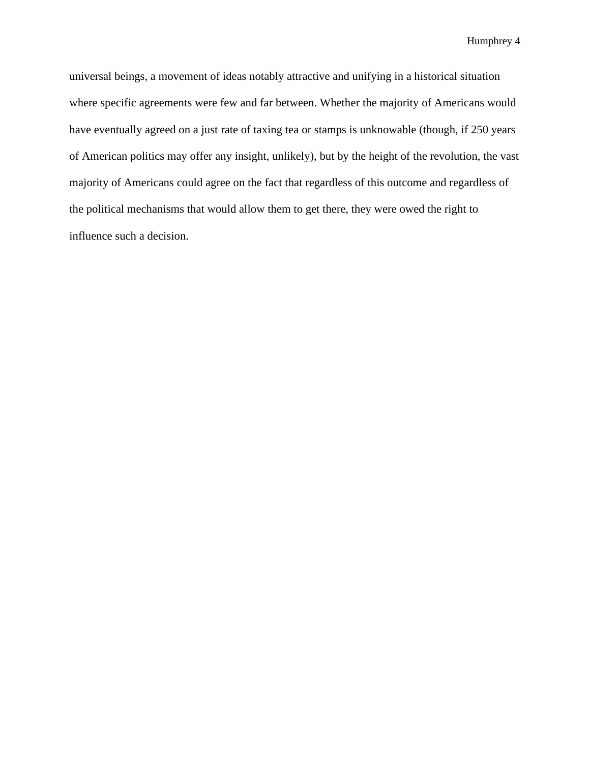universal beings, a movement of ideas notably attractive and unifying in a historical situation where specific agreements were few and far between. Whether the majority of Americans would have eventually agreed on a just rate of taxing tea or stamps is unknowable (though, if 250 years of American politics may offer any insight, unlikely), but by the height of the revolution, the vast majority of Americans could agree on the fact that regardless of this outcome and regardless of the political mechanisms that would allow them to get there, they were owed the right to influence such a decision.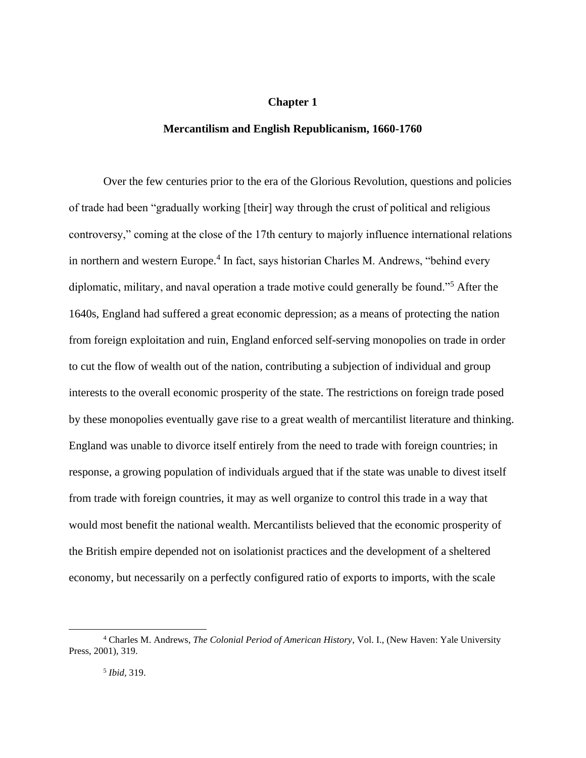# Chapter 1

## Mercantilism and English Republicanism, 1660-1760

Over the few centuries prior to the era of the Glorious Revolution, questions and policies of trade had been "gradually working [their] way through the crust of political and religious controversy," coming at the close of the 17th century to majorly influence international relations in northern and western Europe.[4] In fact, says historian Charles M. Andrews, "behind every diplomatic, military, and naval operation a trade motive could generally be found."[5] After the 1640s, England had suffered a great economic depression; as a means of protecting the nation from foreign exploitation and ruin, England enforced self-serving monopolies on trade in order to cut the flow of wealth out of the nation, contributing a subjection of individual and group interests to the overall economic prosperity of the state. The restrictions on foreign trade posed by these monopolies eventually gave rise to a great wealth of mercantilist literature and thinking. England was unable to divorce itself entirely from the need to trade with foreign countries; in response, a growing population of individuals argued that if the state was unable to divest itself from trade with foreign countries, it may as well organize to control this trade in a way that would most benefit the national wealth. Mercantilists believed that the economic prosperity of the British empire depended not on isolationist practices and the development of a sheltered economy, but necessarily on a perfectly configured ratio of exports to imports, with the scale

---

[4] Charles M. Andrews, *The Colonial Period of American History*, Vol. I., (New Haven: Yale University Press, 2001), 319.

[5] *Ibid*, 319.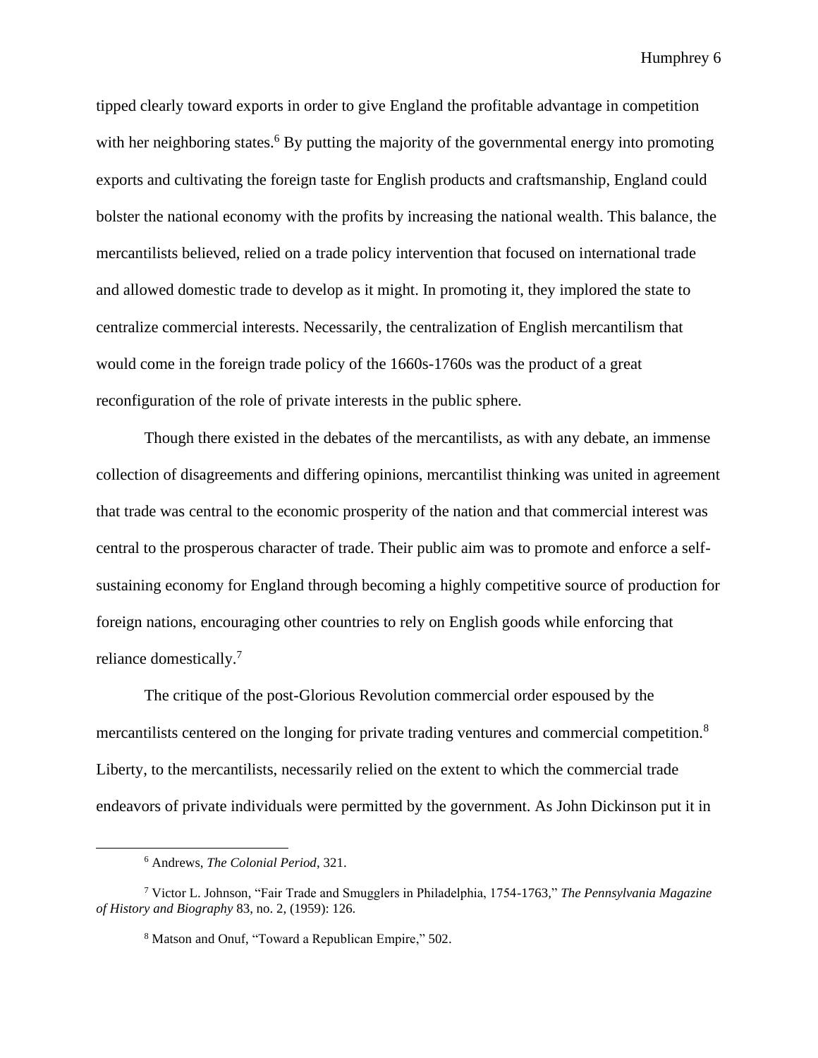tipped clearly toward exports in order to give England the profitable advantage in competition with her neighboring states.[6] By putting the majority of the governmental energy into promoting exports and cultivating the foreign taste for English products and craftsmanship, England could bolster the national economy with the profits by increasing the national wealth. This balance, the mercantilists believed, relied on a trade policy intervention that focused on international trade and allowed domestic trade to develop as it might. In promoting it, they implored the state to centralize commercial interests. Necessarily, the centralization of English mercantilism that would come in the foreign trade policy of the 1660s-1760s was the product of a great reconfiguration of the role of private interests in the public sphere.

Though there existed in the debates of the mercantilists, as with any debate, an immense collection of disagreements and differing opinions, mercantilist thinking was united in agreement that trade was central to the economic prosperity of the nation and that commercial interest was central to the prosperous character of trade. Their public aim was to promote and enforce a self-sustaining economy for England through becoming a highly competitive source of production for foreign nations, encouraging other countries to rely on English goods while enforcing that reliance domestically.[7]

The critique of the post-Glorious Revolution commercial order espoused by the mercantilists centered on the longing for private trading ventures and commercial competition.[8] Liberty, to the mercantilists, necessarily relied on the extent to which the commercial trade endeavors of private individuals were permitted by the government. As John Dickinson put it in

---

[6] Andrews, *The Colonial Period*, 321.

[7] Victor L. Johnson, "Fair Trade and Smugglers in Philadelphia, 1754-1763," *The Pennsylvania Magazine of History and Biography* 83, no. 2, (1959): 126.

[8] Matson and Onuf, "Toward a Republican Empire," 502.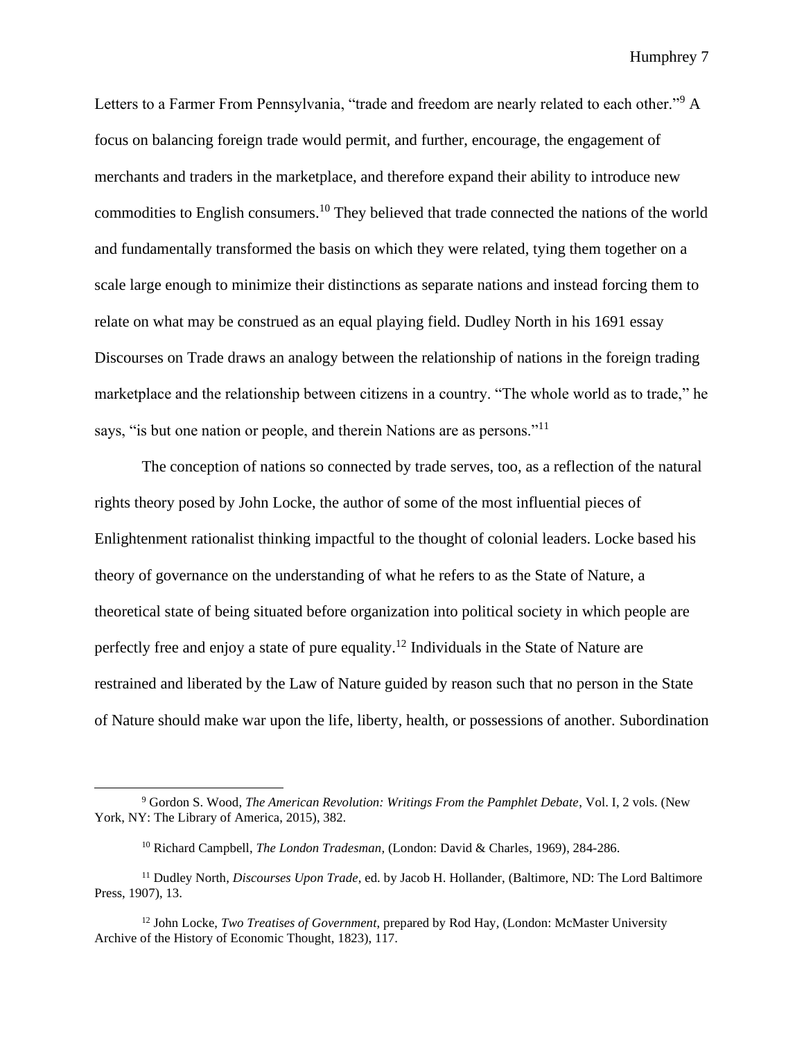Letters to a Farmer From Pennsylvania, "trade and freedom are nearly related to each other."[9] A focus on balancing foreign trade would permit, and further, encourage, the engagement of merchants and traders in the marketplace, and therefore expand their ability to introduce new commodities to English consumers.[10] They believed that trade connected the nations of the world and fundamentally transformed the basis on which they were related, tying them together on a scale large enough to minimize their distinctions as separate nations and instead forcing them to relate on what may be construed as an equal playing field. Dudley North in his 1691 essay Discourses on Trade draws an analogy between the relationship of nations in the foreign trading marketplace and the relationship between citizens in a country. "The whole world as to trade," he says, "is but one nation or people, and therein Nations are as persons."[11]

The conception of nations so connected by trade serves, too, as a reflection of the natural rights theory posed by John Locke, the author of some of the most influential pieces of Enlightenment rationalist thinking impactful to the thought of colonial leaders. Locke based his theory of governance on the understanding of what he refers to as the State of Nature, a theoretical state of being situated before organization into political society in which people are perfectly free and enjoy a state of pure equality.[12] Individuals in the State of Nature are restrained and liberated by the Law of Nature guided by reason such that no person in the State of Nature should make war upon the life, liberty, health, or possessions of another. Subordination

---

[9] Gordon S. Wood, *The American Revolution: Writings From the Pamphlet Debate*, Vol. I, 2 vols. (New York, NY: The Library of America, 2015), 382.

[10] Richard Campbell, *The London Tradesman,* (London: David & Charles, 1969), 284-286.

[11] Dudley North, *Discourses Upon Trade*, ed. by Jacob H. Hollander, (Baltimore, ND: The Lord Baltimore Press, 1907), 13.

[12] John Locke, *Two Treatises of Government*, prepared by Rod Hay, (London: McMaster University Archive of the History of Economic Thought, 1823), 117.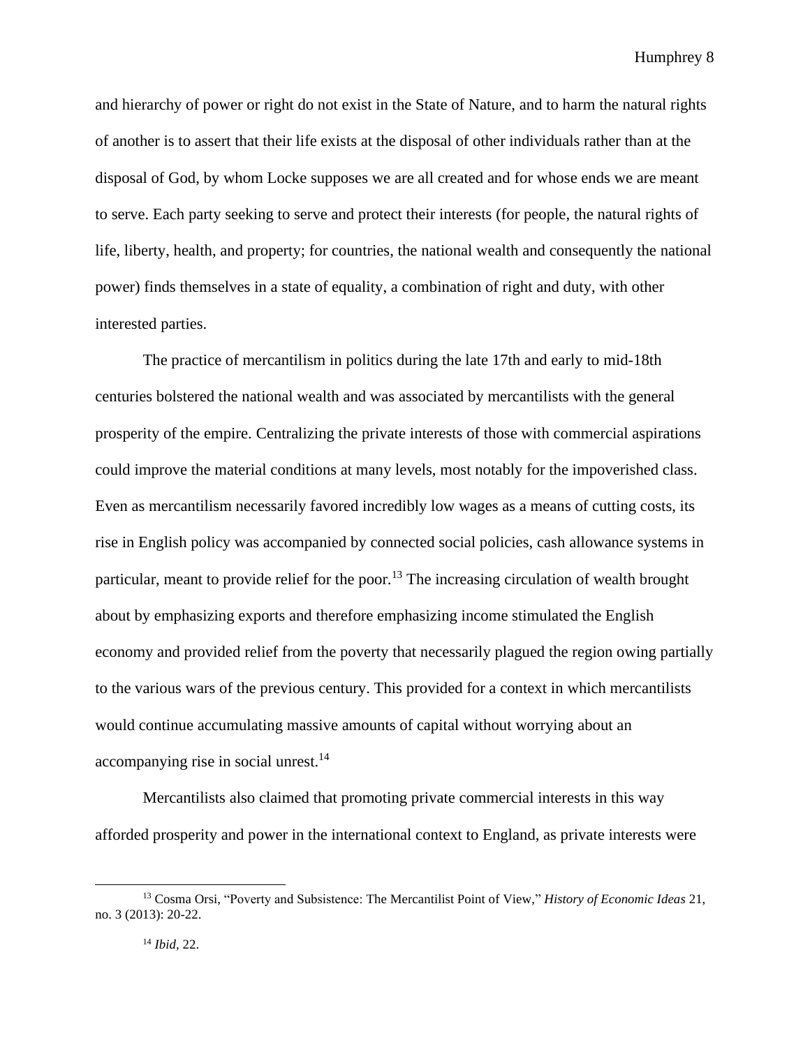and hierarchy of power or right do not exist in the State of Nature, and to harm the natural rights of another is to assert that their life exists at the disposal of other individuals rather than at the disposal of God, by whom Locke supposes we are all created and for whose ends we are meant to serve. Each party seeking to serve and protect their interests (for people, the natural rights of life, liberty, health, and property; for countries, the national wealth and consequently the national power) finds themselves in a state of equality, a combination of right and duty, with other interested parties.

The practice of mercantilism in politics during the late 17th and early to mid-18th centuries bolstered the national wealth and was associated by mercantilists with the general prosperity of the empire. Centralizing the private interests of those with commercial aspirations could improve the material conditions at many levels, most notably for the impoverished class. Even as mercantilism necessarily favored incredibly low wages as a means of cutting costs, its rise in English policy was accompanied by connected social policies, cash allowance systems in particular, meant to provide relief for the poor.[13] The increasing circulation of wealth brought about by emphasizing exports and therefore emphasizing income stimulated the English economy and provided relief from the poverty that necessarily plagued the region owing partially to the various wars of the previous century. This provided for a context in which mercantilists would continue accumulating massive amounts of capital without worrying about an accompanying rise in social unrest.[14]

Mercantilists also claimed that promoting private commercial interests in this way afforded prosperity and power in the international context to England, as private interests were

---

[13] Cosma Orsi, "Poverty and Subsistence: The Mercantilist Point of View," *History of Economic Ideas* 21, no. 3 (2013): 20-22.

[14] *Ibid*, 22.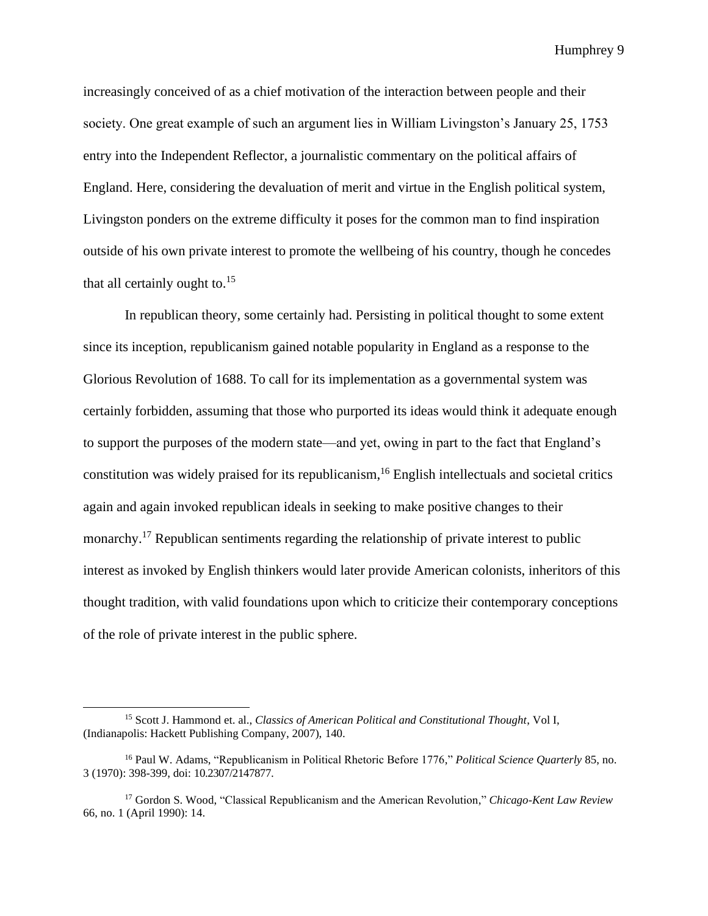increasingly conceived of as a chief motivation of the interaction between people and their society. One great example of such an argument lies in William Livingston's January 25, 1753 entry into the Independent Reflector, a journalistic commentary on the political affairs of England. Here, considering the devaluation of merit and virtue in the English political system, Livingston ponders on the extreme difficulty it poses for the common man to find inspiration outside of his own private interest to promote the wellbeing of his country, though he concedes that all certainly ought to.[15]

In republican theory, some certainly had. Persisting in political thought to some extent since its inception, republicanism gained notable popularity in England as a response to the Glorious Revolution of 1688. To call for its implementation as a governmental system was certainly forbidden, assuming that those who purported its ideas would think it adequate enough to support the purposes of the modern state—and yet, owing in part to the fact that England's constitution was widely praised for its republicanism,[16] English intellectuals and societal critics again and again invoked republican ideals in seeking to make positive changes to their monarchy.[17] Republican sentiments regarding the relationship of private interest to public interest as invoked by English thinkers would later provide American colonists, inheritors of this thought tradition, with valid foundations upon which to criticize their contemporary conceptions of the role of private interest in the public sphere.

---

[15] Scott J. Hammond et. al., *Classics of American Political and Constitutional Thought*, Vol I, (Indianapolis: Hackett Publishing Company, 2007), 140.

[16] Paul W. Adams, "Republicanism in Political Rhetoric Before 1776," *Political Science Quarterly* 85, no. 3 (1970): 398-399, doi: 10.2307/2147877.

[17] Gordon S. Wood, "Classical Republicanism and the American Revolution," *Chicago-Kent Law Review* 66, no. 1 (April 1990): 14.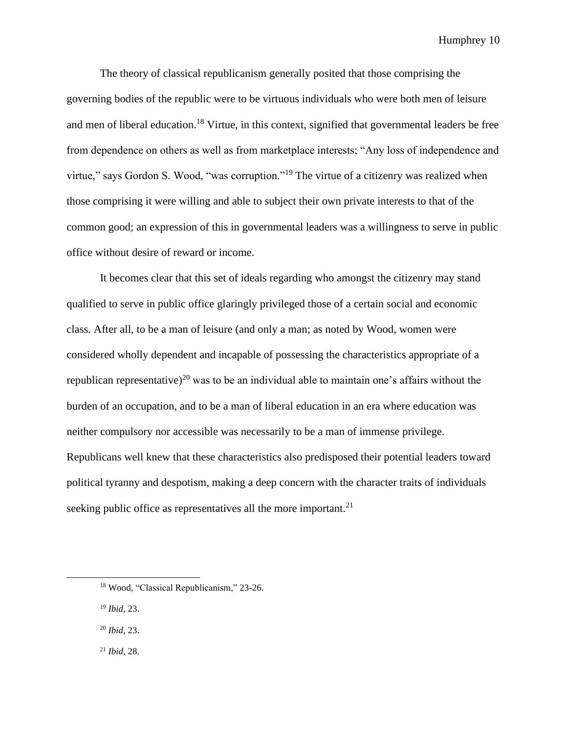The theory of classical republicanism generally posited that those comprising the governing bodies of the republic were to be virtuous individuals who were both men of leisure and men of liberal education.[18] Virtue, in this context, signified that governmental leaders be free from dependence on others as well as from marketplace interests; "Any loss of independence and virtue," says Gordon S. Wood, "was corruption."[19] The virtue of a citizenry was realized when those comprising it were willing and able to subject their own private interests to that of the common good; an expression of this in governmental leaders was a willingness to serve in public office without desire of reward or income.

It becomes clear that this set of ideals regarding who amongst the citizenry may stand qualified to serve in public office glaringly privileged those of a certain social and economic class. After all, to be a man of leisure (and only a man; as noted by Wood, women were considered wholly dependent and incapable of possessing the characteristics appropriate of a republican representative)[20] was to be an individual able to maintain one's affairs without the burden of an occupation, and to be a man of liberal education in an era where education was neither compulsory nor accessible was necessarily to be a man of immense privilege. Republicans well knew that these characteristics also predisposed their potential leaders toward political tyranny and despotism, making a deep concern with the character traits of individuals seeking public office as representatives all the more important.[21]

---

[18] Wood, "Classical Republicanism," 23-26.

[19] *Ibid*, 23.

[20] *Ibid*, 23.

[21] *Ibid*, 28.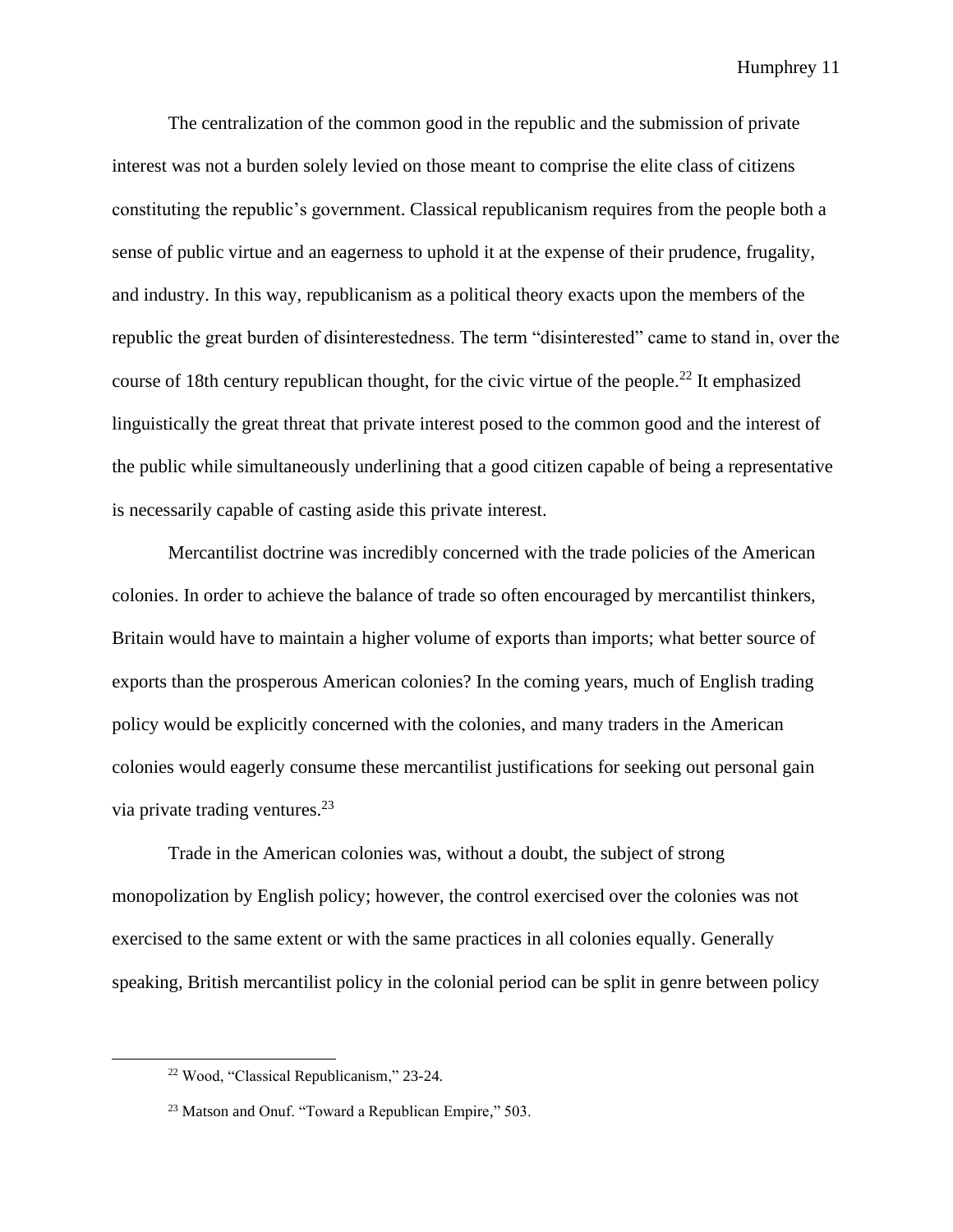The centralization of the common good in the republic and the submission of private interest was not a burden solely levied on those meant to comprise the elite class of citizens constituting the republic's government. Classical republicanism requires from the people both a sense of public virtue and an eagerness to uphold it at the expense of their prudence, frugality, and industry. In this way, republicanism as a political theory exacts upon the members of the republic the great burden of disinterestedness. The term "disinterested" came to stand in, over the course of 18th century republican thought, for the civic virtue of the people.[22] It emphasized linguistically the great threat that private interest posed to the common good and the interest of the public while simultaneously underlining that a good citizen capable of being a representative is necessarily capable of casting aside this private interest.

Mercantilist doctrine was incredibly concerned with the trade policies of the American colonies. In order to achieve the balance of trade so often encouraged by mercantilist thinkers, Britain would have to maintain a higher volume of exports than imports; what better source of exports than the prosperous American colonies? In the coming years, much of English trading policy would be explicitly concerned with the colonies, and many traders in the American colonies would eagerly consume these mercantilist justifications for seeking out personal gain via private trading ventures.[23]

Trade in the American colonies was, without a doubt, the subject of strong monopolization by English policy; however, the control exercised over the colonies was not exercised to the same extent or with the same practices in all colonies equally. Generally speaking, British mercantilist policy in the colonial period can be split in genre between policy

---

[22] Wood, "Classical Republicanism," 23-24.

[23] Matson and Onuf. "Toward a Republican Empire," 503.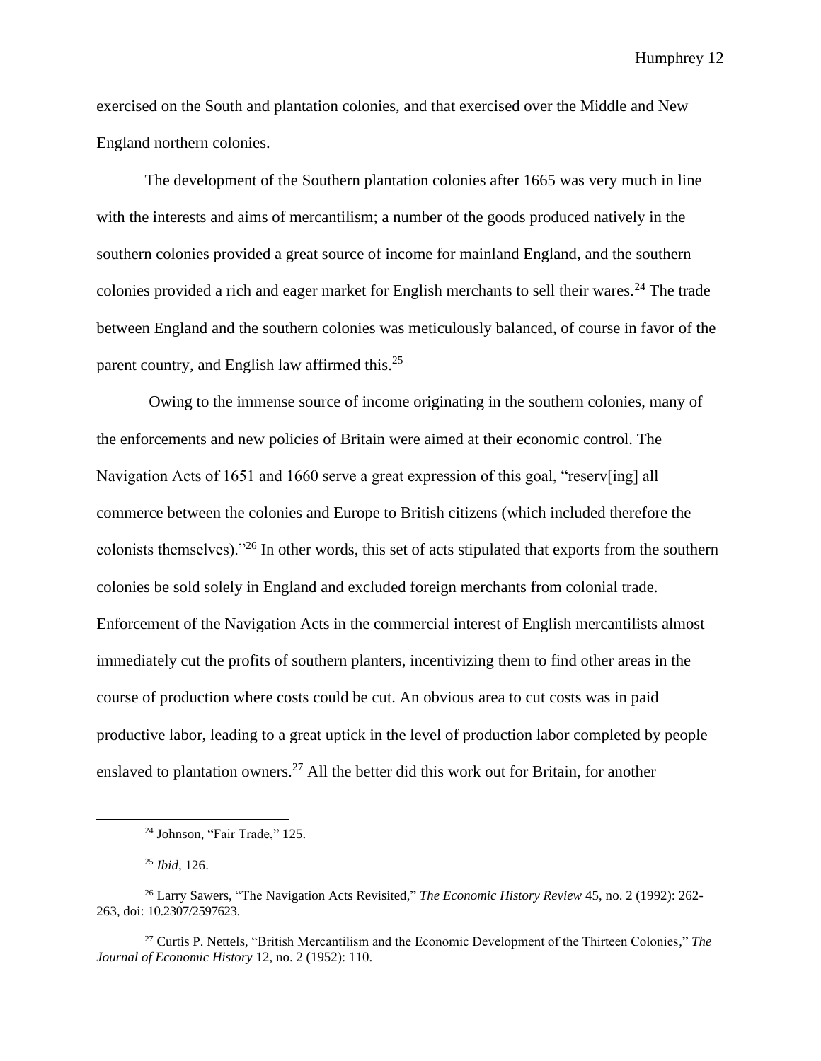exercised on the South and plantation colonies, and that exercised over the Middle and New England northern colonies.

The development of the Southern plantation colonies after 1665 was very much in line with the interests and aims of mercantilism; a number of the goods produced natively in the southern colonies provided a great source of income for mainland England, and the southern colonies provided a rich and eager market for English merchants to sell their wares.[24] The trade between England and the southern colonies was meticulously balanced, of course in favor of the parent country, and English law affirmed this.[25]

Owing to the immense source of income originating in the southern colonies, many of the enforcements and new policies of Britain were aimed at their economic control. The Navigation Acts of 1651 and 1660 serve a great expression of this goal, "reserv[ing] all commerce between the colonies and Europe to British citizens (which included therefore the colonists themselves)."[26] In other words, this set of acts stipulated that exports from the southern colonies be sold solely in England and excluded foreign merchants from colonial trade. Enforcement of the Navigation Acts in the commercial interest of English mercantilists almost immediately cut the profits of southern planters, incentivizing them to find other areas in the course of production where costs could be cut. An obvious area to cut costs was in paid productive labor, leading to a great uptick in the level of production labor completed by people enslaved to plantation owners.[27] All the better did this work out for Britain, for another

---

[24] Johnson, "Fair Trade," 125.

[25] *Ibid,* 126.

[26] Larry Sawers, "The Navigation Acts Revisited," *The Economic History Review* 45, no. 2 (1992): 262-263, doi: 10.2307/2597623.

[27] Curtis P. Nettels, "British Mercantilism and the Economic Development of the Thirteen Colonies," *The Journal of Economic History* 12, no. 2 (1952): 110.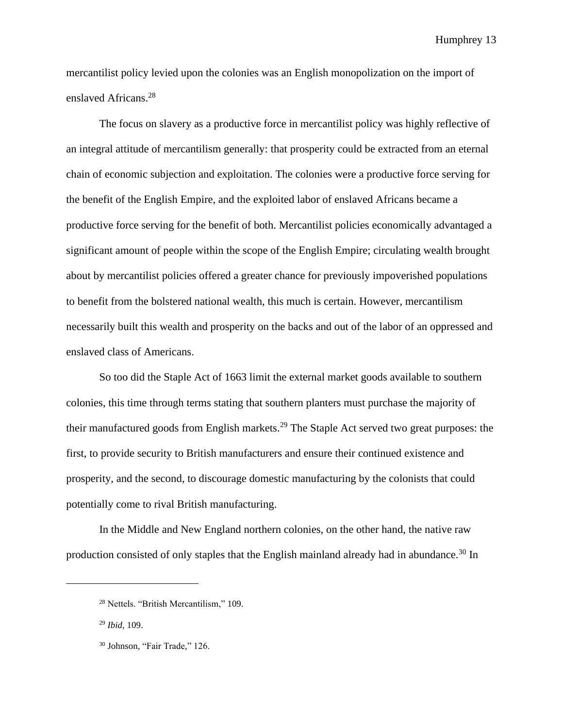mercantilist policy levied upon the colonies was an English monopolization on the import of enslaved Africans.[28]

The focus on slavery as a productive force in mercantilist policy was highly reflective of an integral attitude of mercantilism generally: that prosperity could be extracted from an eternal chain of economic subjection and exploitation. The colonies were a productive force serving for the benefit of the English Empire, and the exploited labor of enslaved Africans became a productive force serving for the benefit of both. Mercantilist policies economically advantaged a significant amount of people within the scope of the English Empire; circulating wealth brought about by mercantilist policies offered a greater chance for previously impoverished populations to benefit from the bolstered national wealth, this much is certain. However, mercantilism necessarily built this wealth and prosperity on the backs and out of the labor of an oppressed and enslaved class of Americans.

So too did the Staple Act of 1663 limit the external market goods available to southern colonies, this time through terms stating that southern planters must purchase the majority of their manufactured goods from English markets.[29] The Staple Act served two great purposes: the first, to provide security to British manufacturers and ensure their continued existence and prosperity, and the second, to discourage domestic manufacturing by the colonists that could potentially come to rival British manufacturing.

In the Middle and New England northern colonies, on the other hand, the native raw production consisted of only staples that the English mainland already had in abundance.[30] In

---

[28] Nettels. "British Mercantilism," 109.

[29] *Ibid,* 109.

[30] Johnson, "Fair Trade," 126.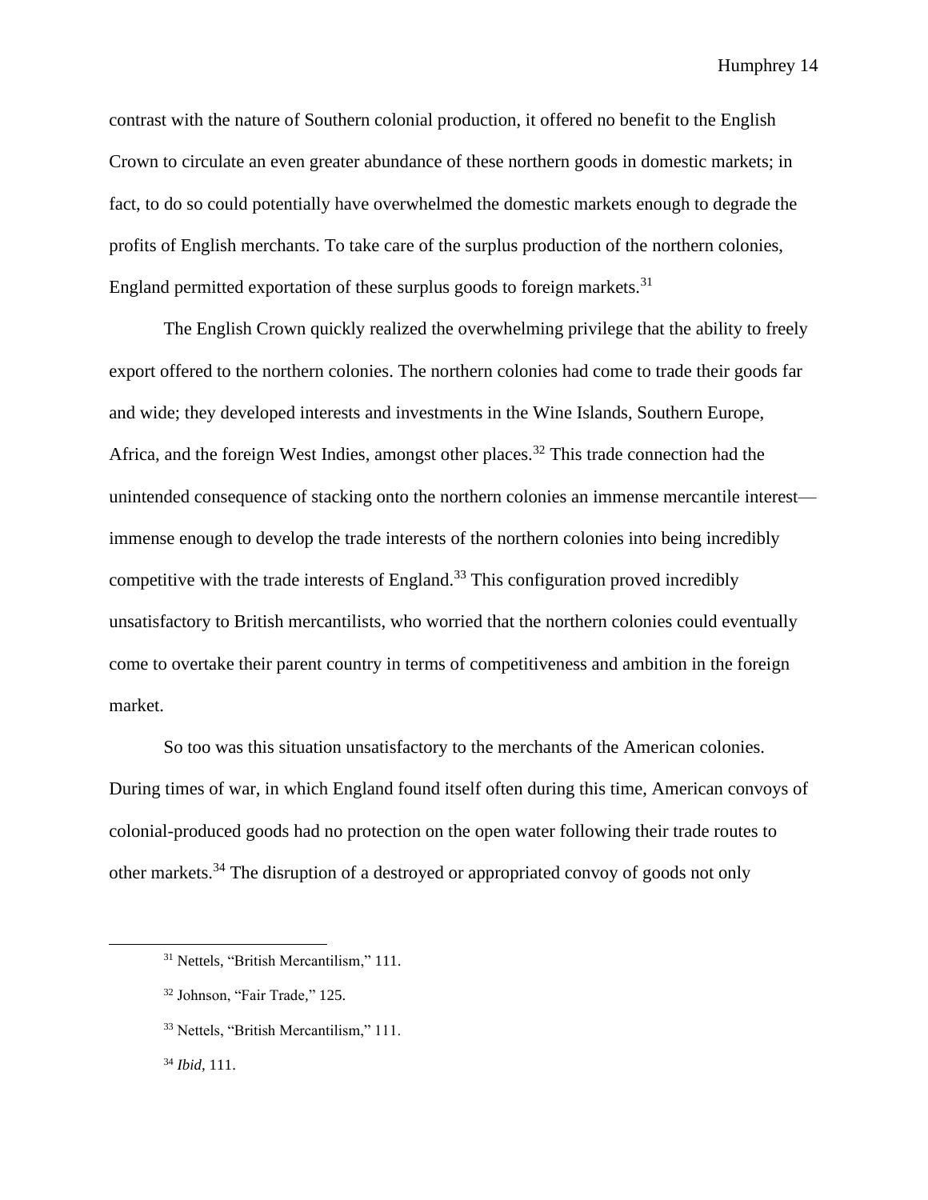contrast with the nature of Southern colonial production, it offered no benefit to the English Crown to circulate an even greater abundance of these northern goods in domestic markets; in fact, to do so could potentially have overwhelmed the domestic markets enough to degrade the profits of English merchants. To take care of the surplus production of the northern colonies, England permitted exportation of these surplus goods to foreign markets.[31]

The English Crown quickly realized the overwhelming privilege that the ability to freely export offered to the northern colonies. The northern colonies had come to trade their goods far and wide; they developed interests and investments in the Wine Islands, Southern Europe, Africa, and the foreign West Indies, amongst other places.[32] This trade connection had the unintended consequence of stacking onto the northern colonies an immense mercantile interest—immense enough to develop the trade interests of the northern colonies into being incredibly competitive with the trade interests of England.[33] This configuration proved incredibly unsatisfactory to British mercantilists, who worried that the northern colonies could eventually come to overtake their parent country in terms of competitiveness and ambition in the foreign market.

So too was this situation unsatisfactory to the merchants of the American colonies. During times of war, in which England found itself often during this time, American convoys of colonial-produced goods had no protection on the open water following their trade routes to other markets.[34] The disruption of a destroyed or appropriated convoy of goods not only

---

[31] Nettels, "British Mercantilism," 111.

[32] Johnson, "Fair Trade," 125.

[33] Nettels, "British Mercantilism," 111.

[34] *Ibid*, 111.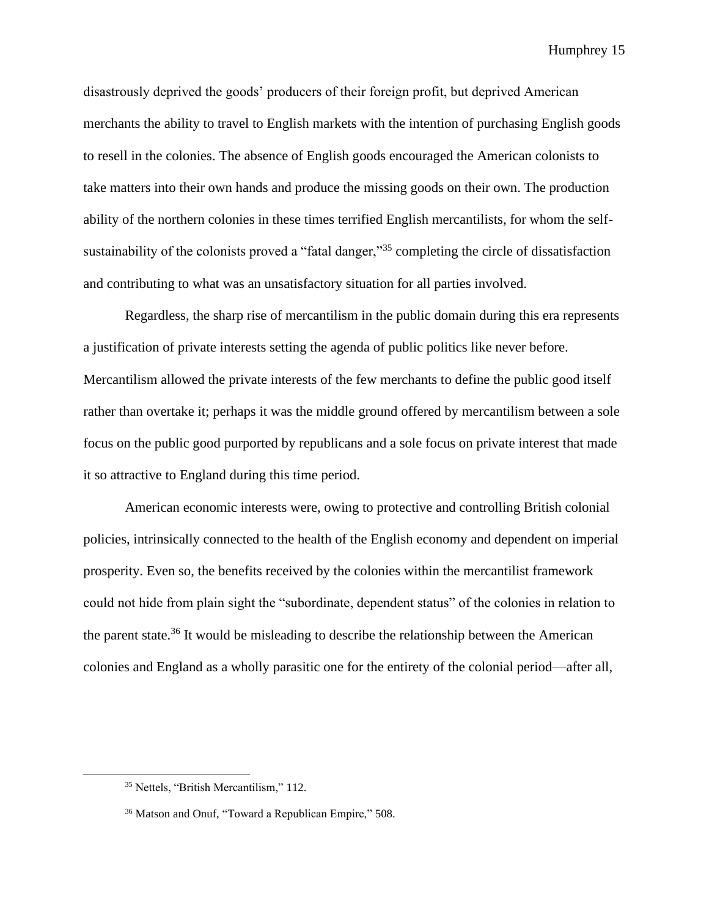disastrously deprived the goods' producers of their foreign profit, but deprived American merchants the ability to travel to English markets with the intention of purchasing English goods to resell in the colonies. The absence of English goods encouraged the American colonists to take matters into their own hands and produce the missing goods on their own. The production ability of the northern colonies in these times terrified English mercantilists, for whom the self-sustainability of the colonists proved a "fatal danger,"[35] completing the circle of dissatisfaction and contributing to what was an unsatisfactory situation for all parties involved.

Regardless, the sharp rise of mercantilism in the public domain during this era represents a justification of private interests setting the agenda of public politics like never before. Mercantilism allowed the private interests of the few merchants to define the public good itself rather than overtake it; perhaps it was the middle ground offered by mercantilism between a sole focus on the public good purported by republicans and a sole focus on private interest that made it so attractive to England during this time period.

American economic interests were, owing to protective and controlling British colonial policies, intrinsically connected to the health of the English economy and dependent on imperial prosperity. Even so, the benefits received by the colonies within the mercantilist framework could not hide from plain sight the "subordinate, dependent status" of the colonies in relation to the parent state.[36] It would be misleading to describe the relationship between the American colonies and England as a wholly parasitic one for the entirety of the colonial period—after all,

[35] Nettels, "British Mercantilism," 112.

[36] Matson and Onuf, "Toward a Republican Empire," 508.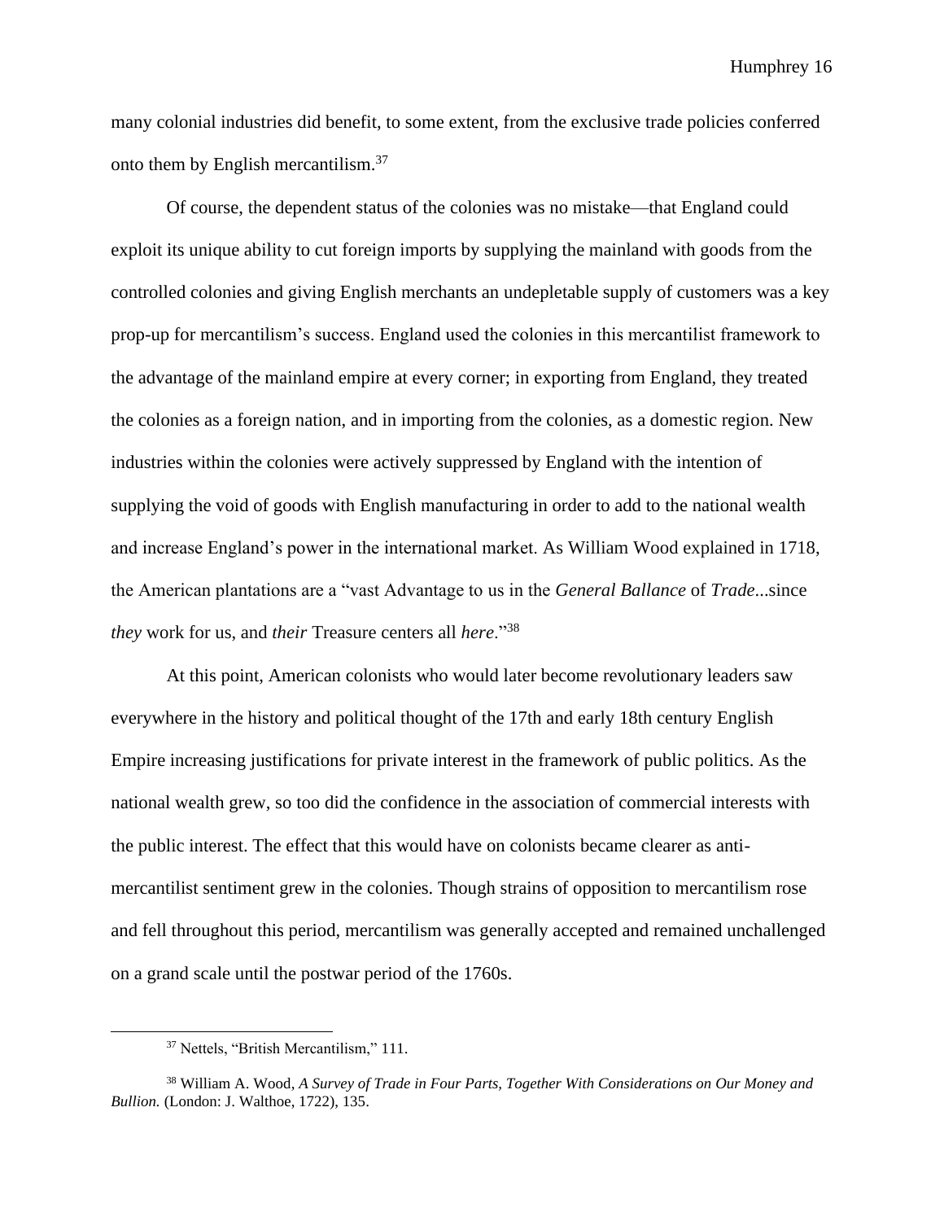many colonial industries did benefit, to some extent, from the exclusive trade policies conferred onto them by English mercantilism.[37]

Of course, the dependent status of the colonies was no mistake—that England could exploit its unique ability to cut foreign imports by supplying the mainland with goods from the controlled colonies and giving English merchants an undepletable supply of customers was a key prop-up for mercantilism's success. England used the colonies in this mercantilist framework to the advantage of the mainland empire at every corner; in exporting from England, they treated the colonies as a foreign nation, and in importing from the colonies, as a domestic region. New industries within the colonies were actively suppressed by England with the intention of supplying the void of goods with English manufacturing in order to add to the national wealth and increase England's power in the international market. As William Wood explained in 1718, the American plantations are a "vast Advantage to us in the *General Ballance* of *Trade*...since *they* work for us, and *their* Treasure centers all *here*."[38]

At this point, American colonists who would later become revolutionary leaders saw everywhere in the history and political thought of the 17th and early 18th century English Empire increasing justifications for private interest in the framework of public politics. As the national wealth grew, so too did the confidence in the association of commercial interests with the public interest. The effect that this would have on colonists became clearer as anti-mercantilist sentiment grew in the colonies. Though strains of opposition to mercantilism rose and fell throughout this period, mercantilism was generally accepted and remained unchallenged on a grand scale until the postwar period of the 1760s.

---

[37] Nettels, "British Mercantilism," 111.

[38] William A. Wood, *A Survey of Trade in Four Parts, Together With Considerations on Our Money and Bullion.* (London: J. Walthoe, 1722), 135.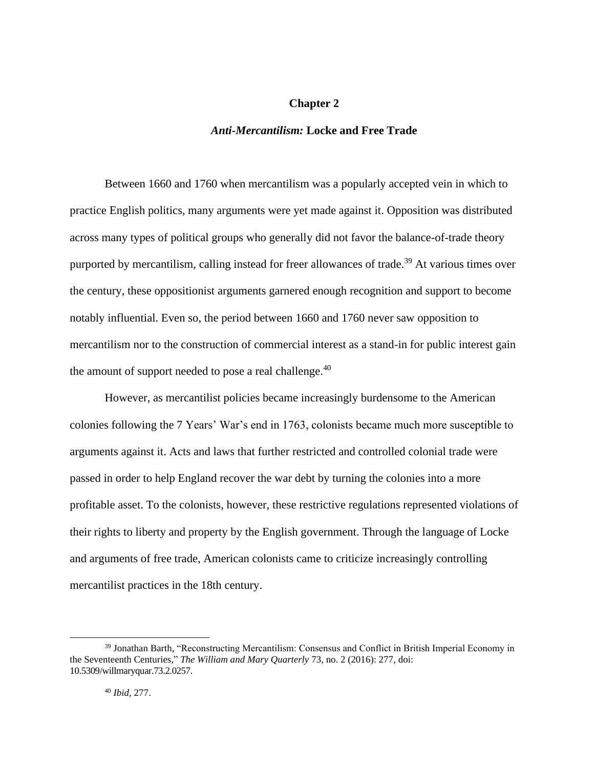# Chapter 2

## *Anti-Mercantilism:* Locke and Free Trade

Between 1660 and 1760 when mercantilism was a popularly accepted vein in which to practice English politics, many arguments were yet made against it. Opposition was distributed across many types of political groups who generally did not favor the balance-of-trade theory purported by mercantilism, calling instead for freer allowances of trade.[39] At various times over the century, these oppositionist arguments garnered enough recognition and support to become notably influential. Even so, the period between 1660 and 1760 never saw opposition to mercantilism nor to the construction of commercial interest as a stand-in for public interest gain the amount of support needed to pose a real challenge.[40]

However, as mercantilist policies became increasingly burdensome to the American colonies following the 7 Years' War's end in 1763, colonists became much more susceptible to arguments against it. Acts and laws that further restricted and controlled colonial trade were passed in order to help England recover the war debt by turning the colonies into a more profitable asset. To the colonists, however, these restrictive regulations represented violations of their rights to liberty and property by the English government. Through the language of Locke and arguments of free trade, American colonists came to criticize increasingly controlling mercantilist practices in the 18th century.

---

[39] Jonathan Barth, "Reconstructing Mercantilism: Consensus and Conflict in British Imperial Economy in the Seventeenth Centuries," *The William and Mary Quarterly* 73, no. 2 (2016): 277, doi: 10.5309/willmaryquar.73.2.0257.

[40] *Ibid*, 277.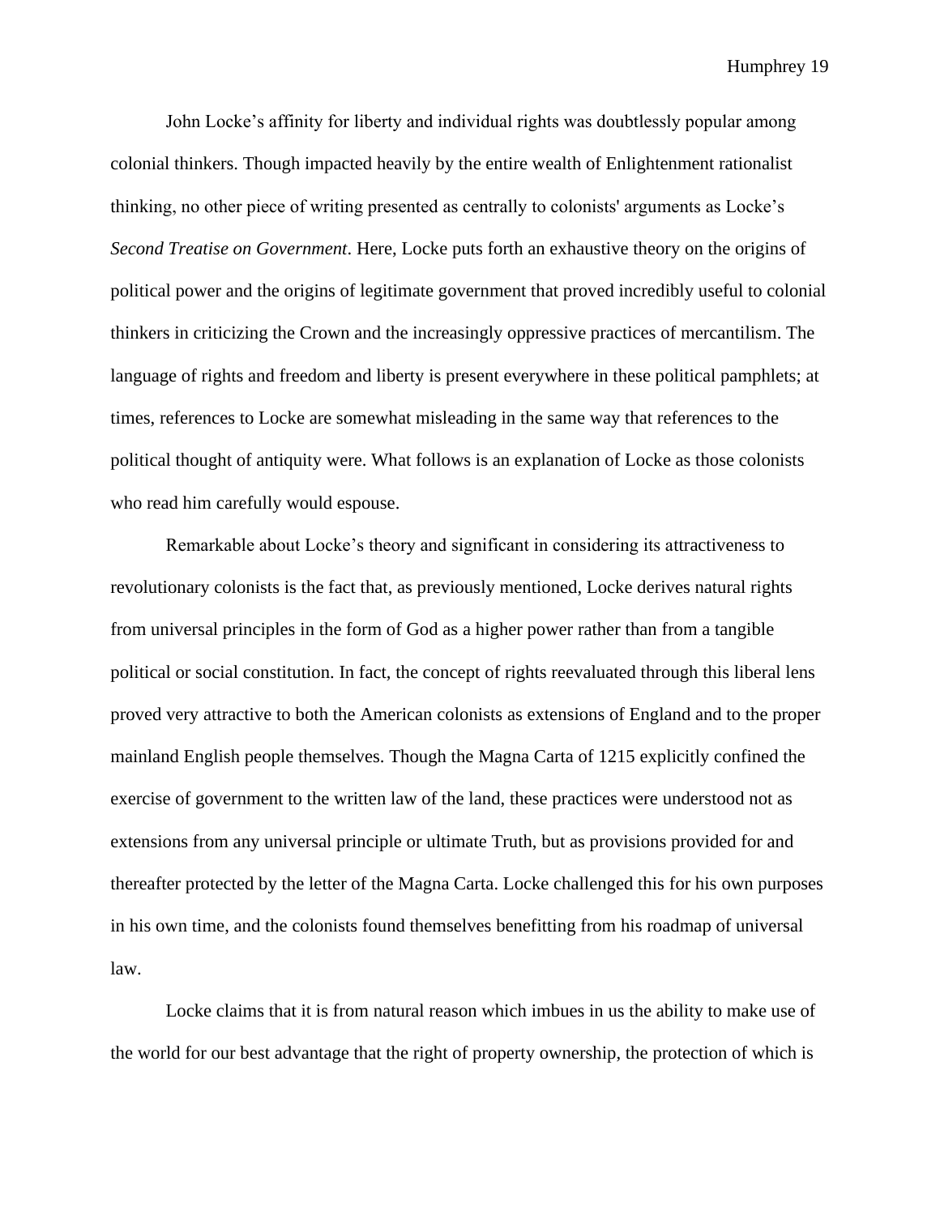John Locke's affinity for liberty and individual rights was doubtlessly popular among colonial thinkers. Though impacted heavily by the entire wealth of Enlightenment rationalist thinking, no other piece of writing presented as centrally to colonists' arguments as Locke's *Second Treatise on Government*. Here, Locke puts forth an exhaustive theory on the origins of political power and the origins of legitimate government that proved incredibly useful to colonial thinkers in criticizing the Crown and the increasingly oppressive practices of mercantilism. The language of rights and freedom and liberty is present everywhere in these political pamphlets; at times, references to Locke are somewhat misleading in the same way that references to the political thought of antiquity were. What follows is an explanation of Locke as those colonists who read him carefully would espouse.

Remarkable about Locke's theory and significant in considering its attractiveness to revolutionary colonists is the fact that, as previously mentioned, Locke derives natural rights from universal principles in the form of God as a higher power rather than from a tangible political or social constitution. In fact, the concept of rights reevaluated through this liberal lens proved very attractive to both the American colonists as extensions of England and to the proper mainland English people themselves. Though the Magna Carta of 1215 explicitly confined the exercise of government to the written law of the land, these practices were understood not as extensions from any universal principle or ultimate Truth, but as provisions provided for and thereafter protected by the letter of the Magna Carta. Locke challenged this for his own purposes in his own time, and the colonists found themselves benefitting from his roadmap of universal law.

Locke claims that it is from natural reason which imbues in us the ability to make use of the world for our best advantage that the right of property ownership, the protection of which is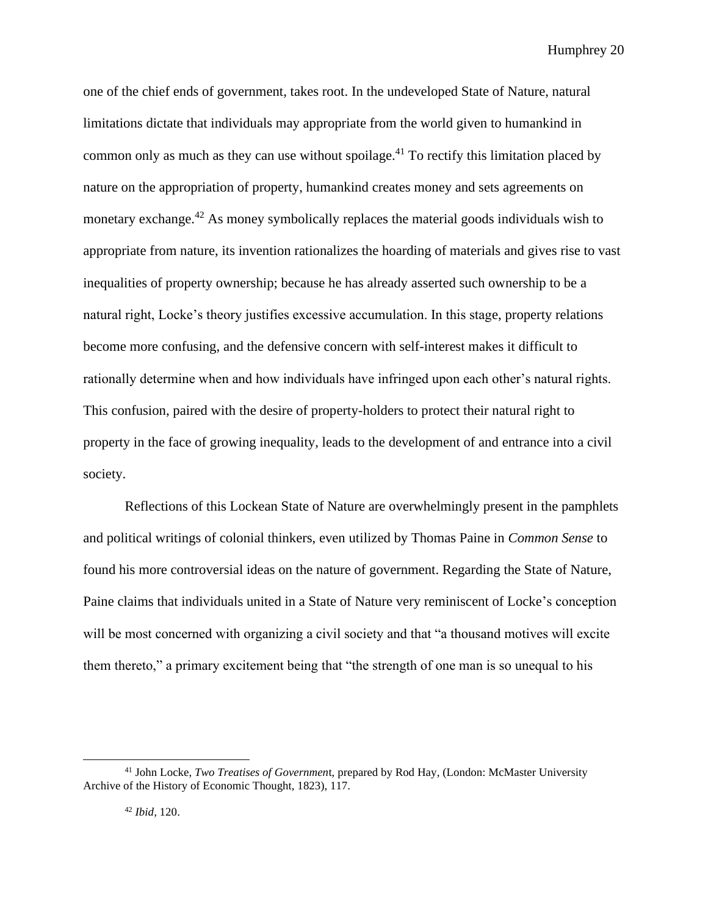one of the chief ends of government, takes root. In the undeveloped State of Nature, natural limitations dictate that individuals may appropriate from the world given to humankind in common only as much as they can use without spoilage.[41] To rectify this limitation placed by nature on the appropriation of property, humankind creates money and sets agreements on monetary exchange.[42] As money symbolically replaces the material goods individuals wish to appropriate from nature, its invention rationalizes the hoarding of materials and gives rise to vast inequalities of property ownership; because he has already asserted such ownership to be a natural right, Locke's theory justifies excessive accumulation. In this stage, property relations become more confusing, and the defensive concern with self-interest makes it difficult to rationally determine when and how individuals have infringed upon each other's natural rights. This confusion, paired with the desire of property-holders to protect their natural right to property in the face of growing inequality, leads to the development of and entrance into a civil society.

Reflections of this Lockean State of Nature are overwhelmingly present in the pamphlets and political writings of colonial thinkers, even utilized by Thomas Paine in *Common Sense* to found his more controversial ideas on the nature of government. Regarding the State of Nature, Paine claims that individuals united in a State of Nature very reminiscent of Locke's conception will be most concerned with organizing a civil society and that "a thousand motives will excite them thereto," a primary excitement being that "the strength of one man is so unequal to his

---

[41] John Locke, *Two Treatises of Governmen*t, prepared by Rod Hay, (London: McMaster University Archive of the History of Economic Thought, 1823), 117.

[42] *Ibid*, 120.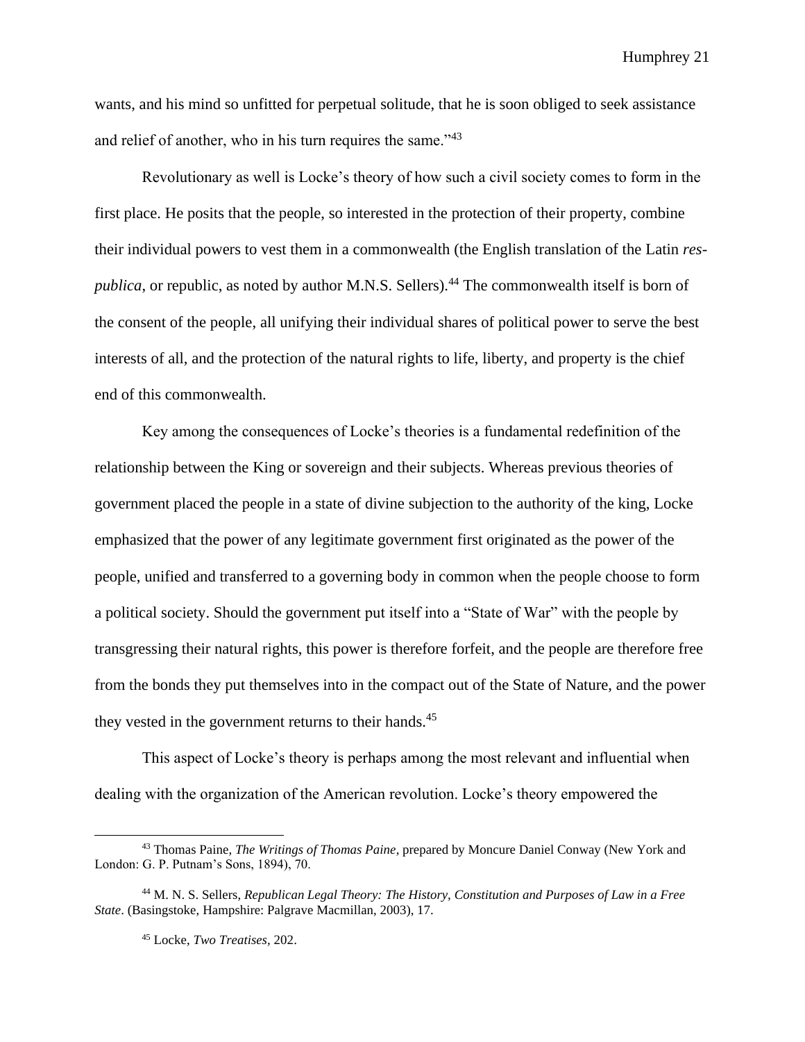wants, and his mind so unfitted for perpetual solitude, that he is soon obliged to seek assistance and relief of another, who in his turn requires the same."[43]

Revolutionary as well is Locke's theory of how such a civil society comes to form in the first place. He posits that the people, so interested in the protection of their property, combine their individual powers to vest them in a commonwealth (the English translation of the Latin *res-publica*, or republic, as noted by author M.N.S. Sellers).[44] The commonwealth itself is born of the consent of the people, all unifying their individual shares of political power to serve the best interests of all, and the protection of the natural rights to life, liberty, and property is the chief end of this commonwealth.

Key among the consequences of Locke's theories is a fundamental redefinition of the relationship between the King or sovereign and their subjects. Whereas previous theories of government placed the people in a state of divine subjection to the authority of the king, Locke emphasized that the power of any legitimate government first originated as the power of the people, unified and transferred to a governing body in common when the people choose to form a political society. Should the government put itself into a "State of War" with the people by transgressing their natural rights, this power is therefore forfeit, and the people are therefore free from the bonds they put themselves into in the compact out of the State of Nature, and the power they vested in the government returns to their hands.[45]

This aspect of Locke's theory is perhaps among the most relevant and influential when dealing with the organization of the American revolution. Locke's theory empowered the

---

[43] Thomas Paine, *The Writings of Thomas Paine*, prepared by Moncure Daniel Conway (New York and London: G. P. Putnam's Sons, 1894), 70.

[44] M. N. S. Sellers, *Republican Legal Theory: The History, Constitution and Purposes of Law in a Free State*. (Basingstoke, Hampshire: Palgrave Macmillan, 2003), 17.

[45] Locke, *Two Treatises*, 202.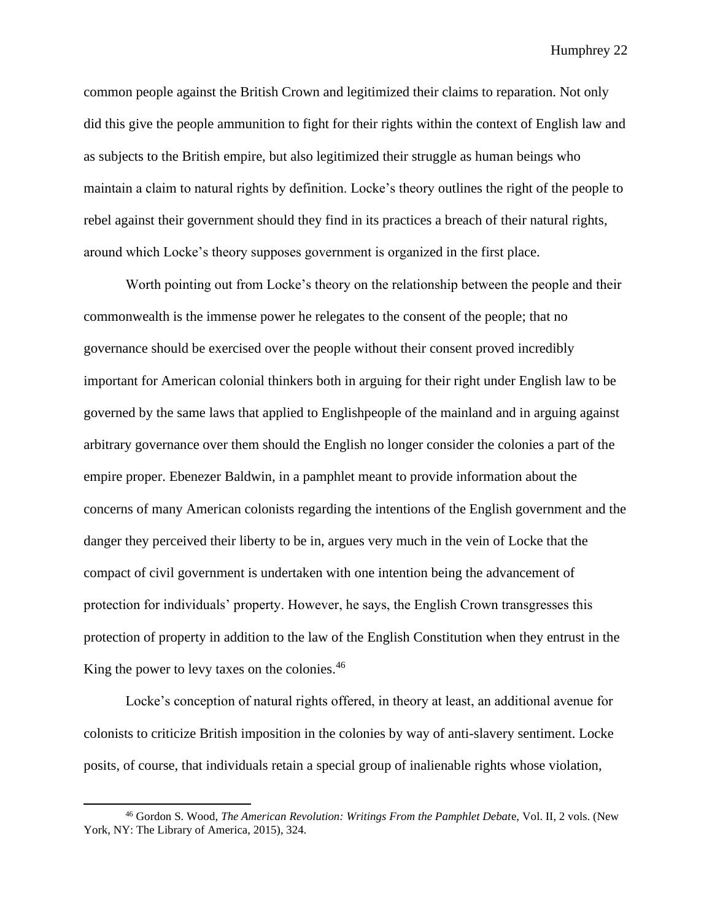common people against the British Crown and legitimized their claims to reparation. Not only did this give the people ammunition to fight for their rights within the context of English law and as subjects to the British empire, but also legitimized their struggle as human beings who maintain a claim to natural rights by definition. Locke's theory outlines the right of the people to rebel against their government should they find in its practices a breach of their natural rights, around which Locke's theory supposes government is organized in the first place.

Worth pointing out from Locke's theory on the relationship between the people and their commonwealth is the immense power he relegates to the consent of the people; that no governance should be exercised over the people without their consent proved incredibly important for American colonial thinkers both in arguing for their right under English law to be governed by the same laws that applied to Englishpeople of the mainland and in arguing against arbitrary governance over them should the English no longer consider the colonies a part of the empire proper. Ebenezer Baldwin, in a pamphlet meant to provide information about the concerns of many American colonists regarding the intentions of the English government and the danger they perceived their liberty to be in, argues very much in the vein of Locke that the compact of civil government is undertaken with one intention being the advancement of protection for individuals' property. However, he says, the English Crown transgresses this protection of property in addition to the law of the English Constitution when they entrust in the King the power to levy taxes on the colonies.[46]

Locke's conception of natural rights offered, in theory at least, an additional avenue for colonists to criticize British imposition in the colonies by way of anti-slavery sentiment. Locke posits, of course, that individuals retain a special group of inalienable rights whose violation,

---

[46] Gordon S. Wood, *The American Revolution: Writings From the Pamphlet Debate*, Vol. II, 2 vols. (New York, NY: The Library of America, 2015), 324.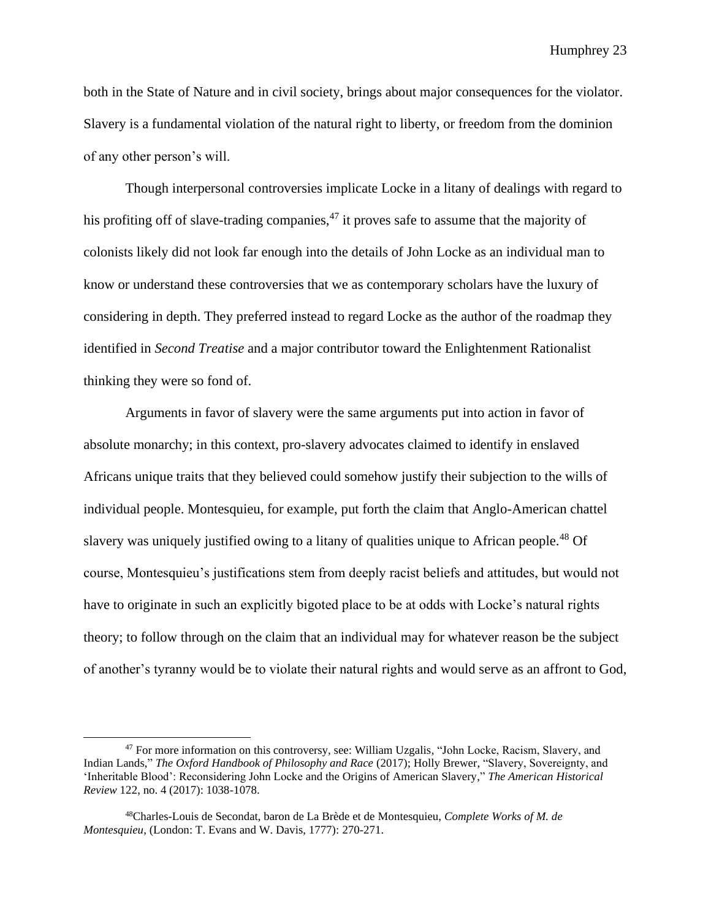both in the State of Nature and in civil society, brings about major consequences for the violator. Slavery is a fundamental violation of the natural right to liberty, or freedom from the dominion of any other person's will.

Though interpersonal controversies implicate Locke in a litany of dealings with regard to his profiting off of slave-trading companies,[47] it proves safe to assume that the majority of colonists likely did not look far enough into the details of John Locke as an individual man to know or understand these controversies that we as contemporary scholars have the luxury of considering in depth. They preferred instead to regard Locke as the author of the roadmap they identified in *Second Treatise* and a major contributor toward the Enlightenment Rationalist thinking they were so fond of.

Arguments in favor of slavery were the same arguments put into action in favor of absolute monarchy; in this context, pro-slavery advocates claimed to identify in enslaved Africans unique traits that they believed could somehow justify their subjection to the wills of individual people. Montesquieu, for example, put forth the claim that Anglo-American chattel slavery was uniquely justified owing to a litany of qualities unique to African people.[48] Of course, Montesquieu's justifications stem from deeply racist beliefs and attitudes, but would not have to originate in such an explicitly bigoted place to be at odds with Locke's natural rights theory; to follow through on the claim that an individual may for whatever reason be the subject of another's tyranny would be to violate their natural rights and would serve as an affront to God,

---

[47] For more information on this controversy, see: William Uzgalis, "John Locke, Racism, Slavery, and Indian Lands," *The Oxford Handbook of Philosophy and Race* (2017); Holly Brewer, "Slavery, Sovereignty, and 'Inheritable Blood': Reconsidering John Locke and the Origins of American Slavery," *The American Historical Review* 122, no. 4 (2017): 1038-1078.

[48] Charles-Louis de Secondat, baron de La Brède et de Montesquieu, *Complete Works of M. de Montesquieu*, (London: T. Evans and W. Davis, 1777): 270-271.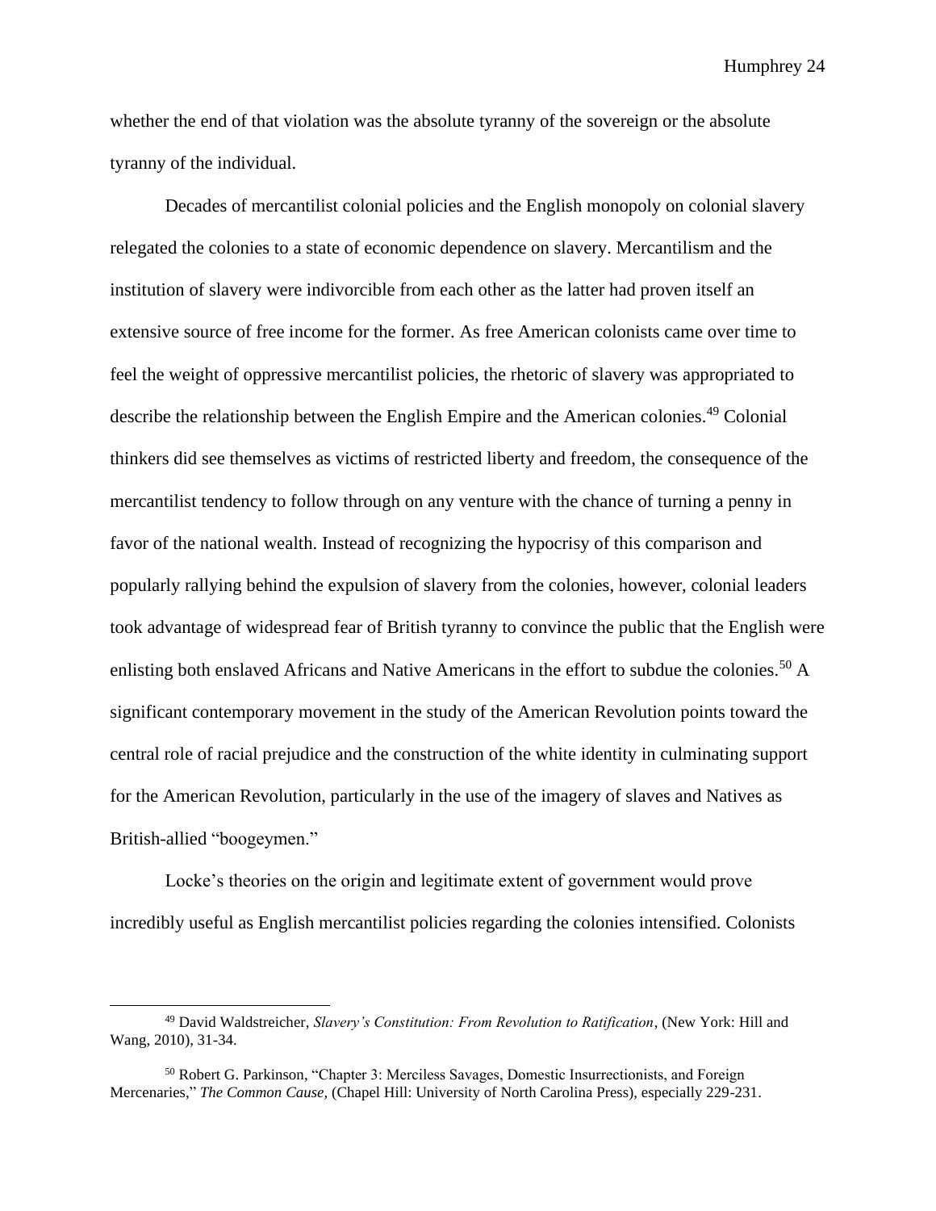whether the end of that violation was the absolute tyranny of the sovereign or the absolute tyranny of the individual.

Decades of mercantilist colonial policies and the English monopoly on colonial slavery relegated the colonies to a state of economic dependence on slavery. Mercantilism and the institution of slavery were indivorcible from each other as the latter had proven itself an extensive source of free income for the former. As free American colonists came over time to feel the weight of oppressive mercantilist policies, the rhetoric of slavery was appropriated to describe the relationship between the English Empire and the American colonies.[49] Colonial thinkers did see themselves as victims of restricted liberty and freedom, the consequence of the mercantilist tendency to follow through on any venture with the chance of turning a penny in favor of the national wealth. Instead of recognizing the hypocrisy of this comparison and popularly rallying behind the expulsion of slavery from the colonies, however, colonial leaders took advantage of widespread fear of British tyranny to convince the public that the English were enlisting both enslaved Africans and Native Americans in the effort to subdue the colonies.[50] A significant contemporary movement in the study of the American Revolution points toward the central role of racial prejudice and the construction of the white identity in culminating support for the American Revolution, particularly in the use of the imagery of slaves and Natives as British-allied "boogeymen."

Locke's theories on the origin and legitimate extent of government would prove incredibly useful as English mercantilist policies regarding the colonies intensified. Colonists

---

[49] David Waldstreicher, *Slavery's Constitution: From Revolution to Ratification*, (New York: Hill and Wang, 2010), 31-34.

[50] Robert G. Parkinson, "Chapter 3: Merciless Savages, Domestic Insurrectionists, and Foreign Mercenaries," *The Common Cause*, (Chapel Hill: University of North Carolina Press), especially 229-231.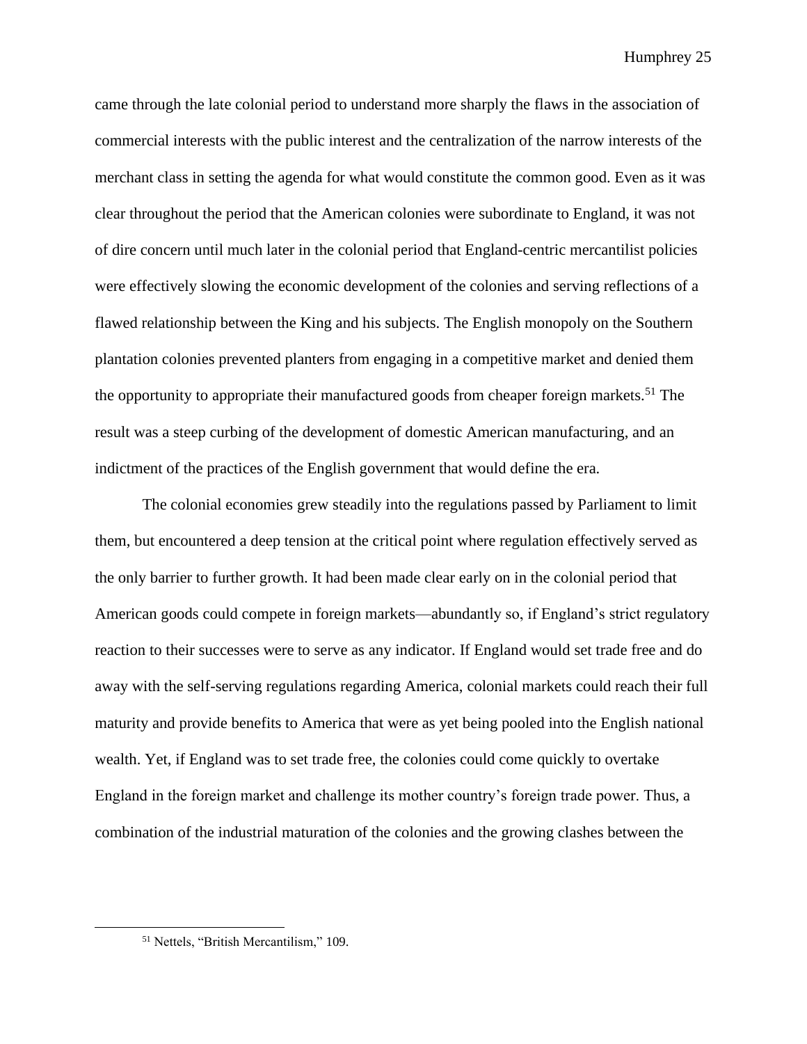came through the late colonial period to understand more sharply the flaws in the association of commercial interests with the public interest and the centralization of the narrow interests of the merchant class in setting the agenda for what would constitute the common good. Even as it was clear throughout the period that the American colonies were subordinate to England, it was not of dire concern until much later in the colonial period that England-centric mercantilist policies were effectively slowing the economic development of the colonies and serving reflections of a flawed relationship between the King and his subjects. The English monopoly on the Southern plantation colonies prevented planters from engaging in a competitive market and denied them the opportunity to appropriate their manufactured goods from cheaper foreign markets.[51] The result was a steep curbing of the development of domestic American manufacturing, and an indictment of the practices of the English government that would define the era.

The colonial economies grew steadily into the regulations passed by Parliament to limit them, but encountered a deep tension at the critical point where regulation effectively served as the only barrier to further growth. It had been made clear early on in the colonial period that American goods could compete in foreign markets—abundantly so, if England's strict regulatory reaction to their successes were to serve as any indicator. If England would set trade free and do away with the self-serving regulations regarding America, colonial markets could reach their full maturity and provide benefits to America that were as yet being pooled into the English national wealth. Yet, if England was to set trade free, the colonies could come quickly to overtake England in the foreign market and challenge its mother country's foreign trade power. Thus, a combination of the industrial maturation of the colonies and the growing clashes between the

[51] Nettels, "British Mercantilism," 109.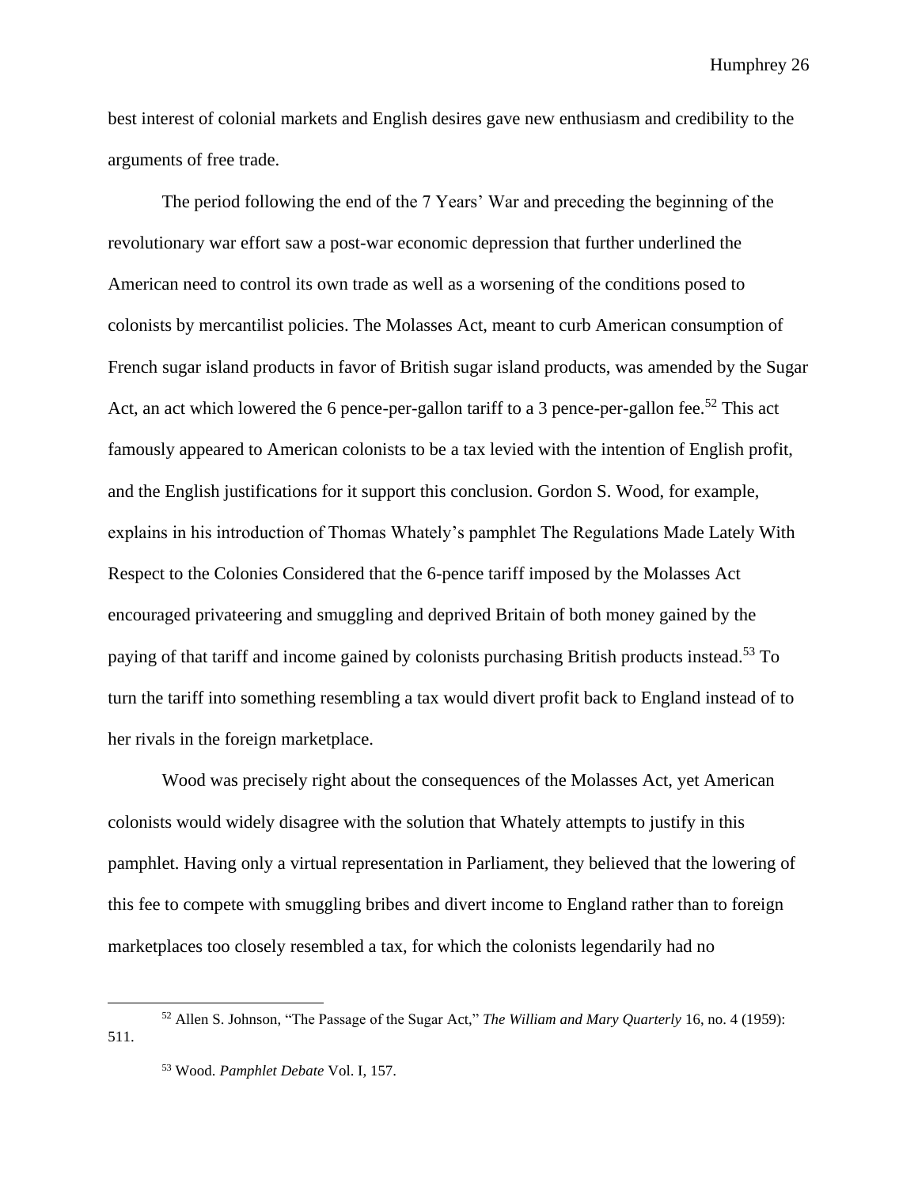best interest of colonial markets and English desires gave new enthusiasm and credibility to the arguments of free trade.

The period following the end of the 7 Years' War and preceding the beginning of the revolutionary war effort saw a post-war economic depression that further underlined the American need to control its own trade as well as a worsening of the conditions posed to colonists by mercantilist policies. The Molasses Act, meant to curb American consumption of French sugar island products in favor of British sugar island products, was amended by the Sugar Act, an act which lowered the 6 pence-per-gallon tariff to a 3 pence-per-gallon fee.[52] This act famously appeared to American colonists to be a tax levied with the intention of English profit, and the English justifications for it support this conclusion. Gordon S. Wood, for example, explains in his introduction of Thomas Whately's pamphlet The Regulations Made Lately With Respect to the Colonies Considered that the 6-pence tariff imposed by the Molasses Act encouraged privateering and smuggling and deprived Britain of both money gained by the paying of that tariff and income gained by colonists purchasing British products instead.[53] To turn the tariff into something resembling a tax would divert profit back to England instead of to her rivals in the foreign marketplace.

Wood was precisely right about the consequences of the Molasses Act, yet American colonists would widely disagree with the solution that Whately attempts to justify in this pamphlet. Having only a virtual representation in Parliament, they believed that the lowering of this fee to compete with smuggling bribes and divert income to England rather than to foreign marketplaces too closely resembled a tax, for which the colonists legendarily had no

---

[52] Allen S. Johnson, "The Passage of the Sugar Act," *The William and Mary Quarterly* 16, no. 4 (1959): 511.

[53] Wood. *Pamphlet Debate* Vol. I, 157.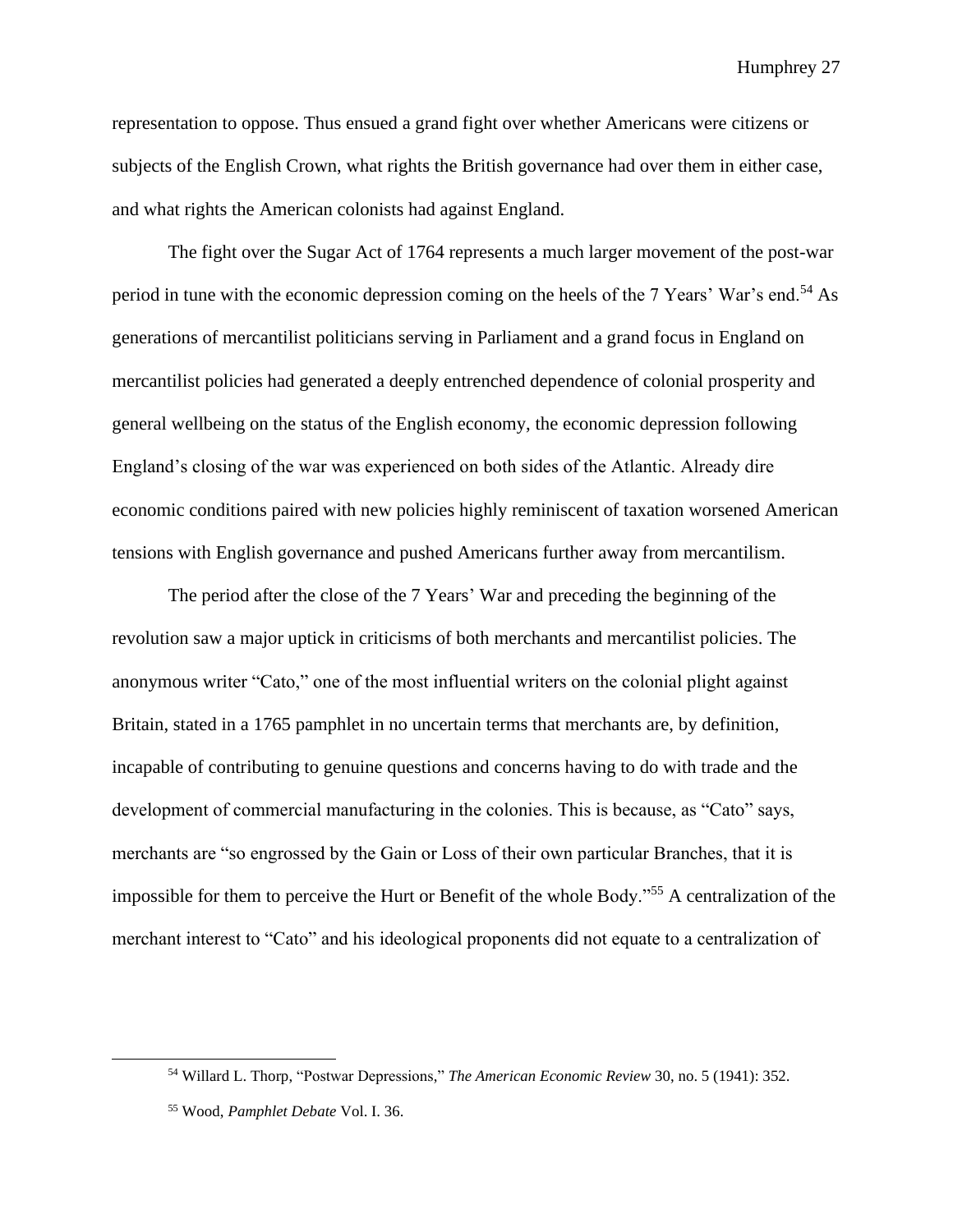representation to oppose. Thus ensued a grand fight over whether Americans were citizens or subjects of the English Crown, what rights the British governance had over them in either case, and what rights the American colonists had against England.

The fight over the Sugar Act of 1764 represents a much larger movement of the post-war period in tune with the economic depression coming on the heels of the 7 Years' War's end.[54] As generations of mercantilist politicians serving in Parliament and a grand focus in England on mercantilist policies had generated a deeply entrenched dependence of colonial prosperity and general wellbeing on the status of the English economy, the economic depression following England's closing of the war was experienced on both sides of the Atlantic. Already dire economic conditions paired with new policies highly reminiscent of taxation worsened American tensions with English governance and pushed Americans further away from mercantilism.

The period after the close of the 7 Years' War and preceding the beginning of the revolution saw a major uptick in criticisms of both merchants and mercantilist policies. The anonymous writer "Cato," one of the most influential writers on the colonial plight against Britain, stated in a 1765 pamphlet in no uncertain terms that merchants are, by definition, incapable of contributing to genuine questions and concerns having to do with trade and the development of commercial manufacturing in the colonies. This is because, as "Cato" says, merchants are "so engrossed by the Gain or Loss of their own particular Branches, that it is impossible for them to perceive the Hurt or Benefit of the whole Body."[55] A centralization of the merchant interest to "Cato" and his ideological proponents did not equate to a centralization of

[54] Willard L. Thorp, "Postwar Depressions," *The American Economic Review* 30, no. 5 (1941): 352.

[55] Wood, *Pamphlet Debate* Vol. I. 36.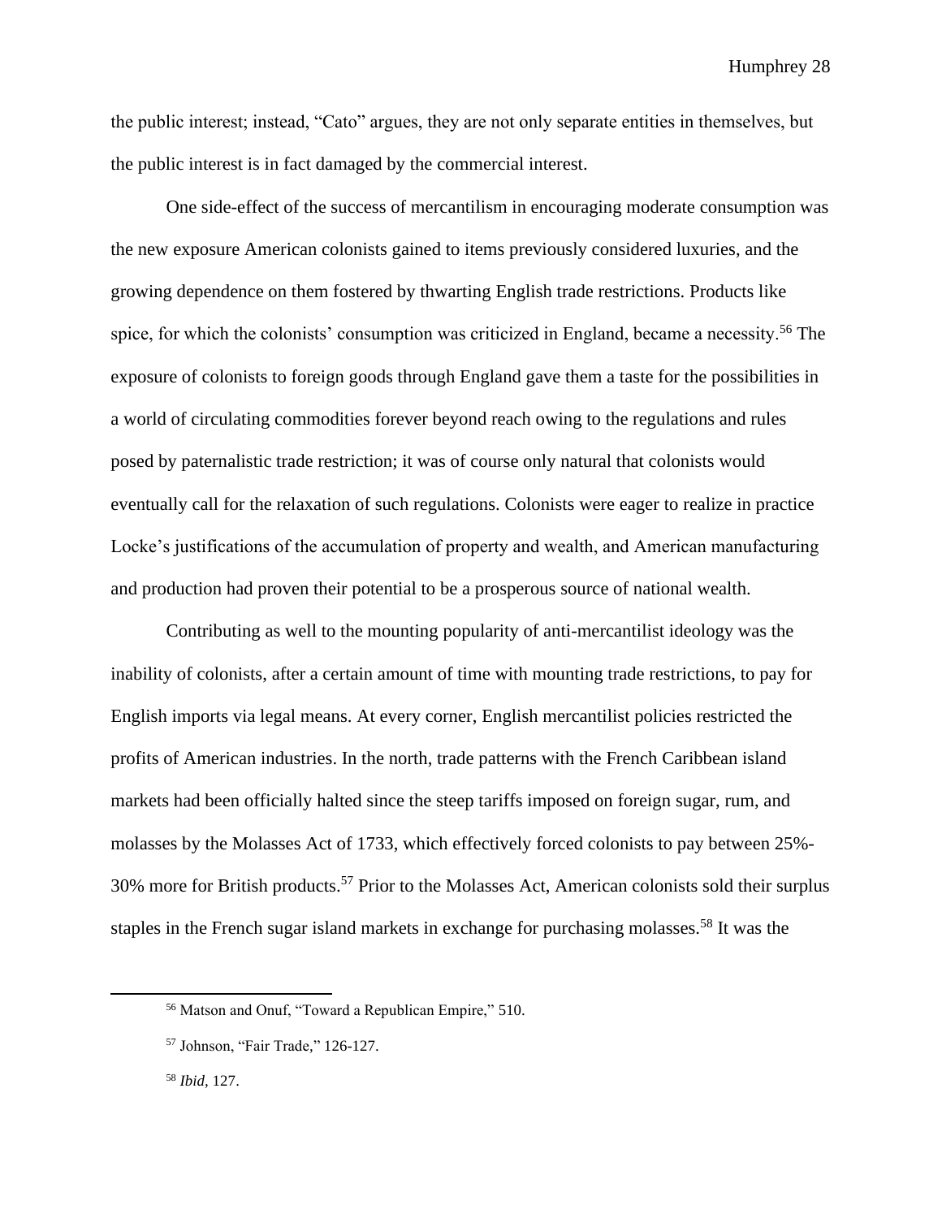the public interest; instead, "Cato" argues, they are not only separate entities in themselves, but the public interest is in fact damaged by the commercial interest.

One side-effect of the success of mercantilism in encouraging moderate consumption was the new exposure American colonists gained to items previously considered luxuries, and the growing dependence on them fostered by thwarting English trade restrictions. Products like spice, for which the colonists' consumption was criticized in England, became a necessity.[56] The exposure of colonists to foreign goods through England gave them a taste for the possibilities in a world of circulating commodities forever beyond reach owing to the regulations and rules posed by paternalistic trade restriction; it was of course only natural that colonists would eventually call for the relaxation of such regulations. Colonists were eager to realize in practice Locke's justifications of the accumulation of property and wealth, and American manufacturing and production had proven their potential to be a prosperous source of national wealth.

Contributing as well to the mounting popularity of anti-mercantilist ideology was the inability of colonists, after a certain amount of time with mounting trade restrictions, to pay for English imports via legal means. At every corner, English mercantilist policies restricted the profits of American industries. In the north, trade patterns with the French Caribbean island markets had been officially halted since the steep tariffs imposed on foreign sugar, rum, and molasses by the Molasses Act of 1733, which effectively forced colonists to pay between 25%-30% more for British products.[57] Prior to the Molasses Act, American colonists sold their surplus staples in the French sugar island markets in exchange for purchasing molasses.[58] It was the

---

[56] Matson and Onuf, "Toward a Republican Empire," 510.

[57] Johnson, "Fair Trade," 126-127.

[58] *Ibid*, 127.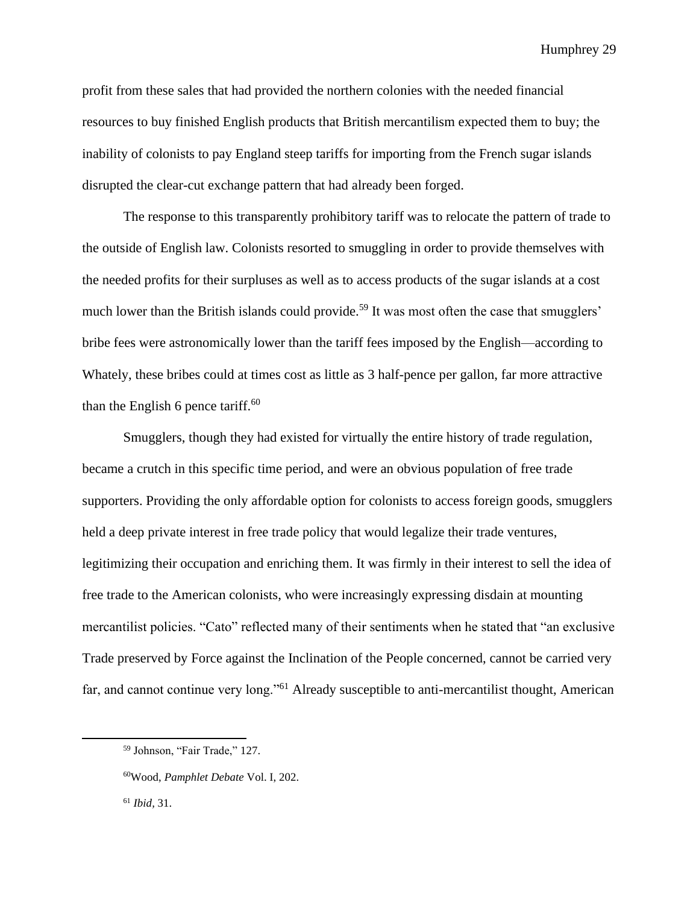profit from these sales that had provided the northern colonies with the needed financial resources to buy finished English products that British mercantilism expected them to buy; the inability of colonists to pay England steep tariffs for importing from the French sugar islands disrupted the clear-cut exchange pattern that had already been forged.

The response to this transparently prohibitory tariff was to relocate the pattern of trade to the outside of English law. Colonists resorted to smuggling in order to provide themselves with the needed profits for their surpluses as well as to access products of the sugar islands at a cost much lower than the British islands could provide.[59] It was most often the case that smugglers' bribe fees were astronomically lower than the tariff fees imposed by the English—according to Whately, these bribes could at times cost as little as 3 half-pence per gallon, far more attractive than the English 6 pence tariff.[60]

Smugglers, though they had existed for virtually the entire history of trade regulation, became a crutch in this specific time period, and were an obvious population of free trade supporters. Providing the only affordable option for colonists to access foreign goods, smugglers held a deep private interest in free trade policy that would legalize their trade ventures, legitimizing their occupation and enriching them. It was firmly in their interest to sell the idea of free trade to the American colonists, who were increasingly expressing disdain at mounting mercantilist policies. "Cato" reflected many of their sentiments when he stated that "an exclusive Trade preserved by Force against the Inclination of the People concerned, cannot be carried very far, and cannot continue very long."[61] Already susceptible to anti-mercantilist thought, American

[59] Johnson, "Fair Trade," 127.

[60] Wood, *Pamphlet Debate* Vol. I, 202.

[61] *Ibid*, 31.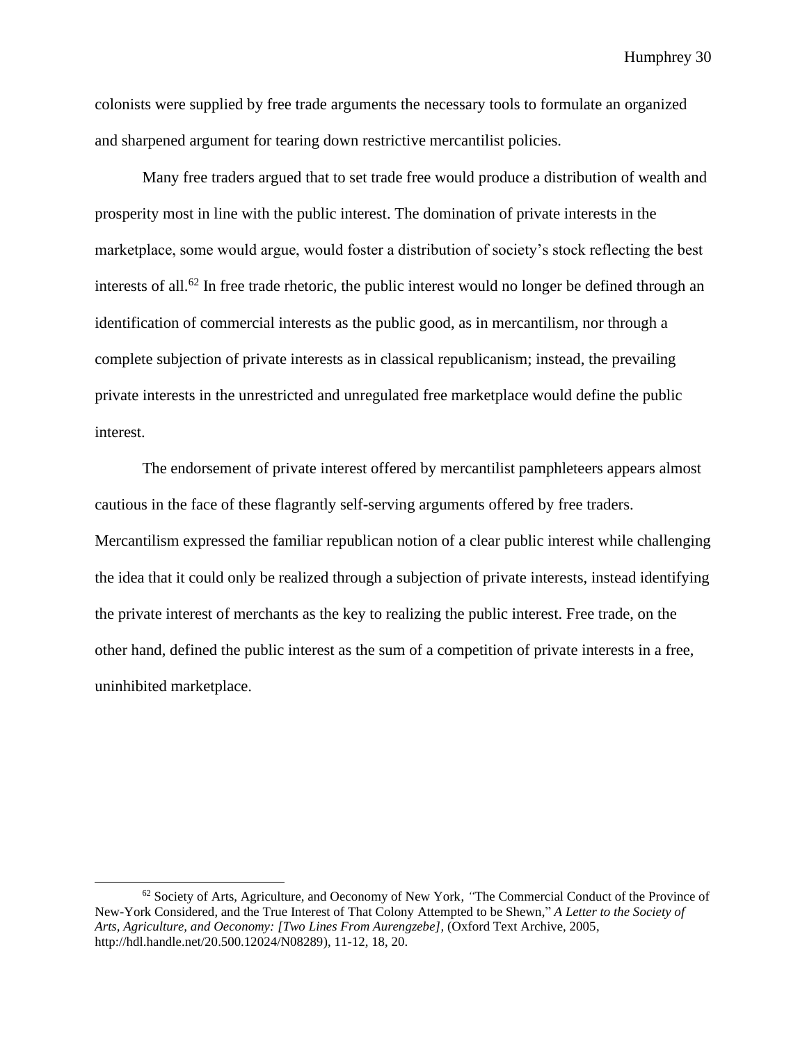colonists were supplied by free trade arguments the necessary tools to formulate an organized and sharpened argument for tearing down restrictive mercantilist policies.

Many free traders argued that to set trade free would produce a distribution of wealth and prosperity most in line with the public interest. The domination of private interests in the marketplace, some would argue, would foster a distribution of society's stock reflecting the best interests of all.[62] In free trade rhetoric, the public interest would no longer be defined through an identification of commercial interests as the public good, as in mercantilism, nor through a complete subjection of private interests as in classical republicanism; instead, the prevailing private interests in the unrestricted and unregulated free marketplace would define the public interest.

The endorsement of private interest offered by mercantilist pamphleteers appears almost cautious in the face of these flagrantly self-serving arguments offered by free traders. Mercantilism expressed the familiar republican notion of a clear public interest while challenging the idea that it could only be realized through a subjection of private interests, instead identifying the private interest of merchants as the key to realizing the public interest. Free trade, on the other hand, defined the public interest as the sum of a competition of private interests in a free, uninhibited marketplace.

---

[62] Society of Arts, Agriculture, and Oeconomy of New York, "The Commercial Conduct of the Province of New-York Considered, and the True Interest of That Colony Attempted to be Shewn," *A Letter to the Society of Arts, Agriculture, and Oeconomy: [Two Lines From Aurengzebe],* (Oxford Text Archive, 2005, http://hdl.handle.net/20.500.12024/N08289), 11-12, 18, 20.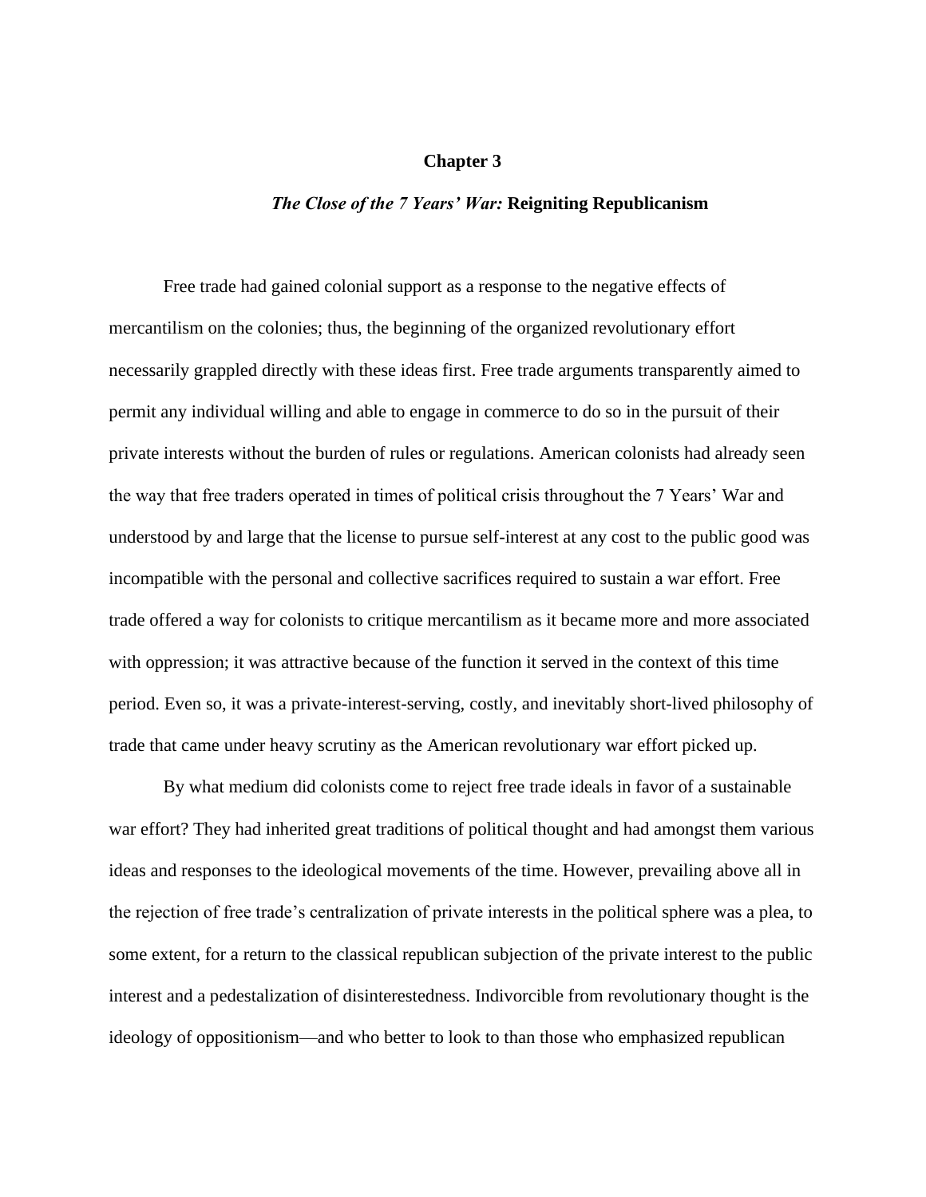# Chapter 3

## *The Close of the 7 Years' War:* Reigniting Republicanism

Free trade had gained colonial support as a response to the negative effects of mercantilism on the colonies; thus, the beginning of the organized revolutionary effort necessarily grappled directly with these ideas first. Free trade arguments transparently aimed to permit any individual willing and able to engage in commerce to do so in the pursuit of their private interests without the burden of rules or regulations. American colonists had already seen the way that free traders operated in times of political crisis throughout the 7 Years' War and understood by and large that the license to pursue self-interest at any cost to the public good was incompatible with the personal and collective sacrifices required to sustain a war effort. Free trade offered a way for colonists to critique mercantilism as it became more and more associated with oppression; it was attractive because of the function it served in the context of this time period. Even so, it was a private-interest-serving, costly, and inevitably short-lived philosophy of trade that came under heavy scrutiny as the American revolutionary war effort picked up.

By what medium did colonists come to reject free trade ideals in favor of a sustainable war effort? They had inherited great traditions of political thought and had amongst them various ideas and responses to the ideological movements of the time. However, prevailing above all in the rejection of free trade's centralization of private interests in the political sphere was a plea, to some extent, for a return to the classical republican subjection of the private interest to the public interest and a pedestalization of disinterestedness. Indivorcible from revolutionary thought is the ideology of oppositionism—and who better to look to than those who emphasized republican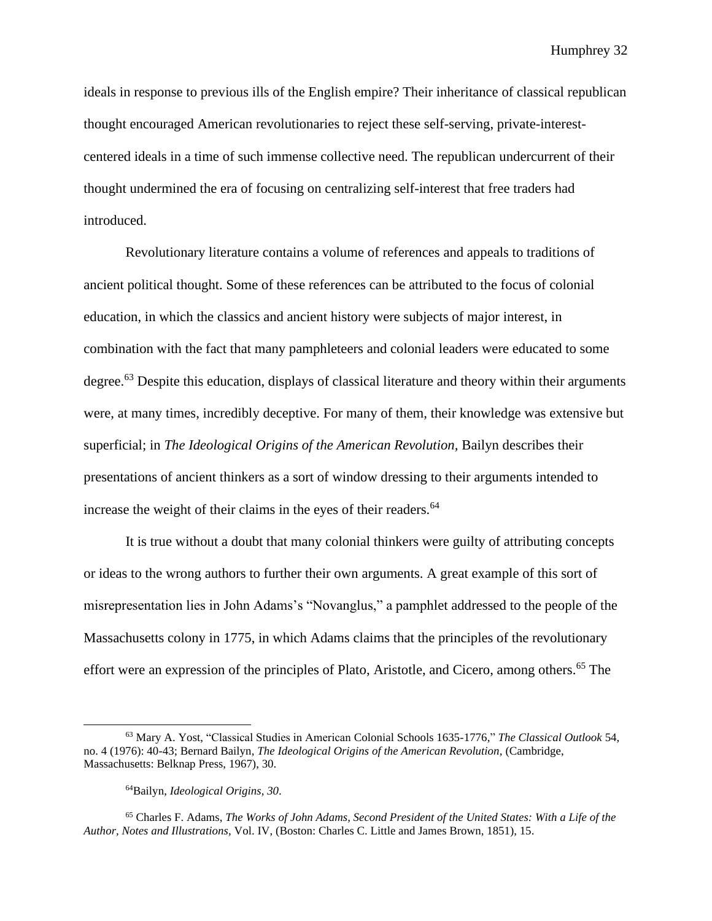ideals in response to previous ills of the English empire? Their inheritance of classical republican thought encouraged American revolutionaries to reject these self-serving, private-interest-centered ideals in a time of such immense collective need. The republican undercurrent of their thought undermined the era of focusing on centralizing self-interest that free traders had introduced.

Revolutionary literature contains a volume of references and appeals to traditions of ancient political thought. Some of these references can be attributed to the focus of colonial education, in which the classics and ancient history were subjects of major interest, in combination with the fact that many pamphleteers and colonial leaders were educated to some degree.[63] Despite this education, displays of classical literature and theory within their arguments were, at many times, incredibly deceptive. For many of them, their knowledge was extensive but superficial; in *The Ideological Origins of the American Revolution,* Bailyn describes their presentations of ancient thinkers as a sort of window dressing to their arguments intended to increase the weight of their claims in the eyes of their readers.[64]

It is true without a doubt that many colonial thinkers were guilty of attributing concepts or ideas to the wrong authors to further their own arguments. A great example of this sort of misrepresentation lies in John Adams's "Novanglus," a pamphlet addressed to the people of the Massachusetts colony in 1775, in which Adams claims that the principles of the revolutionary effort were an expression of the principles of Plato, Aristotle, and Cicero, among others.[65] The

---

[63] Mary A. Yost, "Classical Studies in American Colonial Schools 1635-1776," *The Classical Outlook* 54, no. 4 (1976): 40-43; Bernard Bailyn, *The Ideological Origins of the American Revolution*, (Cambridge, Massachusetts: Belknap Press, 1967), 30.

[64] Bailyn, *Ideological Origins, 30*.

[65] Charles F. Adams, *The Works of John Adams, Second President of the United States: With a Life of the Author, Notes and Illustrations,* Vol. IV, (Boston: Charles C. Little and James Brown, 1851), 15.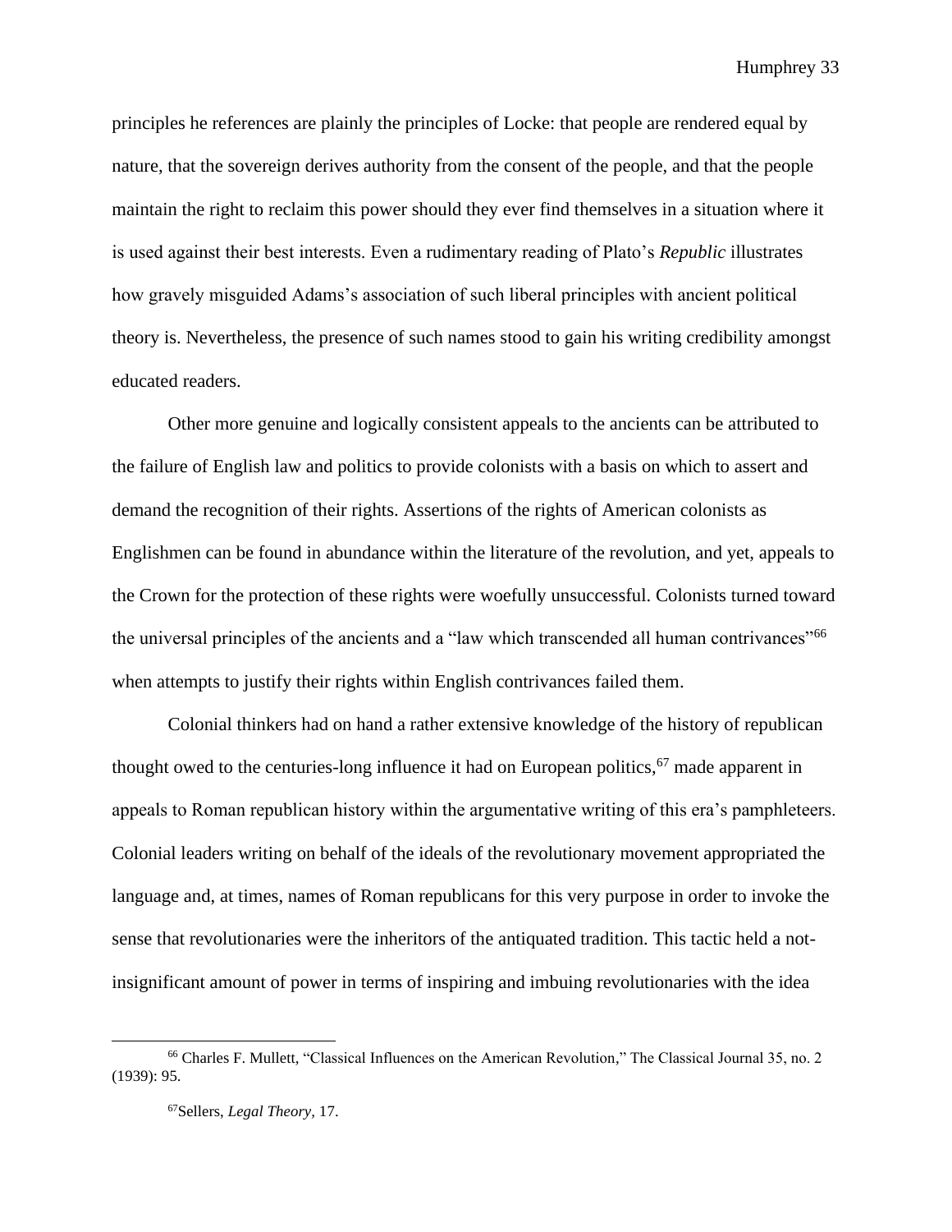principles he references are plainly the principles of Locke: that people are rendered equal by nature, that the sovereign derives authority from the consent of the people, and that the people maintain the right to reclaim this power should they ever find themselves in a situation where it is used against their best interests. Even a rudimentary reading of Plato's *Republic* illustrates how gravely misguided Adams's association of such liberal principles with ancient political theory is. Nevertheless, the presence of such names stood to gain his writing credibility amongst educated readers.

Other more genuine and logically consistent appeals to the ancients can be attributed to the failure of English law and politics to provide colonists with a basis on which to assert and demand the recognition of their rights. Assertions of the rights of American colonists as Englishmen can be found in abundance within the literature of the revolution, and yet, appeals to the Crown for the protection of these rights were woefully unsuccessful. Colonists turned toward the universal principles of the ancients and a "law which transcended all human contrivances"[66] when attempts to justify their rights within English contrivances failed them.

Colonial thinkers had on hand a rather extensive knowledge of the history of republican thought owed to the centuries-long influence it had on European politics,[67] made apparent in appeals to Roman republican history within the argumentative writing of this era's pamphleteers. Colonial leaders writing on behalf of the ideals of the revolutionary movement appropriated the language and, at times, names of Roman republicans for this very purpose in order to invoke the sense that revolutionaries were the inheritors of the antiquated tradition. This tactic held a not-insignificant amount of power in terms of inspiring and imbuing revolutionaries with the idea

---

[66] Charles F. Mullett, "Classical Influences on the American Revolution," The Classical Journal 35, no. 2 (1939): 95.

[67] Sellers, *Legal Theory*, 17.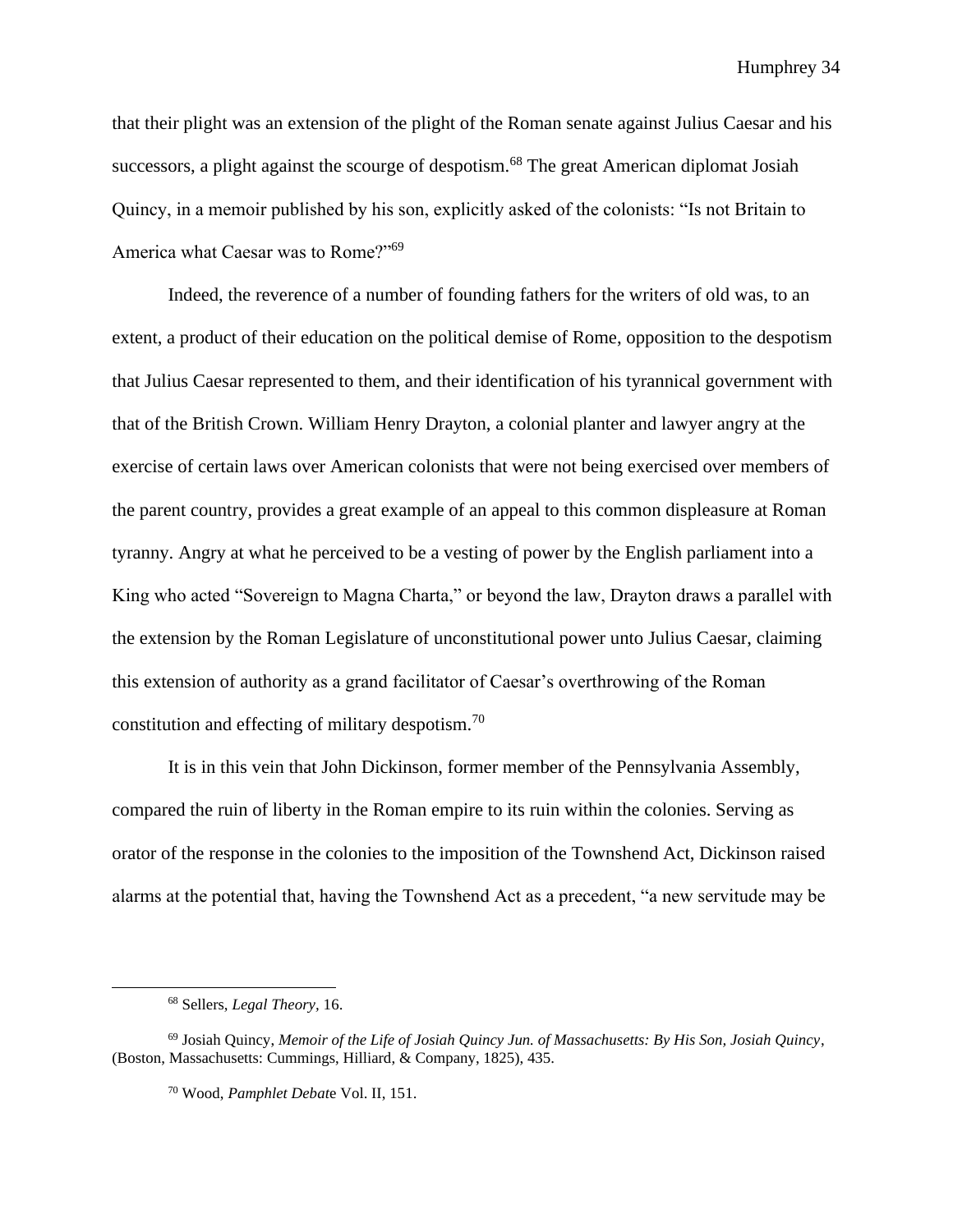that their plight was an extension of the plight of the Roman senate against Julius Caesar and his successors, a plight against the scourge of despotism.[68] The great American diplomat Josiah Quincy, in a memoir published by his son, explicitly asked of the colonists: "Is not Britain to America what Caesar was to Rome?"[69]

Indeed, the reverence of a number of founding fathers for the writers of old was, to an extent, a product of their education on the political demise of Rome, opposition to the despotism that Julius Caesar represented to them, and their identification of his tyrannical government with that of the British Crown. William Henry Drayton, a colonial planter and lawyer angry at the exercise of certain laws over American colonists that were not being exercised over members of the parent country, provides a great example of an appeal to this common displeasure at Roman tyranny. Angry at what he perceived to be a vesting of power by the English parliament into a King who acted "Sovereign to Magna Charta," or beyond the law, Drayton draws a parallel with the extension by the Roman Legislature of unconstitutional power unto Julius Caesar, claiming this extension of authority as a grand facilitator of Caesar's overthrowing of the Roman constitution and effecting of military despotism.[70]

It is in this vein that John Dickinson, former member of the Pennsylvania Assembly, compared the ruin of liberty in the Roman empire to its ruin within the colonies. Serving as orator of the response in the colonies to the imposition of the Townshend Act, Dickinson raised alarms at the potential that, having the Townshend Act as a precedent, "a new servitude may be

---

[68] Sellers, *Legal Theory*, 16.

[69] Josiah Quincy, *Memoir of the Life of Josiah Quincy Jun. of Massachusetts: By His Son, Josiah Quincy*, (Boston, Massachusetts: Cummings, Hilliard, & Company, 1825), 435.

[70] Wood, *Pamphlet Debate* Vol. II, 151.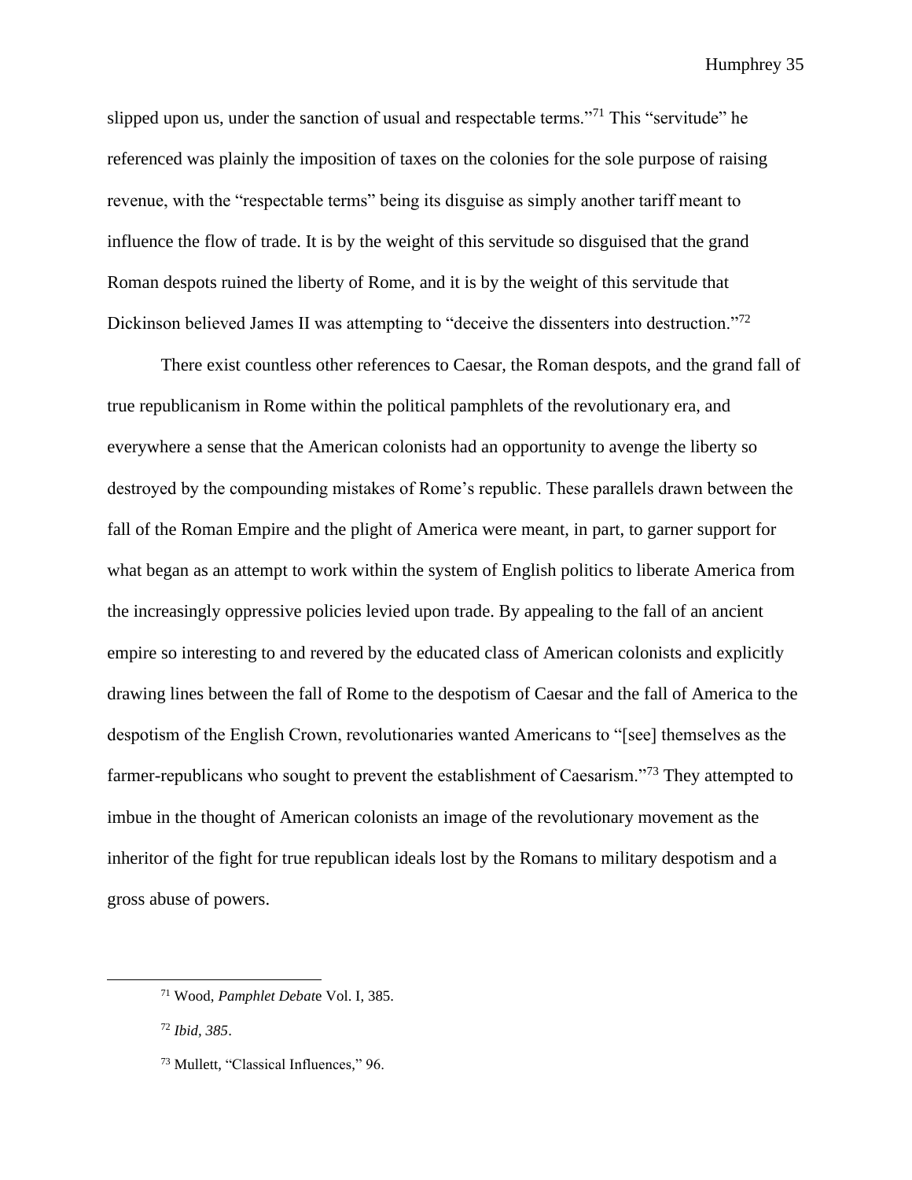slipped upon us, under the sanction of usual and respectable terms."[71] This "servitude" he referenced was plainly the imposition of taxes on the colonies for the sole purpose of raising revenue, with the "respectable terms" being its disguise as simply another tariff meant to influence the flow of trade. It is by the weight of this servitude so disguised that the grand Roman despots ruined the liberty of Rome, and it is by the weight of this servitude that Dickinson believed James II was attempting to "deceive the dissenters into destruction."[72]

There exist countless other references to Caesar, the Roman despots, and the grand fall of true republicanism in Rome within the political pamphlets of the revolutionary era, and everywhere a sense that the American colonists had an opportunity to avenge the liberty so destroyed by the compounding mistakes of Rome's republic. These parallels drawn between the fall of the Roman Empire and the plight of America were meant, in part, to garner support for what began as an attempt to work within the system of English politics to liberate America from the increasingly oppressive policies levied upon trade. By appealing to the fall of an ancient empire so interesting to and revered by the educated class of American colonists and explicitly drawing lines between the fall of Rome to the despotism of Caesar and the fall of America to the despotism of the English Crown, revolutionaries wanted Americans to "[see] themselves as the farmer-republicans who sought to prevent the establishment of Caesarism."[73] They attempted to imbue in the thought of American colonists an image of the revolutionary movement as the inheritor of the fight for true republican ideals lost by the Romans to military despotism and a gross abuse of powers.

---

[71] Wood, *Pamphlet Debate* Vol. I, 385.

[72] *Ibid, 385*.

[73] Mullett, "Classical Influences," 96.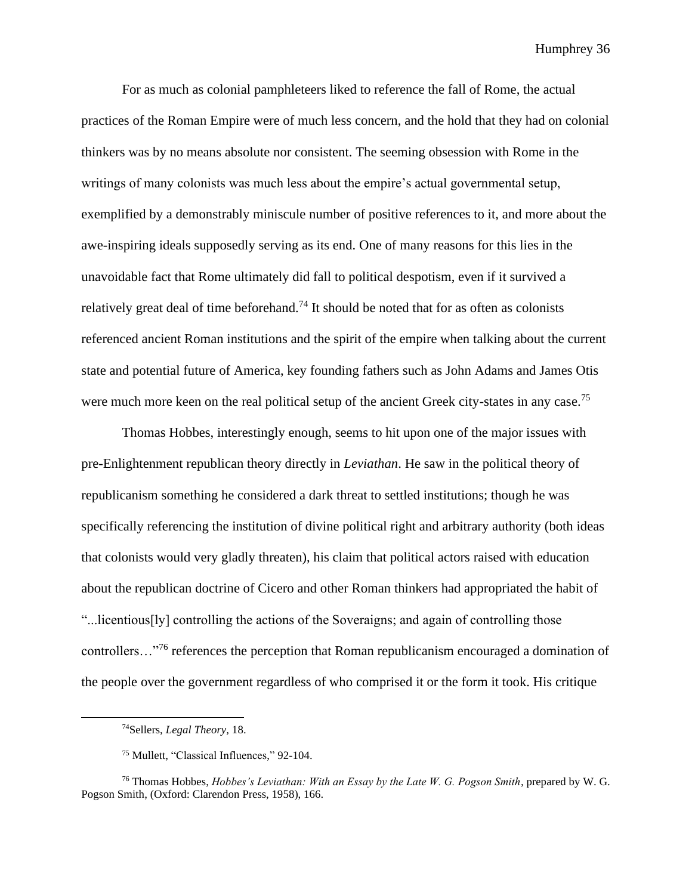For as much as colonial pamphleteers liked to reference the fall of Rome, the actual practices of the Roman Empire were of much less concern, and the hold that they had on colonial thinkers was by no means absolute nor consistent. The seeming obsession with Rome in the writings of many colonists was much less about the empire's actual governmental setup, exemplified by a demonstrably miniscule number of positive references to it, and more about the awe-inspiring ideals supposedly serving as its end. One of many reasons for this lies in the unavoidable fact that Rome ultimately did fall to political despotism, even if it survived a relatively great deal of time beforehand.[74] It should be noted that for as often as colonists referenced ancient Roman institutions and the spirit of the empire when talking about the current state and potential future of America, key founding fathers such as John Adams and James Otis were much more keen on the real political setup of the ancient Greek city-states in any case.[75]

Thomas Hobbes, interestingly enough, seems to hit upon one of the major issues with pre-Enlightenment republican theory directly in *Leviathan*. He saw in the political theory of republicanism something he considered a dark threat to settled institutions; though he was specifically referencing the institution of divine political right and arbitrary authority (both ideas that colonists would very gladly threaten), his claim that political actors raised with education about the republican doctrine of Cicero and other Roman thinkers had appropriated the habit of "...licentious[ly] controlling the actions of the Soveraigns; and again of controlling those controllers…"[76] references the perception that Roman republicanism encouraged a domination of the people over the government regardless of who comprised it or the form it took. His critique

---

[74] Sellers, *Legal Theory,* 18.

[75] Mullett, "Classical Influences," 92-104.

[76] Thomas Hobbes, *Hobbes's Leviathan: With an Essay by the Late W. G. Pogson Smith*, prepared by W. G. Pogson Smith, (Oxford: Clarendon Press, 1958), 166.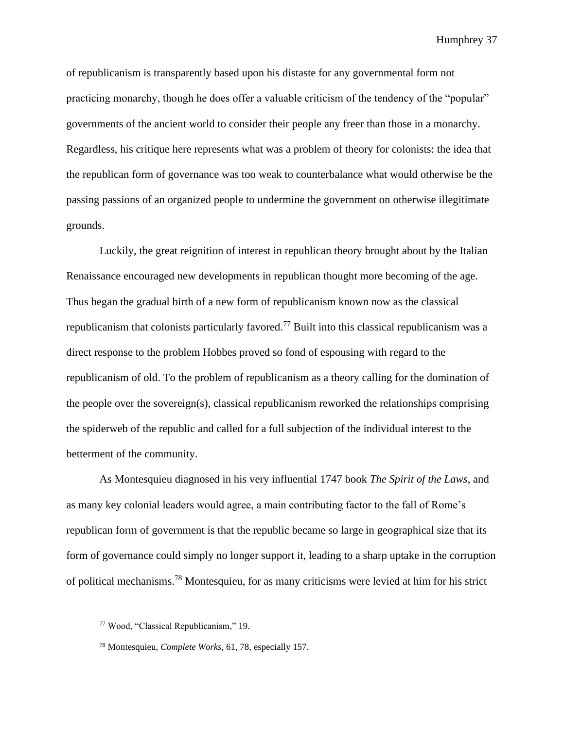of republicanism is transparently based upon his distaste for any governmental form not practicing monarchy, though he does offer a valuable criticism of the tendency of the "popular" governments of the ancient world to consider their people any freer than those in a monarchy. Regardless, his critique here represents what was a problem of theory for colonists: the idea that the republican form of governance was too weak to counterbalance what would otherwise be the passing passions of an organized people to undermine the government on otherwise illegitimate grounds.

Luckily, the great reignition of interest in republican theory brought about by the Italian Renaissance encouraged new developments in republican thought more becoming of the age. Thus began the gradual birth of a new form of republicanism known now as the classical republicanism that colonists particularly favored.[77] Built into this classical republicanism was a direct response to the problem Hobbes proved so fond of espousing with regard to the republicanism of old. To the problem of republicanism as a theory calling for the domination of the people over the sovereign(s), classical republicanism reworked the relationships comprising the spiderweb of the republic and called for a full subjection of the individual interest to the betterment of the community.

As Montesquieu diagnosed in his very influential 1747 book *The Spirit of the Laws*, and as many key colonial leaders would agree, a main contributing factor to the fall of Rome's republican form of government is that the republic became so large in geographical size that its form of governance could simply no longer support it, leading to a sharp uptake in the corruption of political mechanisms.[78] Montesquieu, for as many criticisms were levied at him for his strict

---

[77] Wood, "Classical Republicanism," 19.

[78] Montesquieu, *Complete Works,* 61, 78, especially 157.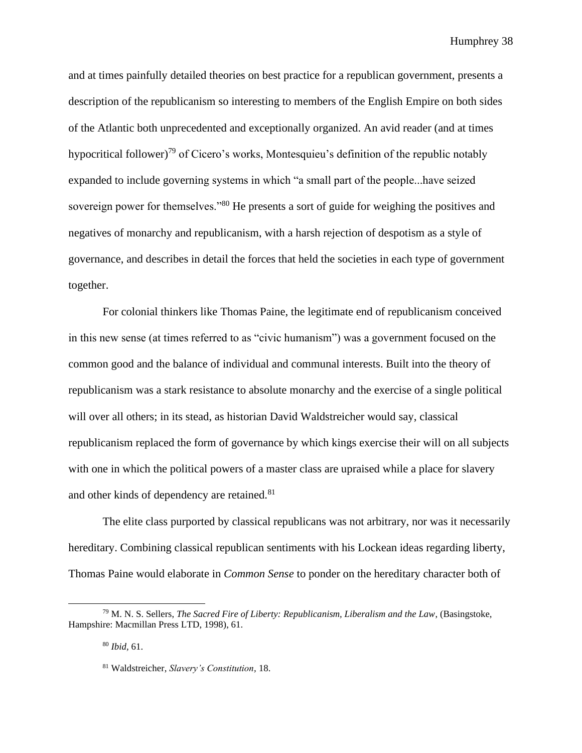and at times painfully detailed theories on best practice for a republican government, presents a description of the republicanism so interesting to members of the English Empire on both sides of the Atlantic both unprecedented and exceptionally organized. An avid reader (and at times hypocritical follower)[79] of Cicero's works, Montesquieu's definition of the republic notably expanded to include governing systems in which "a small part of the people...have seized sovereign power for themselves."[80] He presents a sort of guide for weighing the positives and negatives of monarchy and republicanism, with a harsh rejection of despotism as a style of governance, and describes in detail the forces that held the societies in each type of government together.

For colonial thinkers like Thomas Paine, the legitimate end of republicanism conceived in this new sense (at times referred to as "civic humanism") was a government focused on the common good and the balance of individual and communal interests. Built into the theory of republicanism was a stark resistance to absolute monarchy and the exercise of a single political will over all others; in its stead, as historian David Waldstreicher would say, classical republicanism replaced the form of governance by which kings exercise their will on all subjects with one in which the political powers of a master class are upraised while a place for slavery and other kinds of dependency are retained.[81]

The elite class purported by classical republicans was not arbitrary, nor was it necessarily hereditary. Combining classical republican sentiments with his Lockean ideas regarding liberty, Thomas Paine would elaborate in *Common Sense* to ponder on the hereditary character both of

---

[79] M. N. S. Sellers, *The Sacred Fire of Liberty: Republicanism, Liberalism and the Law*, (Basingstoke, Hampshire: Macmillan Press LTD, 1998), 61.

[80] *Ibid*, 61.

[81] Waldstreicher, *Slavery's Constitution*, 18.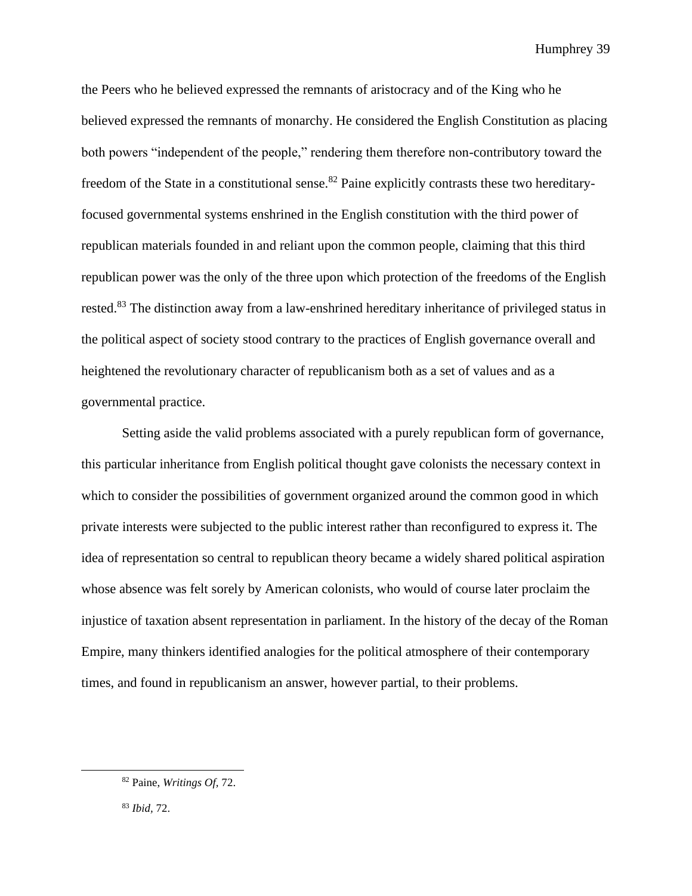the Peers who he believed expressed the remnants of aristocracy and of the King who he believed expressed the remnants of monarchy. He considered the English Constitution as placing both powers "independent of the people," rendering them therefore non-contributory toward the freedom of the State in a constitutional sense.[82] Paine explicitly contrasts these two hereditary-focused governmental systems enshrined in the English constitution with the third power of republican materials founded in and reliant upon the common people, claiming that this third republican power was the only of the three upon which protection of the freedoms of the English rested.[83] The distinction away from a law-enshrined hereditary inheritance of privileged status in the political aspect of society stood contrary to the practices of English governance overall and heightened the revolutionary character of republicanism both as a set of values and as a governmental practice.

Setting aside the valid problems associated with a purely republican form of governance, this particular inheritance from English political thought gave colonists the necessary context in which to consider the possibilities of government organized around the common good in which private interests were subjected to the public interest rather than reconfigured to express it. The idea of representation so central to republican theory became a widely shared political aspiration whose absence was felt sorely by American colonists, who would of course later proclaim the injustice of taxation absent representation in parliament. In the history of the decay of the Roman Empire, many thinkers identified analogies for the political atmosphere of their contemporary times, and found in republicanism an answer, however partial, to their problems.

---

[82] Paine, *Writings Of*, 72.

[83] *Ibid*, 72.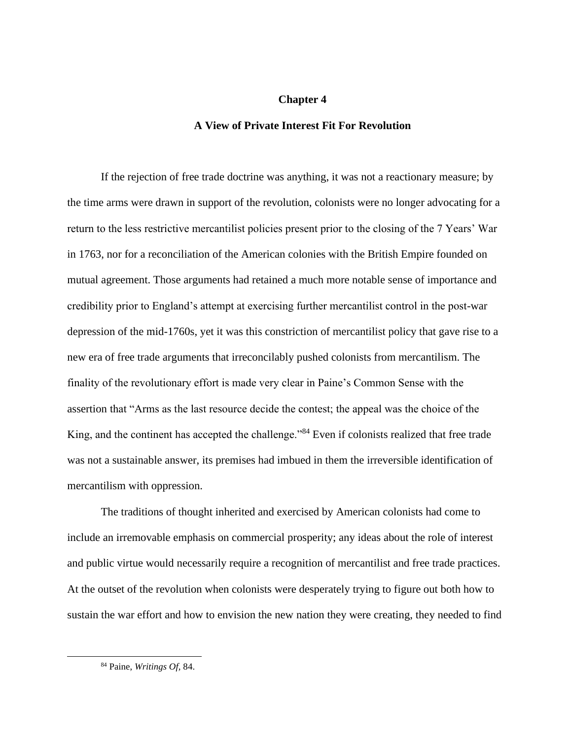# Chapter 4

## A View of Private Interest Fit For Revolution

If the rejection of free trade doctrine was anything, it was not a reactionary measure; by the time arms were drawn in support of the revolution, colonists were no longer advocating for a return to the less restrictive mercantilist policies present prior to the closing of the 7 Years' War in 1763, nor for a reconciliation of the American colonies with the British Empire founded on mutual agreement. Those arguments had retained a much more notable sense of importance and credibility prior to England's attempt at exercising further mercantilist control in the post-war depression of the mid-1760s, yet it was this constriction of mercantilist policy that gave rise to a new era of free trade arguments that irreconcilably pushed colonists from mercantilism. The finality of the revolutionary effort is made very clear in Paine's Common Sense with the assertion that "Arms as the last resource decide the contest; the appeal was the choice of the King, and the continent has accepted the challenge."[84] Even if colonists realized that free trade was not a sustainable answer, its premises had imbued in them the irreversible identification of mercantilism with oppression.

The traditions of thought inherited and exercised by American colonists had come to include an irremovable emphasis on commercial prosperity; any ideas about the role of interest and public virtue would necessarily require a recognition of mercantilist and free trade practices. At the outset of the revolution when colonists were desperately trying to figure out both how to sustain the war effort and how to envision the new nation they were creating, they needed to find

[84] Paine, *Writings Of,* 84.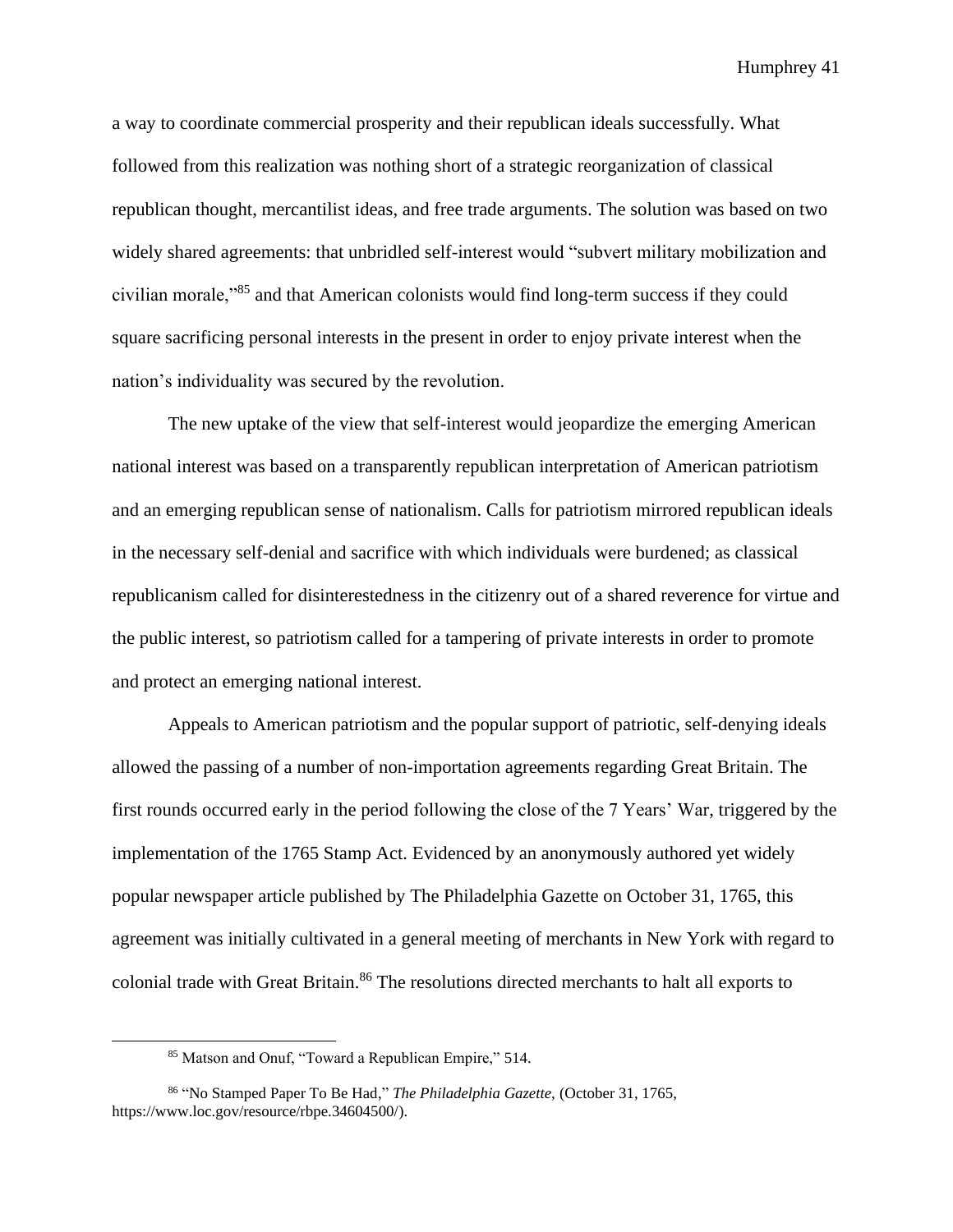a way to coordinate commercial prosperity and their republican ideals successfully. What followed from this realization was nothing short of a strategic reorganization of classical republican thought, mercantilist ideas, and free trade arguments. The solution was based on two widely shared agreements: that unbridled self-interest would "subvert military mobilization and civilian morale,"[85] and that American colonists would find long-term success if they could square sacrificing personal interests in the present in order to enjoy private interest when the nation's individuality was secured by the revolution.

The new uptake of the view that self-interest would jeopardize the emerging American national interest was based on a transparently republican interpretation of American patriotism and an emerging republican sense of nationalism. Calls for patriotism mirrored republican ideals in the necessary self-denial and sacrifice with which individuals were burdened; as classical republicanism called for disinterestedness in the citizenry out of a shared reverence for virtue and the public interest, so patriotism called for a tampering of private interests in order to promote and protect an emerging national interest.

Appeals to American patriotism and the popular support of patriotic, self-denying ideals allowed the passing of a number of non-importation agreements regarding Great Britain. The first rounds occurred early in the period following the close of the 7 Years' War, triggered by the implementation of the 1765 Stamp Act. Evidenced by an anonymously authored yet widely popular newspaper article published by The Philadelphia Gazette on October 31, 1765, this agreement was initially cultivated in a general meeting of merchants in New York with regard to colonial trade with Great Britain.[86] The resolutions directed merchants to halt all exports to

---

[85] Matson and Onuf, "Toward a Republican Empire," 514.

[86] "No Stamped Paper To Be Had," *The Philadelphia Gazette,* (October 31, 1765, https://www.loc.gov/resource/rbpe.34604500/).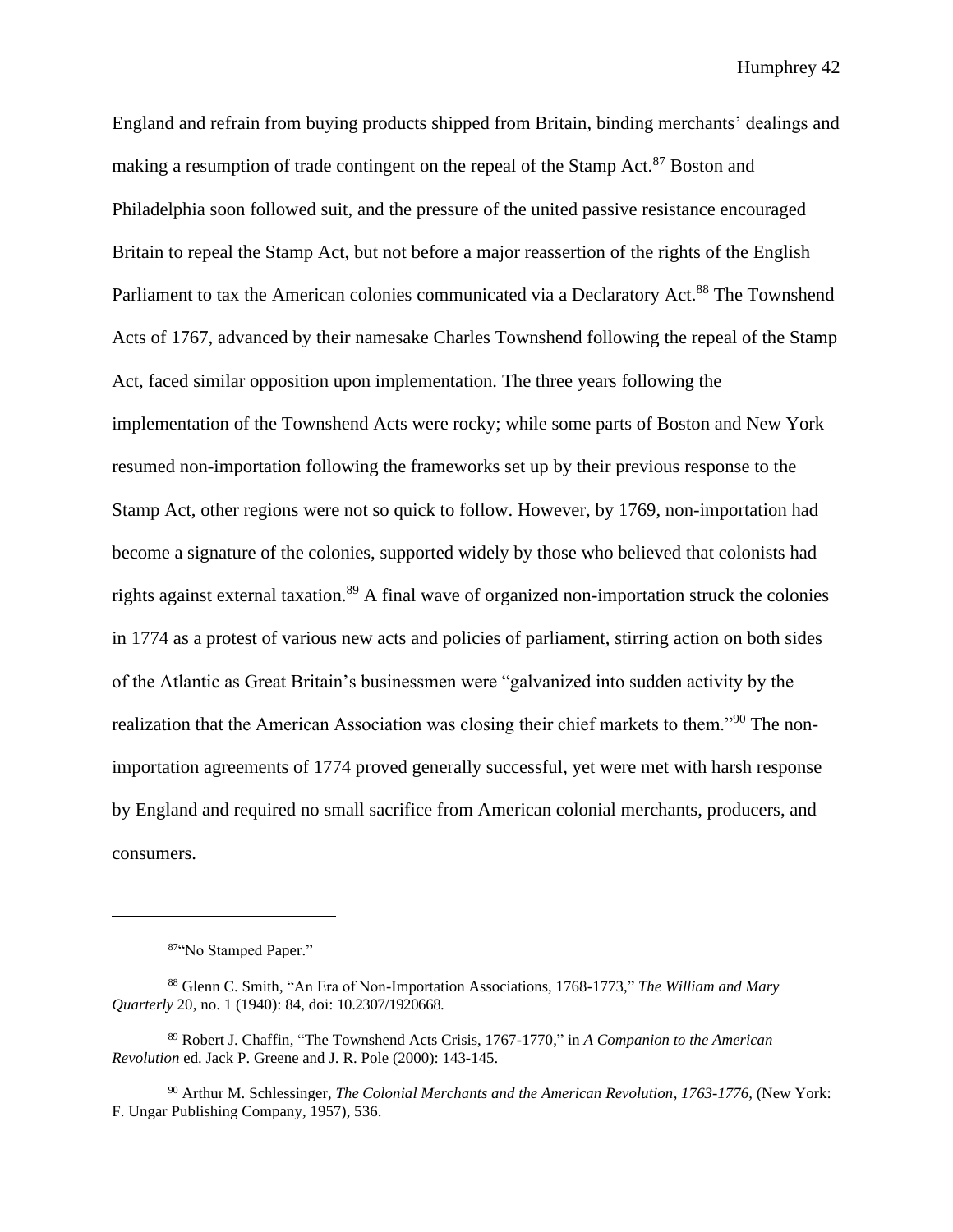England and refrain from buying products shipped from Britain, binding merchants' dealings and making a resumption of trade contingent on the repeal of the Stamp Act.[87] Boston and Philadelphia soon followed suit, and the pressure of the united passive resistance encouraged Britain to repeal the Stamp Act, but not before a major reassertion of the rights of the English Parliament to tax the American colonies communicated via a Declaratory Act.[88] The Townshend Acts of 1767, advanced by their namesake Charles Townshend following the repeal of the Stamp Act, faced similar opposition upon implementation. The three years following the implementation of the Townshend Acts were rocky; while some parts of Boston and New York resumed non-importation following the frameworks set up by their previous response to the Stamp Act, other regions were not so quick to follow. However, by 1769, non-importation had become a signature of the colonies, supported widely by those who believed that colonists had rights against external taxation.[89] A final wave of organized non-importation struck the colonies in 1774 as a protest of various new acts and policies of parliament, stirring action on both sides of the Atlantic as Great Britain's businessmen were "galvanized into sudden activity by the realization that the American Association was closing their chief markets to them."[90] The non-importation agreements of 1774 proved generally successful, yet were met with harsh response by England and required no small sacrifice from American colonial merchants, producers, and consumers.

---

[87] "No Stamped Paper."

[88] Glenn C. Smith, "An Era of Non-Importation Associations, 1768-1773," *The William and Mary Quarterly* 20, no. 1 (1940): 84, doi: 10.2307/1920668.

[89] Robert J. Chaffin, "The Townshend Acts Crisis, 1767-1770," in *A Companion to the American Revolution* ed. Jack P. Greene and J. R. Pole (2000): 143-145.

[90] Arthur M. Schlessinger, *The Colonial Merchants and the American Revolution, 1763-1776,* (New York: F. Ungar Publishing Company, 1957), 536.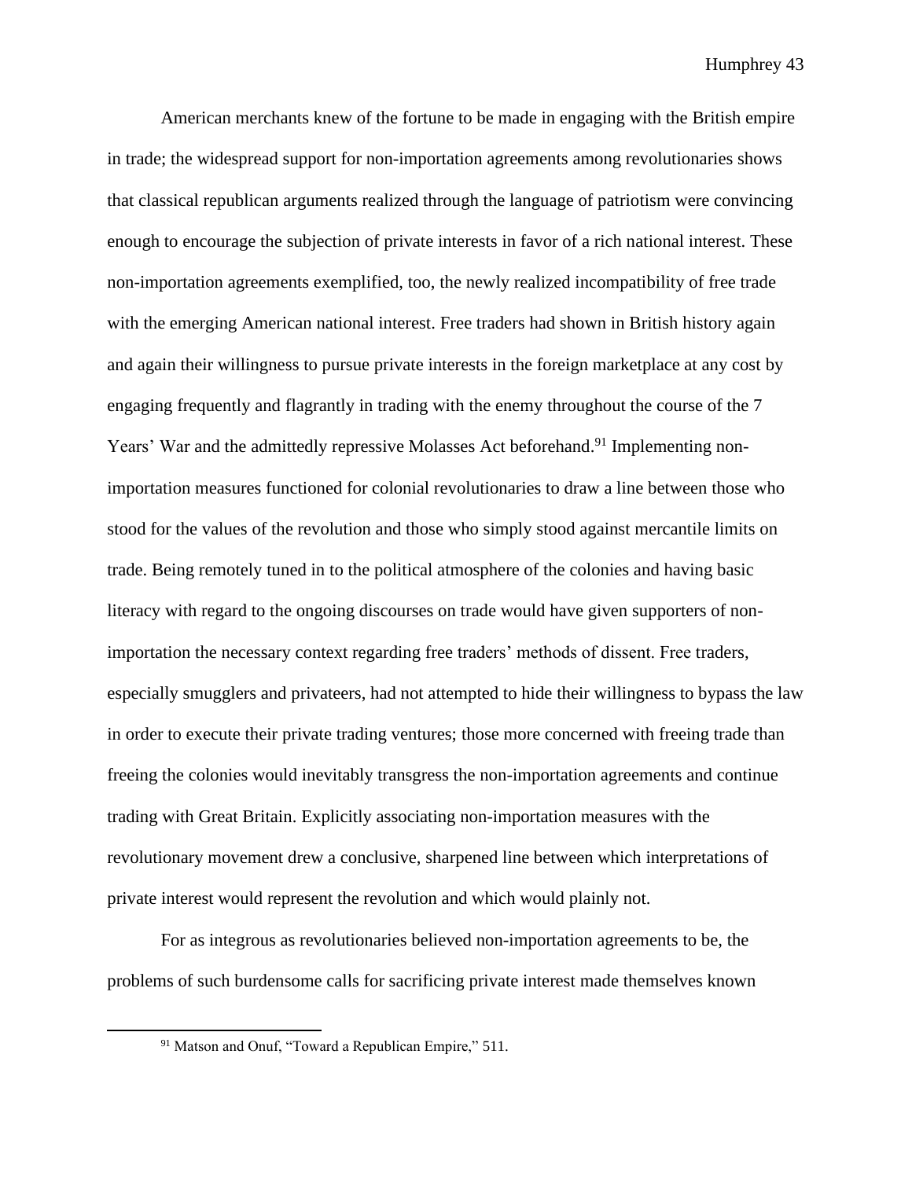American merchants knew of the fortune to be made in engaging with the British empire in trade; the widespread support for non-importation agreements among revolutionaries shows that classical republican arguments realized through the language of patriotism were convincing enough to encourage the subjection of private interests in favor of a rich national interest. These non-importation agreements exemplified, too, the newly realized incompatibility of free trade with the emerging American national interest. Free traders had shown in British history again and again their willingness to pursue private interests in the foreign marketplace at any cost by engaging frequently and flagrantly in trading with the enemy throughout the course of the 7 Years' War and the admittedly repressive Molasses Act beforehand.[91] Implementing non-importation measures functioned for colonial revolutionaries to draw a line between those who stood for the values of the revolution and those who simply stood against mercantile limits on trade. Being remotely tuned in to the political atmosphere of the colonies and having basic literacy with regard to the ongoing discourses on trade would have given supporters of non-importation the necessary context regarding free traders' methods of dissent. Free traders, especially smugglers and privateers, had not attempted to hide their willingness to bypass the law in order to execute their private trading ventures; those more concerned with freeing trade than freeing the colonies would inevitably transgress the non-importation agreements and continue trading with Great Britain. Explicitly associating non-importation measures with the revolutionary movement drew a conclusive, sharpened line between which interpretations of private interest would represent the revolution and which would plainly not.

For as integrous as revolutionaries believed non-importation agreements to be, the problems of such burdensome calls for sacrificing private interest made themselves known

[91] Matson and Onuf, "Toward a Republican Empire," 511.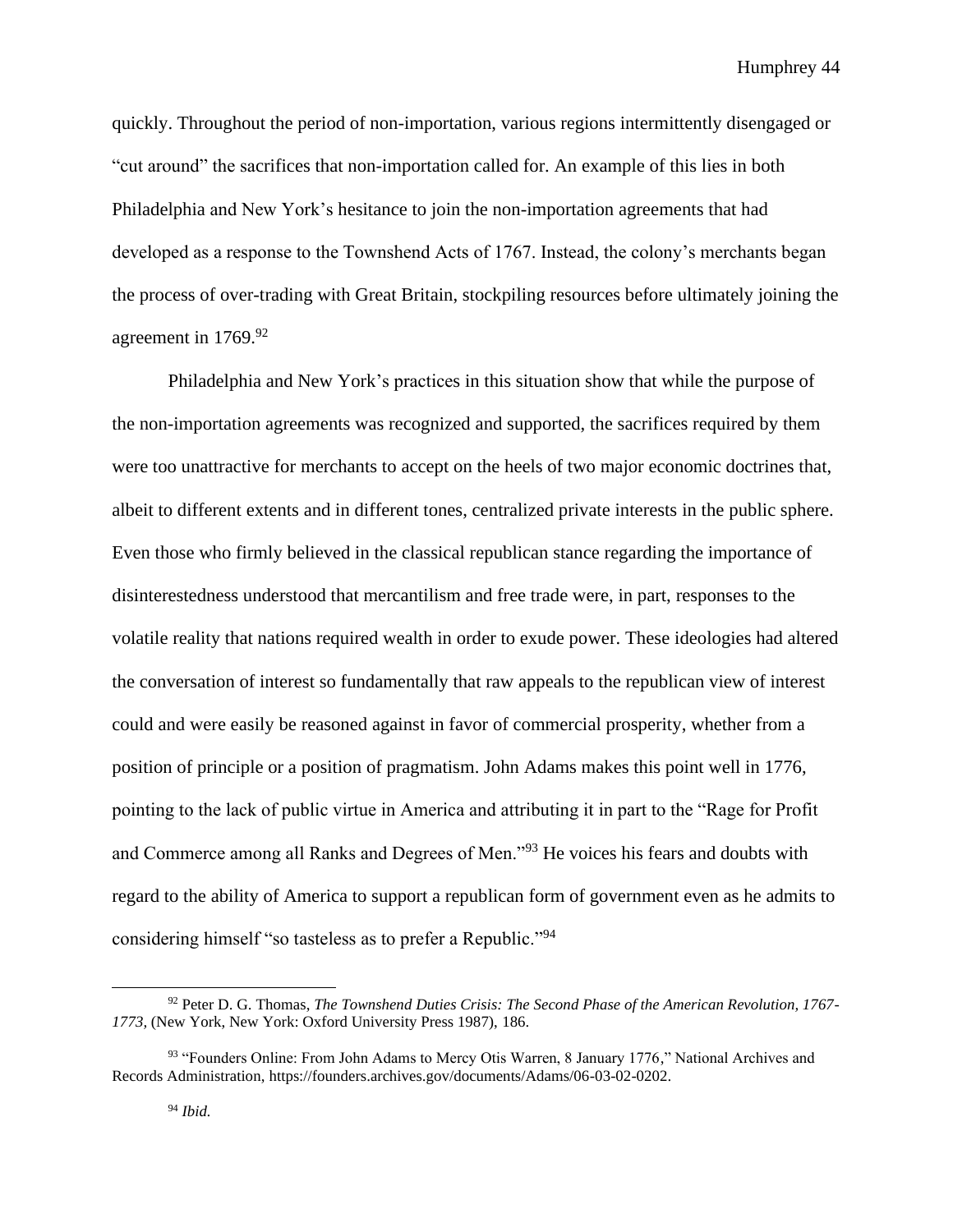quickly. Throughout the period of non-importation, various regions intermittently disengaged or "cut around" the sacrifices that non-importation called for. An example of this lies in both Philadelphia and New York's hesitance to join the non-importation agreements that had developed as a response to the Townshend Acts of 1767. Instead, the colony's merchants began the process of over-trading with Great Britain, stockpiling resources before ultimately joining the agreement in 1769.[92]

Philadelphia and New York's practices in this situation show that while the purpose of the non-importation agreements was recognized and supported, the sacrifices required by them were too unattractive for merchants to accept on the heels of two major economic doctrines that, albeit to different extents and in different tones, centralized private interests in the public sphere. Even those who firmly believed in the classical republican stance regarding the importance of disinterestedness understood that mercantilism and free trade were, in part, responses to the volatile reality that nations required wealth in order to exude power. These ideologies had altered the conversation of interest so fundamentally that raw appeals to the republican view of interest could and were easily be reasoned against in favor of commercial prosperity, whether from a position of principle or a position of pragmatism. John Adams makes this point well in 1776, pointing to the lack of public virtue in America and attributing it in part to the "Rage for Profit and Commerce among all Ranks and Degrees of Men."[93] He voices his fears and doubts with regard to the ability of America to support a republican form of government even as he admits to considering himself "so tasteless as to prefer a Republic."[94]

---

[92] Peter D. G. Thomas, *The Townshend Duties Crisis: The Second Phase of the American Revolution, 1767-1773*, (New York, New York: Oxford University Press 1987), 186.

[93] "Founders Online: From John Adams to Mercy Otis Warren, 8 January 1776," National Archives and Records Administration, https://founders.archives.gov/documents/Adams/06-03-02-0202.

[94] *Ibid.*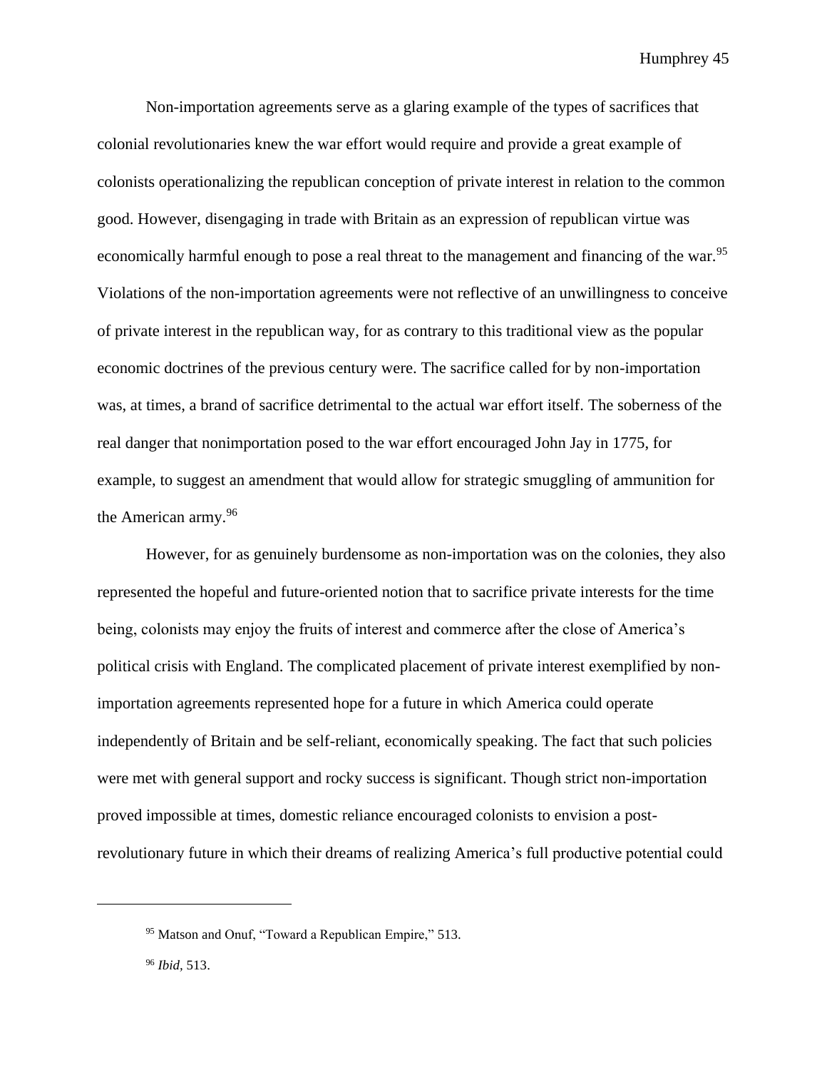Non-importation agreements serve as a glaring example of the types of sacrifices that colonial revolutionaries knew the war effort would require and provide a great example of colonists operationalizing the republican conception of private interest in relation to the common good. However, disengaging in trade with Britain as an expression of republican virtue was economically harmful enough to pose a real threat to the management and financing of the war.[95] Violations of the non-importation agreements were not reflective of an unwillingness to conceive of private interest in the republican way, for as contrary to this traditional view as the popular economic doctrines of the previous century were. The sacrifice called for by non-importation was, at times, a brand of sacrifice detrimental to the actual war effort itself. The soberness of the real danger that nonimportation posed to the war effort encouraged John Jay in 1775, for example, to suggest an amendment that would allow for strategic smuggling of ammunition for the American army.[96]

However, for as genuinely burdensome as non-importation was on the colonies, they also represented the hopeful and future-oriented notion that to sacrifice private interests for the time being, colonists may enjoy the fruits of interest and commerce after the close of America's political crisis with England. The complicated placement of private interest exemplified by non-importation agreements represented hope for a future in which America could operate independently of Britain and be self-reliant, economically speaking. The fact that such policies were met with general support and rocky success is significant. Though strict non-importation proved impossible at times, domestic reliance encouraged colonists to envision a post-revolutionary future in which their dreams of realizing America's full productive potential could

---

[95] Matson and Onuf, "Toward a Republican Empire," 513.

[96] *Ibid*, 513.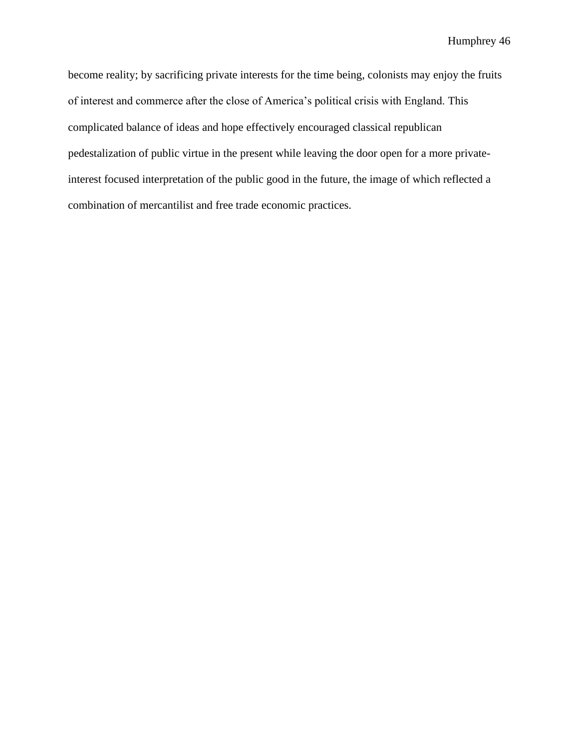become reality; by sacrificing private interests for the time being, colonists may enjoy the fruits of interest and commerce after the close of America's political crisis with England. This complicated balance of ideas and hope effectively encouraged classical republican pedestalization of public virtue in the present while leaving the door open for a more private-interest focused interpretation of the public good in the future, the image of which reflected a combination of mercantilist and free trade economic practices.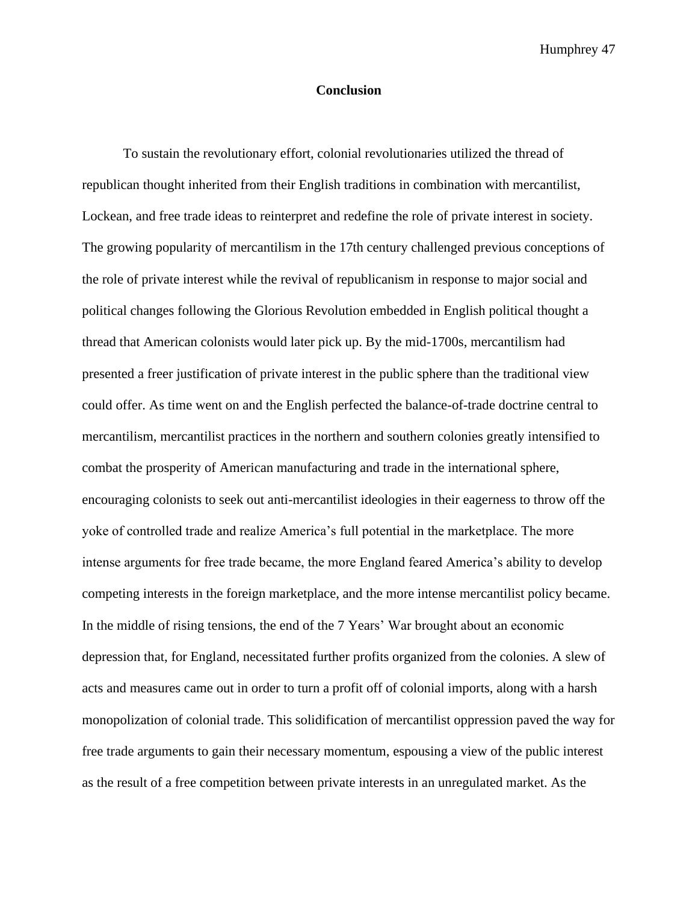## Conclusion

To sustain the revolutionary effort, colonial revolutionaries utilized the thread of republican thought inherited from their English traditions in combination with mercantilist, Lockean, and free trade ideas to reinterpret and redefine the role of private interest in society. The growing popularity of mercantilism in the 17th century challenged previous conceptions of the role of private interest while the revival of republicanism in response to major social and political changes following the Glorious Revolution embedded in English political thought a thread that American colonists would later pick up. By the mid-1700s, mercantilism had presented a freer justification of private interest in the public sphere than the traditional view could offer. As time went on and the English perfected the balance-of-trade doctrine central to mercantilism, mercantilist practices in the northern and southern colonies greatly intensified to combat the prosperity of American manufacturing and trade in the international sphere, encouraging colonists to seek out anti-mercantilist ideologies in their eagerness to throw off the yoke of controlled trade and realize America's full potential in the marketplace. The more intense arguments for free trade became, the more England feared America's ability to develop competing interests in the foreign marketplace, and the more intense mercantilist policy became. In the middle of rising tensions, the end of the 7 Years' War brought about an economic depression that, for England, necessitated further profits organized from the colonies. A slew of acts and measures came out in order to turn a profit off of colonial imports, along with a harsh monopolization of colonial trade. This solidification of mercantilist oppression paved the way for free trade arguments to gain their necessary momentum, espousing a view of the public interest as the result of a free competition between private interests in an unregulated market. As the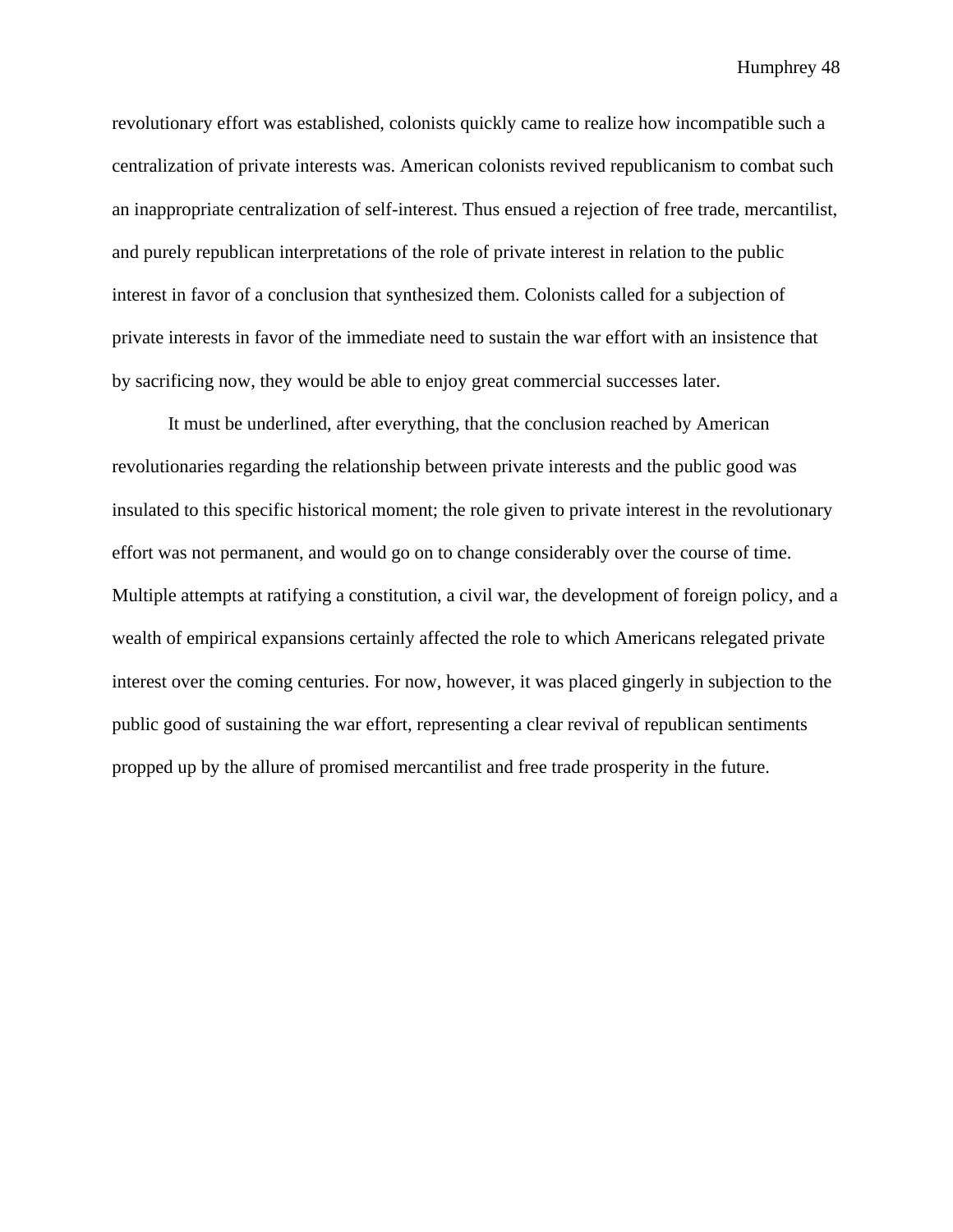revolutionary effort was established, colonists quickly came to realize how incompatible such a centralization of private interests was. American colonists revived republicanism to combat such an inappropriate centralization of self-interest. Thus ensued a rejection of free trade, mercantilist, and purely republican interpretations of the role of private interest in relation to the public interest in favor of a conclusion that synthesized them. Colonists called for a subjection of private interests in favor of the immediate need to sustain the war effort with an insistence that by sacrificing now, they would be able to enjoy great commercial successes later.

It must be underlined, after everything, that the conclusion reached by American revolutionaries regarding the relationship between private interests and the public good was insulated to this specific historical moment; the role given to private interest in the revolutionary effort was not permanent, and would go on to change considerably over the course of time. Multiple attempts at ratifying a constitution, a civil war, the development of foreign policy, and a wealth of empirical expansions certainly affected the role to which Americans relegated private interest over the coming centuries. For now, however, it was placed gingerly in subjection to the public good of sustaining the war effort, representing a clear revival of republican sentiments propped up by the allure of promised mercantilist and free trade prosperity in the future.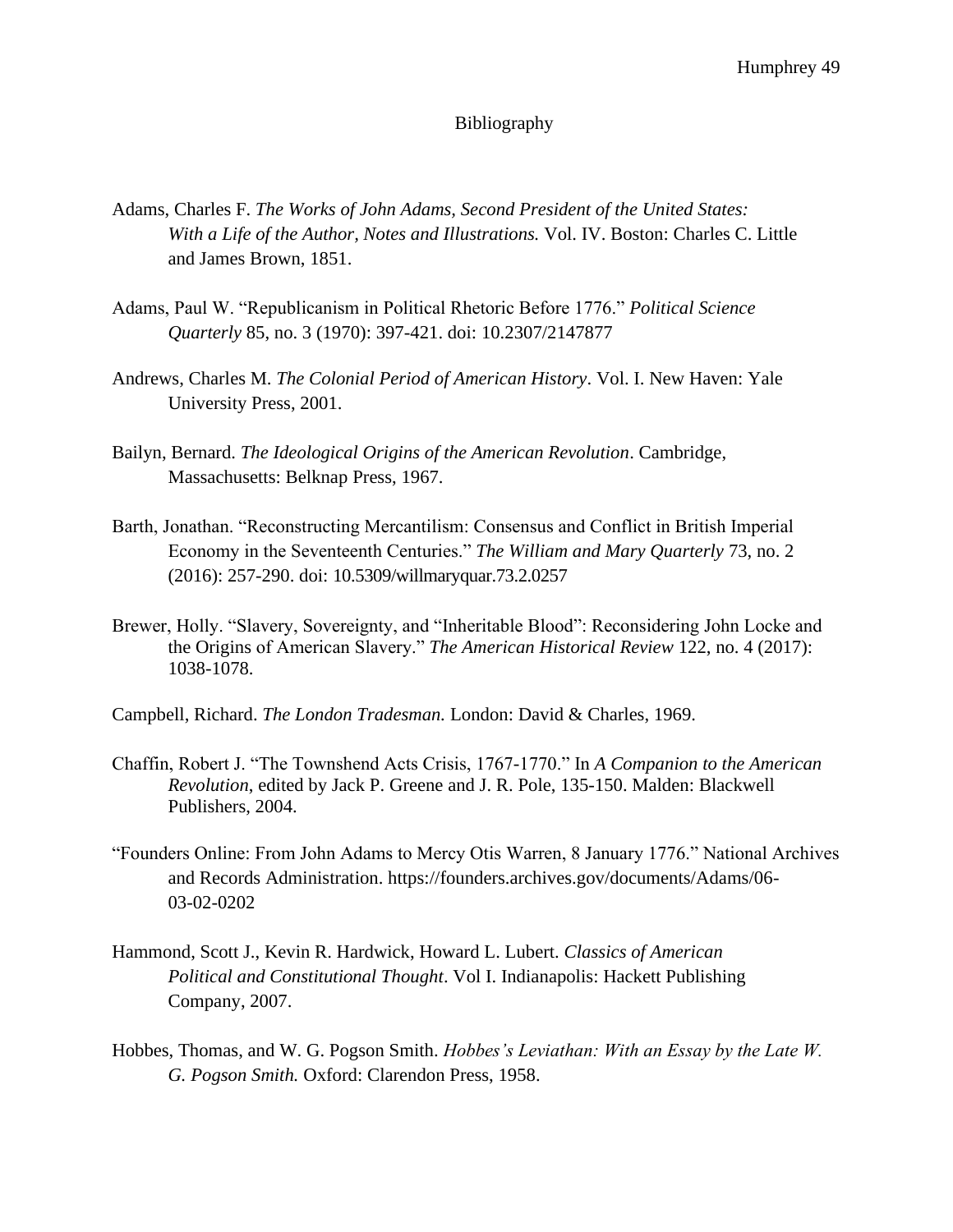# Bibliography

Adams, Charles F. *The Works of John Adams, Second President of the United States: With a Life of the Author, Notes and Illustrations.* Vol. IV. Boston: Charles C. Little and James Brown, 1851.

Adams, Paul W. "Republicanism in Political Rhetoric Before 1776." *Political Science Quarterly* 85, no. 3 (1970): 397-421. doi: 10.2307/2147877

Andrews, Charles M. *The Colonial Period of American History*. Vol. I. New Haven: Yale University Press, 2001.

Bailyn, Bernard. *The Ideological Origins of the American Revolution*. Cambridge, Massachusetts: Belknap Press, 1967.

Barth, Jonathan. "Reconstructing Mercantilism: Consensus and Conflict in British Imperial Economy in the Seventeenth Centuries." *The William and Mary Quarterly* 73, no. 2 (2016): 257-290. doi: 10.5309/willmaryquar.73.2.0257

Brewer, Holly. "Slavery, Sovereignty, and "Inheritable Blood": Reconsidering John Locke and the Origins of American Slavery." *The American Historical Review* 122, no. 4 (2017): 1038-1078.

Campbell, Richard. *The London Tradesman.* London: David & Charles, 1969.

Chaffin, Robert J. "The Townshend Acts Crisis, 1767-1770." In *A Companion to the American Revolution*, edited by Jack P. Greene and J. R. Pole, 135-150. Malden: Blackwell Publishers, 2004.

"Founders Online: From John Adams to Mercy Otis Warren, 8 January 1776." National Archives and Records Administration. https://founders.archives.gov/documents/Adams/06-03-02-0202

Hammond, Scott J., Kevin R. Hardwick, Howard L. Lubert. *Classics of American Political and Constitutional Thought*. Vol I. Indianapolis: Hackett Publishing Company, 2007.

Hobbes, Thomas, and W. G. Pogson Smith. *Hobbes's Leviathan: With an Essay by the Late W. G. Pogson Smith.* Oxford: Clarendon Press, 1958.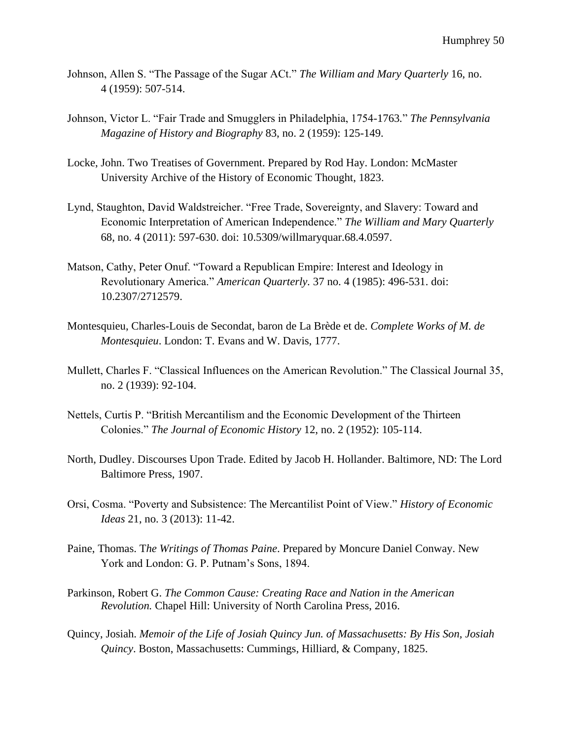Johnson, Allen S. "The Passage of the Sugar ACt." *The William and Mary Quarterly* 16, no. 4 (1959): 507-514.

Johnson, Victor L. "Fair Trade and Smugglers in Philadelphia, 1754-1763." *The Pennsylvania Magazine of History and Biography* 83, no. 2 (1959): 125-149.

Locke, John. Two Treatises of Government. Prepared by Rod Hay. London: McMaster University Archive of the History of Economic Thought, 1823.

Lynd, Staughton, David Waldstreicher. "Free Trade, Sovereignty, and Slavery: Toward and Economic Interpretation of American Independence." *The William and Mary Quarterly* 68, no. 4 (2011): 597-630. doi: 10.5309/willmaryquar.68.4.0597.

Matson, Cathy, Peter Onuf. "Toward a Republican Empire: Interest and Ideology in Revolutionary America." *American Quarterly*. 37 no. 4 (1985): 496-531. doi: 10.2307/2712579.

Montesquieu, Charles-Louis de Secondat, baron de La Brède et de. *Complete Works of M. de Montesquieu*. London: T. Evans and W. Davis, 1777.

Mullett, Charles F. "Classical Influences on the American Revolution." The Classical Journal 35, no. 2 (1939): 92-104.

Nettels, Curtis P. "British Mercantilism and the Economic Development of the Thirteen Colonies." *The Journal of Economic History* 12, no. 2 (1952): 105-114.

North, Dudley. Discourses Upon Trade. Edited by Jacob H. Hollander. Baltimore, ND: The Lord Baltimore Press, 1907.

Orsi, Cosma. "Poverty and Subsistence: The Mercantilist Point of View." *History of Economic Ideas* 21, no. 3 (2013): 11-42.

Paine, Thomas. T*he Writings of Thomas Paine*. Prepared by Moncure Daniel Conway. New York and London: G. P. Putnam's Sons, 1894.

Parkinson, Robert G. *The Common Cause: Creating Race and Nation in the American Revolution.* Chapel Hill: University of North Carolina Press, 2016.

Quincy, Josiah. *Memoir of the Life of Josiah Quincy Jun. of Massachusetts: By His Son, Josiah Quincy*. Boston, Massachusetts: Cummings, Hilliard, & Company, 1825.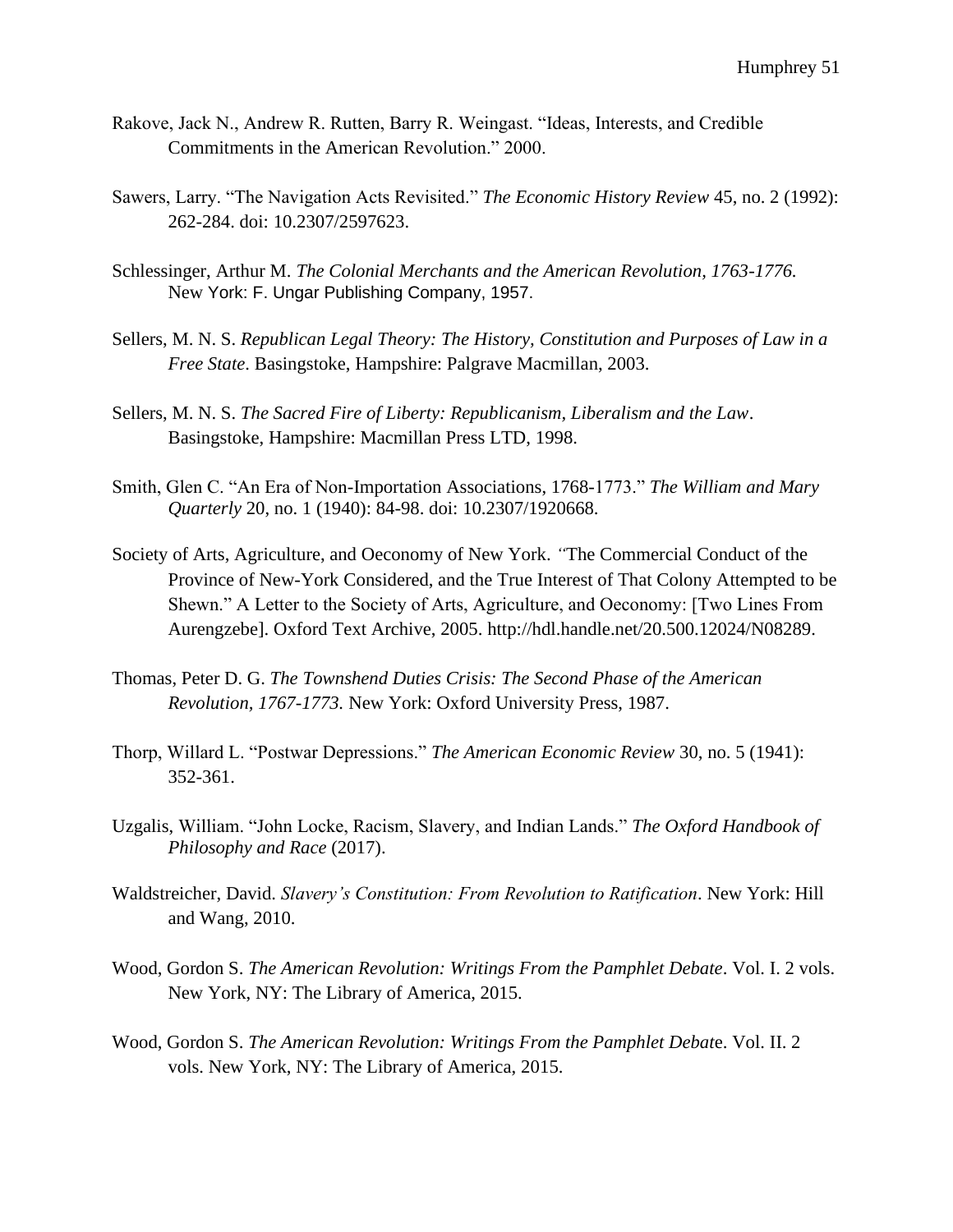Rakove, Jack N., Andrew R. Rutten, Barry R. Weingast. "Ideas, Interests, and Credible Commitments in the American Revolution." 2000.

Sawers, Larry. "The Navigation Acts Revisited." *The Economic History Review* 45, no. 2 (1992): 262-284. doi: 10.2307/2597623.

Schlessinger, Arthur M. *The Colonial Merchants and the American Revolution, 1763-1776.* New York: F. Ungar Publishing Company, 1957.

Sellers, M. N. S. *Republican Legal Theory: The History, Constitution and Purposes of Law in a Free State*. Basingstoke, Hampshire: Palgrave Macmillan, 2003.

Sellers, M. N. S. *The Sacred Fire of Liberty: Republicanism, Liberalism and the Law*. Basingstoke, Hampshire: Macmillan Press LTD, 1998.

Smith, Glen C. "An Era of Non-Importation Associations, 1768-1773." *The William and Mary Quarterly* 20, no. 1 (1940): 84-98. doi: 10.2307/1920668.

Society of Arts, Agriculture, and Oeconomy of New York. "The Commercial Conduct of the Province of New-York Considered, and the True Interest of That Colony Attempted to be Shewn." A Letter to the Society of Arts, Agriculture, and Oeconomy: [Two Lines From Aurengzebe]. Oxford Text Archive, 2005. http://hdl.handle.net/20.500.12024/N08289.

Thomas, Peter D. G. *The Townshend Duties Crisis: The Second Phase of the American Revolution, 1767-1773.* New York: Oxford University Press, 1987.

Thorp, Willard L. "Postwar Depressions." *The American Economic Review* 30, no. 5 (1941): 352-361.

Uzgalis, William. "John Locke, Racism, Slavery, and Indian Lands." *The Oxford Handbook of Philosophy and Race* (2017).

Waldstreicher, David. *Slavery's Constitution: From Revolution to Ratification*. New York: Hill and Wang, 2010.

Wood, Gordon S. *The American Revolution: Writings From the Pamphlet Debate*. Vol. I. 2 vols. New York, NY: The Library of America, 2015.

Wood, Gordon S. *The American Revolution: Writings From the Pamphlet Debate*. Vol. II. 2 vols. New York, NY: The Library of America, 2015.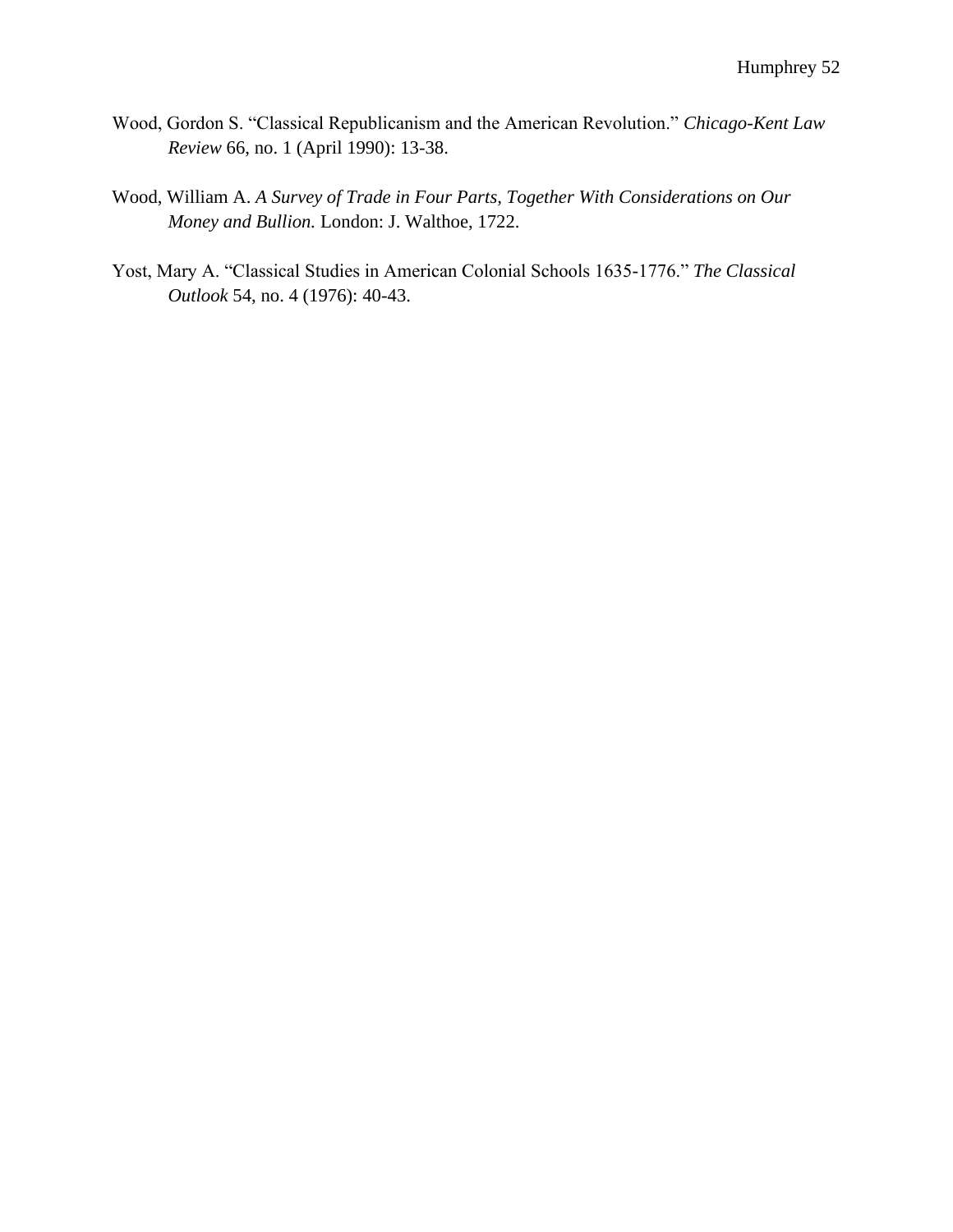Wood, Gordon S. "Classical Republicanism and the American Revolution." *Chicago-Kent Law Review* 66, no. 1 (April 1990): 13-38.

Wood, William A. *A Survey of Trade in Four Parts, Together With Considerations on Our Money and Bullion.* London: J. Walthoe, 1722.

Yost, Mary A. "Classical Studies in American Colonial Schools 1635-1776." *The Classical Outlook* 54, no. 4 (1976): 40-43.